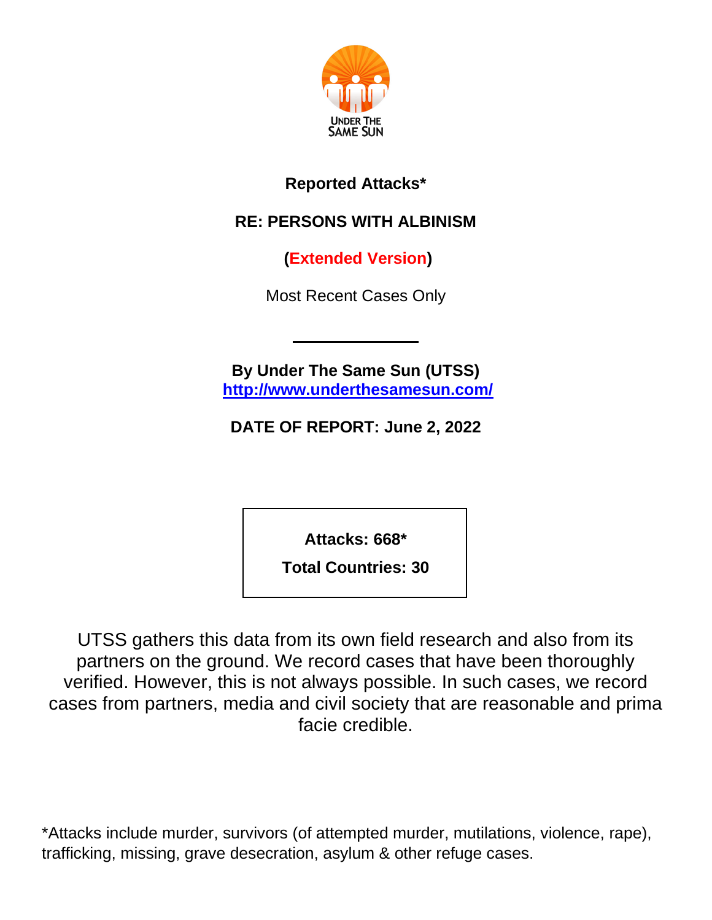UNDER THE SAME SUN

**Reported Attacks***

**RE: PERSONS WITH ALBINISM**

**(Extended Version)**

Most Recent Cases Only

---

**By Under The Same Sun (UTSS)**
**[http://www.underthesamesun.com/](http://www.underthesamesun.com/)**

**DATE OF REPORT: June 2, 2022**

| **Attacks: 668*** |
|---|
| **Total Countries: 30** |

UTSS gathers this data from its own field research and also from its partners on the ground. We record cases that have been thoroughly verified. However, this is not always possible. In such cases, we record cases from partners, media and civil society that are reasonable and prima facie credible.

*Attacks include murder, survivors (of attempted murder, mutilations, violence, rape), trafficking, missing, grave desecration, asylum & other refuge cases.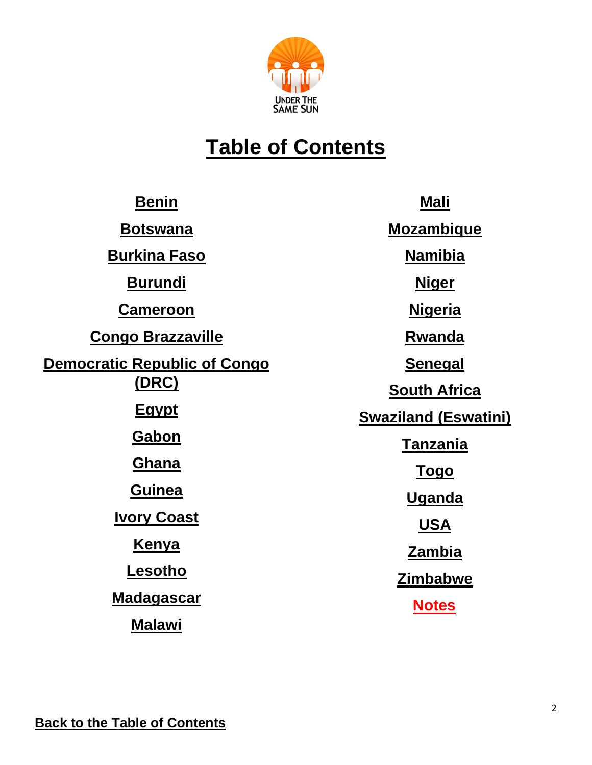UNDER THE SAME SUN

# Table of Contents

Benin

Botswana

Burkina Faso

Burundi

Cameroon

Congo Brazzaville

Democratic Republic of Congo (DRC)

Egypt

Gabon

Ghana

Guinea

Ivory Coast

Kenya

Lesotho

Madagascar

Malawi

Mali

Mozambique

Namibia

Niger

Nigeria

Rwanda

Senegal

South Africa

Swaziland (Eswatini)

Tanzania

Togo

Uganda

USA

Zambia

Zimbabwe

Notes

Back to the Table of Contents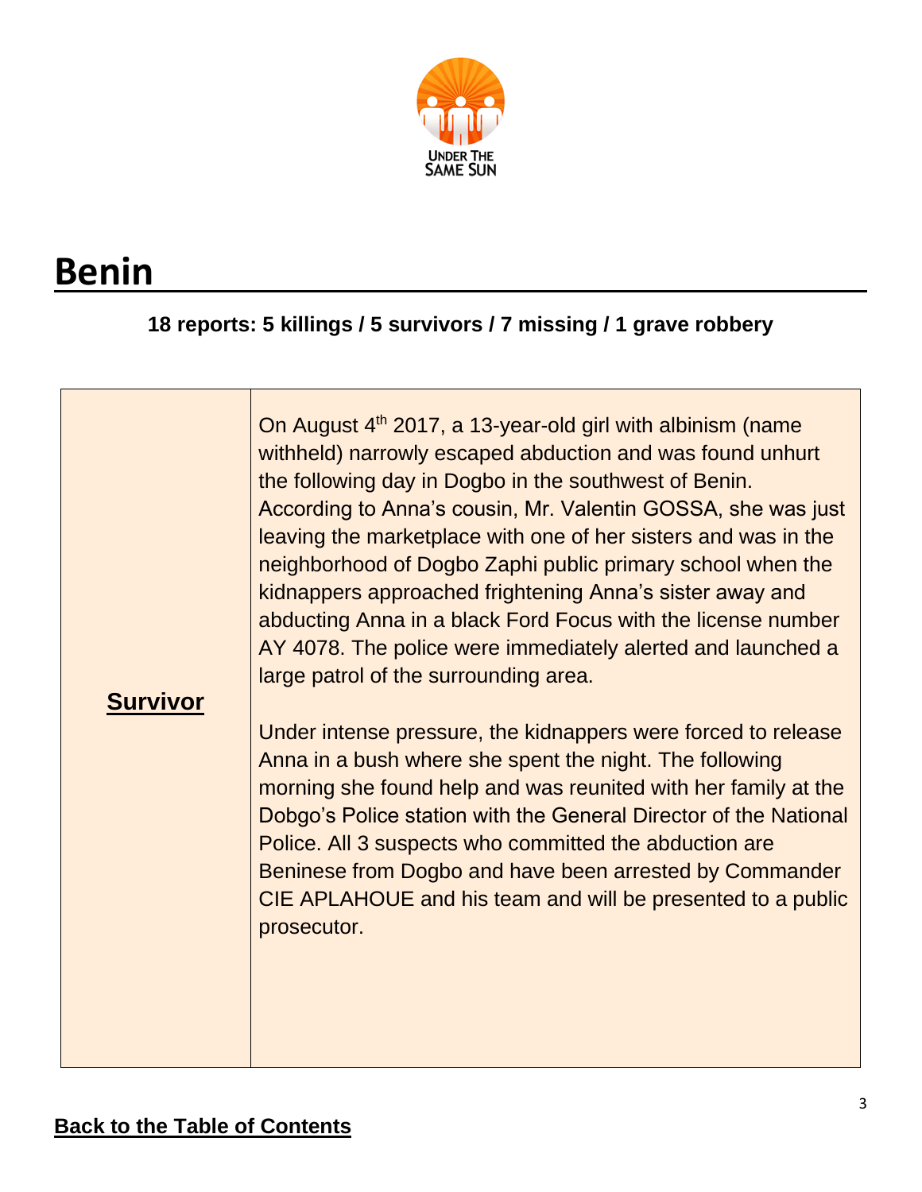# Benin

**18 reports: 5 killings / 5 survivors / 7 missing / 1 grave robbery**

| | |
|---|---|
| **Survivor** | On August 4th 2017, a 13-year-old girl with albinism (name withheld) narrowly escaped abduction and was found unhurt the following day in Dogbo in the southwest of Benin. According to Anna's cousin, Mr. Valentin GOSSA, she was just leaving the marketplace with one of her sisters and was in the neighborhood of Dogbo Zaphi public primary school when the kidnappers approached frightening Anna's sister away and abducting Anna in a black Ford Focus with the license number AY 4078. The police were immediately alerted and launched a large patrol of the surrounding area.<br><br>Under intense pressure, the kidnappers were forced to release Anna in a bush where she spent the night. The following morning she found help and was reunited with her family at the Dobgo's Police station with the General Director of the National Police. All 3 suspects who committed the abduction are Beninese from Dogbo and have been arrested by Commander CIE APLAHOUE and his team and will be presented to a public prosecutor. |

**Back to the Table of Contents**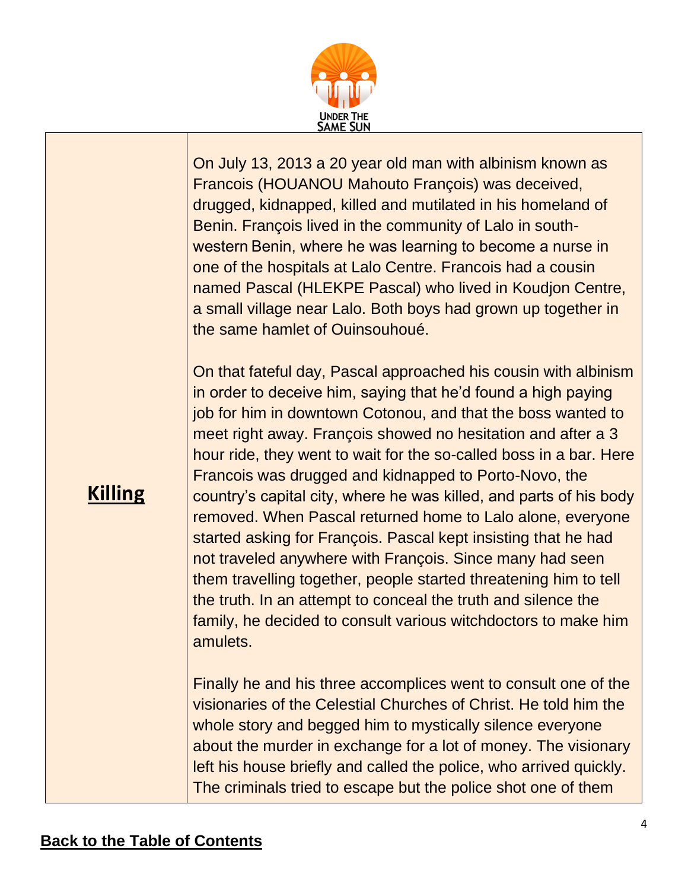| | |
|---|---|
| **Killing** | On July 13, 2013 a 20 year old man with albinism known as Francois (HOUANOU Mahouto François) was deceived, drugged, kidnapped, killed and mutilated in his homeland of Benin. François lived in the community of Lalo in south-western Benin, where he was learning to become a nurse in one of the hospitals at Lalo Centre. Francois had a cousin named Pascal (HLEKPE Pascal) who lived in Koudjon Centre, a small village near Lalo. Both boys had grown up together in the same hamlet of Ouinsouhoué.<br><br>On that fateful day, Pascal approached his cousin with albinism in order to deceive him, saying that he'd found a high paying job for him in downtown Cotonou, and that the boss wanted to meet right away. François showed no hesitation and after a 3 hour ride, they went to wait for the so-called boss in a bar. Here Francois was drugged and kidnapped to Porto-Novo, the country's capital city, where he was killed, and parts of his body removed. When Pascal returned home to Lalo alone, everyone started asking for François. Pascal kept insisting that he had not traveled anywhere with François. Since many had seen them travelling together, people started threatening him to tell the truth. In an attempt to conceal the truth and silence the family, he decided to consult various witchdoctors to make him amulets.<br><br>Finally he and his three accomplices went to consult one of the visionaries of the Celestial Churches of Christ. He told him the whole story and begged him to mystically silence everyone about the murder in exchange for a lot of money. The visionary left his house briefly and called the police, who arrived quickly. The criminals tried to escape but the police shot one of them |

**Back to the Table of Contents**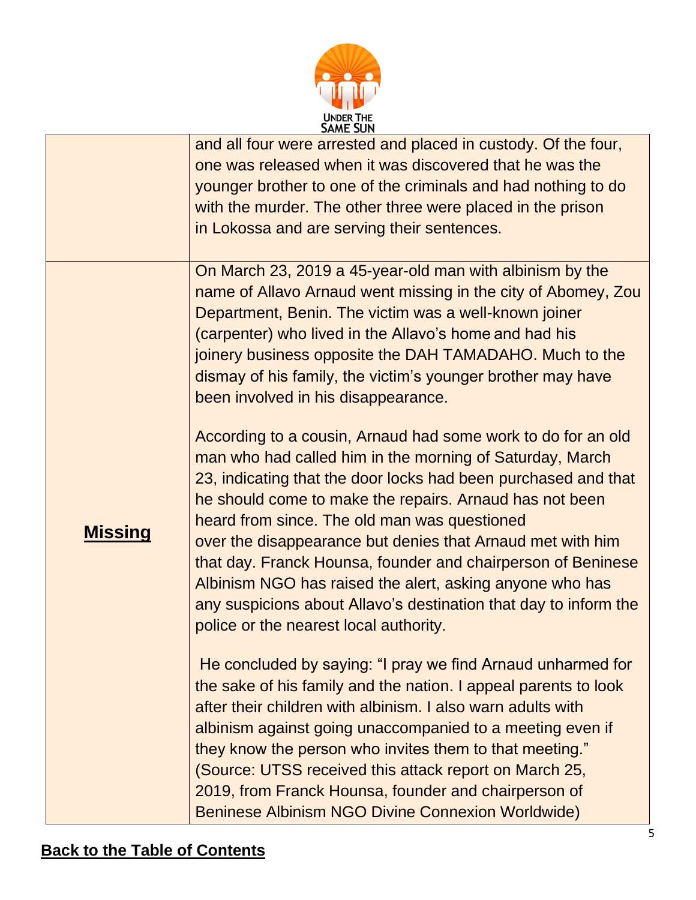| | |
|---|---|
| | and all four were arrested and placed in custody. Of the four, one was released when it was discovered that he was the younger brother to one of the criminals and had nothing to do with the murder. The other three were placed in the prison in Lokossa and are serving their sentences. |
| **Missing** | On March 23, 2019 a 45-year-old man with albinism by the name of Allavo Arnaud went missing in the city of Abomey, Zou Department, Benin. The victim was a well-known joiner (carpenter) who lived in the Allavo's home and had his joinery business opposite the DAH TAMADAHO. Much to the dismay of his family, the victim's younger brother may have been involved in his disappearance.<br><br>According to a cousin, Arnaud had some work to do for an old man who had called him in the morning of Saturday, March 23, indicating that the door locks had been purchased and that he should come to make the repairs. Arnaud has not been heard from since. The old man was questioned over the disappearance but denies that Arnaud met with him that day. Franck Hounsa, founder and chairperson of Beninese Albinism NGO has raised the alert, asking anyone who has any suspicions about Allavo's destination that day to inform the police or the nearest local authority.<br><br>He concluded by saying: "I pray we find Arnaud unharmed for the sake of his family and the nation. I appeal parents to look after their children with albinism. I also warn adults with albinism against going unaccompanied to a meeting even if they know the person who invites them to that meeting." (Source: UTSS received this attack report on March 25, 2019, from Franck Hounsa, founder and chairperson of Beninese Albinism NGO Divine Connexion Worldwide) |

**Back to the Table of Contents**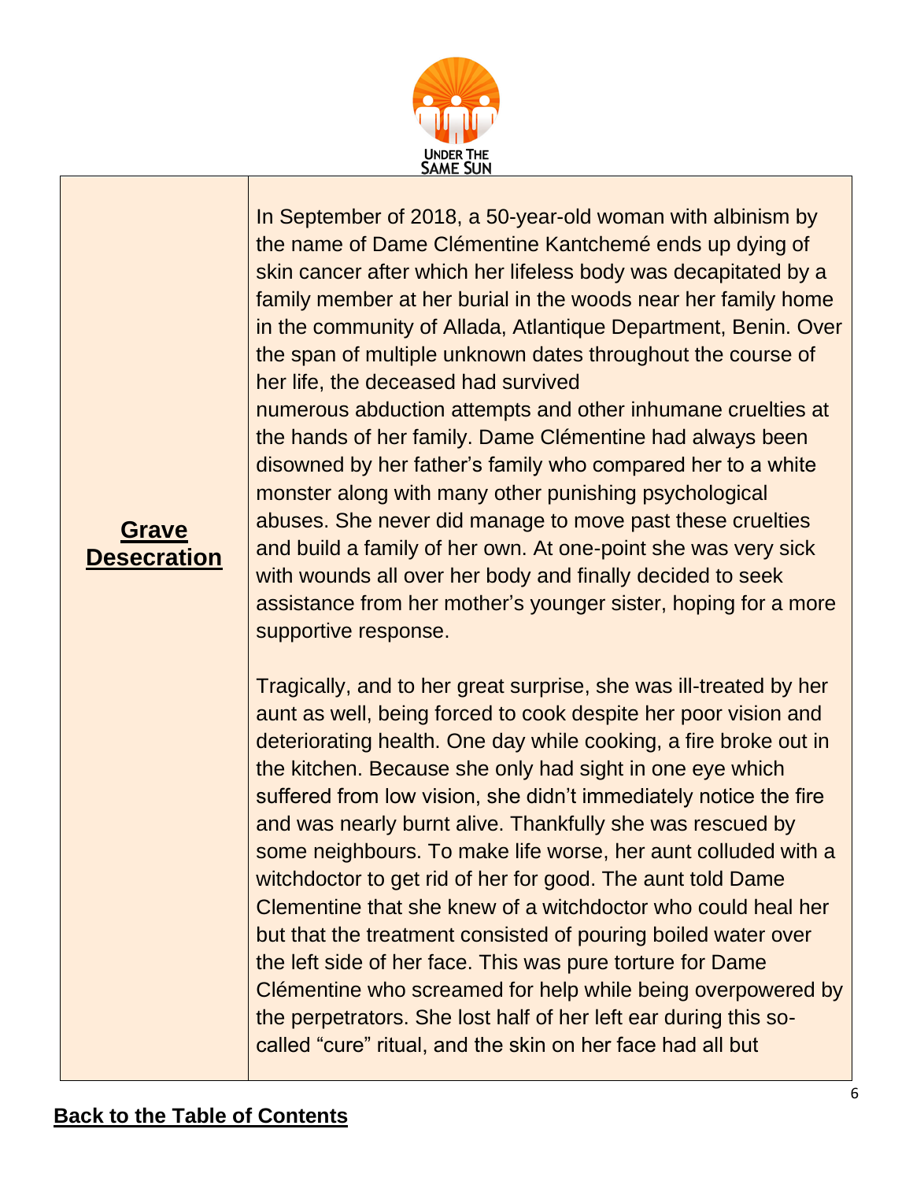| Grave Desecration | In September of 2018, a 50-year-old woman with albinism by the name of Dame Clémentine Kantchemé ends up dying of skin cancer after which her lifeless body was decapitated by a family member at her burial in the woods near her family home in the community of Allada, Atlantique Department, Benin. Over the span of multiple unknown dates throughout the course of her life, the deceased had survived numerous abduction attempts and other inhumane cruelties at the hands of her family. Dame Clémentine had always been disowned by her father's family who compared her to a white monster along with many other punishing psychological abuses. She never did manage to move past these cruelties and build a family of her own. At one-point she was very sick with wounds all over her body and finally decided to seek assistance from her mother's younger sister, hoping for a more supportive response.<br><br>Tragically, and to her great surprise, she was ill-treated by her aunt as well, being forced to cook despite her poor vision and deteriorating health. One day while cooking, a fire broke out in the kitchen. Because she only had sight in one eye which suffered from low vision, she didn't immediately notice the fire and was nearly burnt alive. Thankfully she was rescued by some neighbours. To make life worse, her aunt colluded with a witchdoctor to get rid of her for good. The aunt told Dame Clementine that she knew of a witchdoctor who could heal her but that the treatment consisted of pouring boiled water over the left side of her face. This was pure torture for Dame Clémentine who screamed for help while being overpowered by the perpetrators. She lost half of her left ear during this so-called "cure" ritual, and the skin on her face had all but |
|---|---|

**Back to the Table of Contents**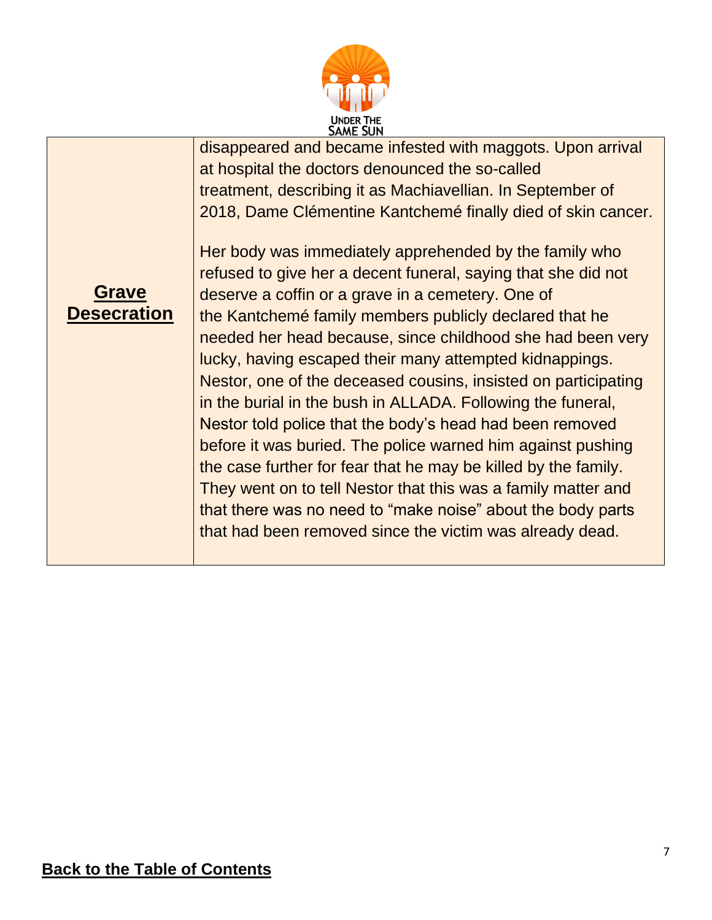| | |
|---|---|
| **Grave Desecration** | disappeared and became infested with maggots. Upon arrival at hospital the doctors denounced the so-called treatment, describing it as Machiavellian. In September of 2018, Dame Clémentine Kantchemé finally died of skin cancer.<br><br>Her body was immediately apprehended by the family who refused to give her a decent funeral, saying that she did not deserve a coffin or a grave in a cemetery. One of the Kantchemé family members publicly declared that he needed her head because, since childhood she had been very lucky, having escaped their many attempted kidnappings. Nestor, one of the deceased cousins, insisted on participating in the burial in the bush in ALLADA. Following the funeral, Nestor told police that the body's head had been removed before it was buried. The police warned him against pushing the case further for fear that he may be killed by the family. They went on to tell Nestor that this was a family matter and that there was no need to "make noise" about the body parts that had been removed since the victim was already dead. |

**Back to the Table of Contents**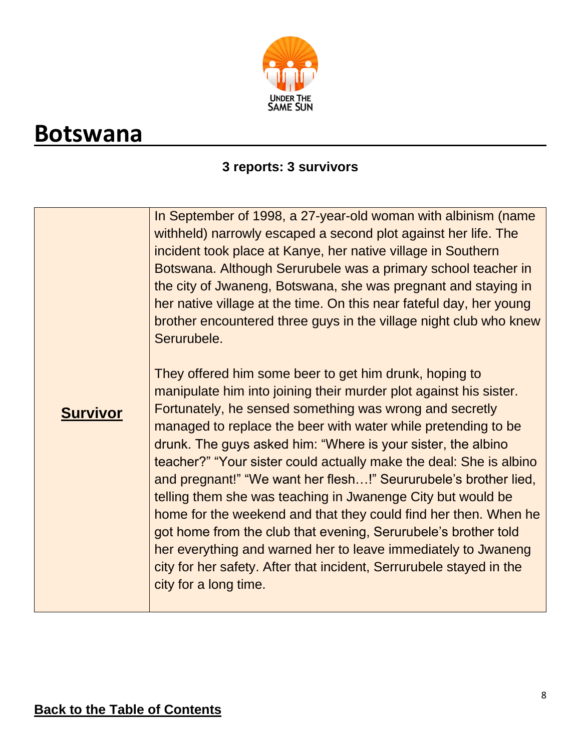# Botswana

**3 reports: 3 survivors**

| **Survivor** | In September of 1998, a 27-year-old woman with albinism (name withheld) narrowly escaped a second plot against her life. The incident took place at Kanye, her native village in Southern Botswana. Although Serurubele was a primary school teacher in the city of Jwaneng, Botswana, she was pregnant and staying in her native village at the time. On this near fateful day, her young brother encountered three guys in the village night club who knew Serurubele.<br><br>They offered him some beer to get him drunk, hoping to manipulate him into joining their murder plot against his sister. Fortunately, he sensed something was wrong and secretly managed to replace the beer with water while pretending to be drunk. The guys asked him: "Where is your sister, the albino teacher?" "Your sister could actually make the deal: She is albino and pregnant!" "We want her flesh…!" Seururubele's brother lied, telling them she was teaching in Jwanenge City but would be home for the weekend and that they could find her then. When he got home from the club that evening, Serurubele's brother told her everything and warned her to leave immediately to Jwaneng city for her safety. After that incident, Serrurubele stayed in the city for a long time. |
|---|---|

**Back to the Table of Contents**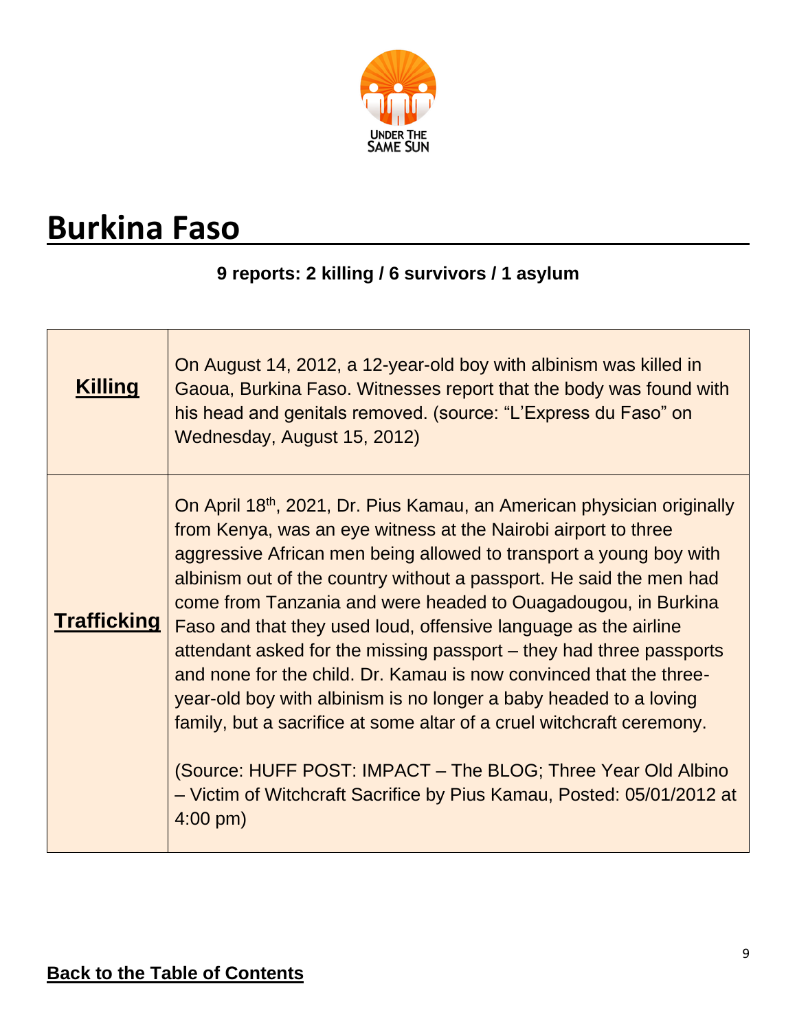# Burkina Faso

**9 reports: 2 killing / 6 survivors / 1 asylum**

| | |
|---|---|
| **Killing** | On August 14, 2012, a 12-year-old boy with albinism was killed in Gaoua, Burkina Faso. Witnesses report that the body was found with his head and genitals removed. (source: "L'Express du Faso" on Wednesday, August 15, 2012) |
| **Trafficking** | On April 18th, 2021, Dr. Pius Kamau, an American physician originally from Kenya, was an eye witness at the Nairobi airport to three aggressive African men being allowed to transport a young boy with albinism out of the country without a passport. He said the men had come from Tanzania and were headed to Ouagadougou, in Burkina Faso and that they used loud, offensive language as the airline attendant asked for the missing passport – they had three passports and none for the child. Dr. Kamau is now convinced that the three-year-old boy with albinism is no longer a baby headed to a loving family, but a sacrifice at some altar of a cruel witchcraft ceremony.<br><br>(Source: HUFF POST: IMPACT – The BLOG; Three Year Old Albino – Victim of Witchcraft Sacrifice by Pius Kamau, Posted: 05/01/2012 at 4:00 pm) |

**Back to the Table of Contents**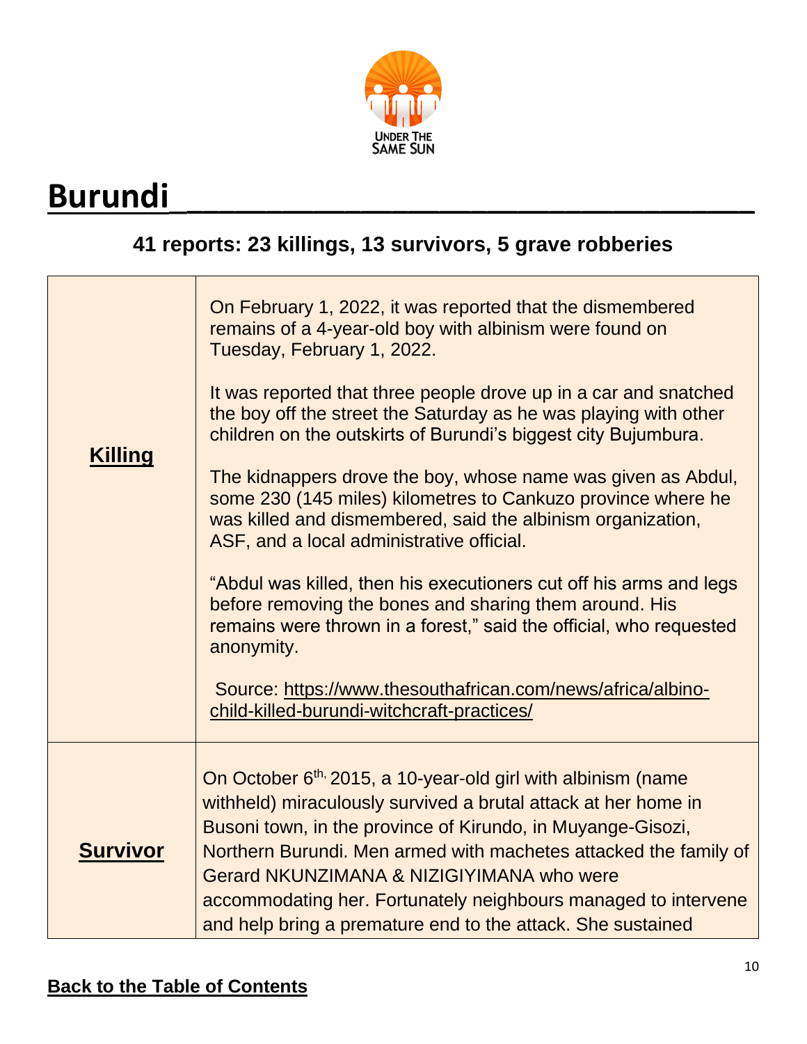UNDER THE SAME SUN

# Burundi

### 41 reports: 23 killings, 13 survivors, 5 grave robberies

| | |
|---|---|
| **Killing** | On February 1, 2022, it was reported that the dismembered remains of a 4-year-old boy with albinism were found on Tuesday, February 1, 2022.<br><br>It was reported that three people drove up in a car and snatched the boy off the street the Saturday as he was playing with other children on the outskirts of Burundi's biggest city Bujumbura.<br><br>The kidnappers drove the boy, whose name was given as Abdul, some 230 (145 miles) kilometres to Cankuzo province where he was killed and dismembered, said the albinism organization, ASF, and a local administrative official.<br><br>"Abdul was killed, then his executioners cut off his arms and legs before removing the bones and sharing them around. His remains were thrown in a forest," said the official, who requested anonymity.<br><br>Source: https://www.thesouthafrican.com/news/africa/albino-child-killed-burundi-witchcraft-practices/ |
| **Survivor** | On October 6th, 2015, a 10-year-old girl with albinism (name withheld) miraculously survived a brutal attack at her home in Busoni town, in the province of Kirundo, in Muyange-Gisozi, Northern Burundi. Men armed with machetes attacked the family of Gerard NKUNZIMANA & NIZIGIYIMANA who were accommodating her. Fortunately neighbours managed to intervene and help bring a premature end to the attack. She sustained |

Back to the Table of Contents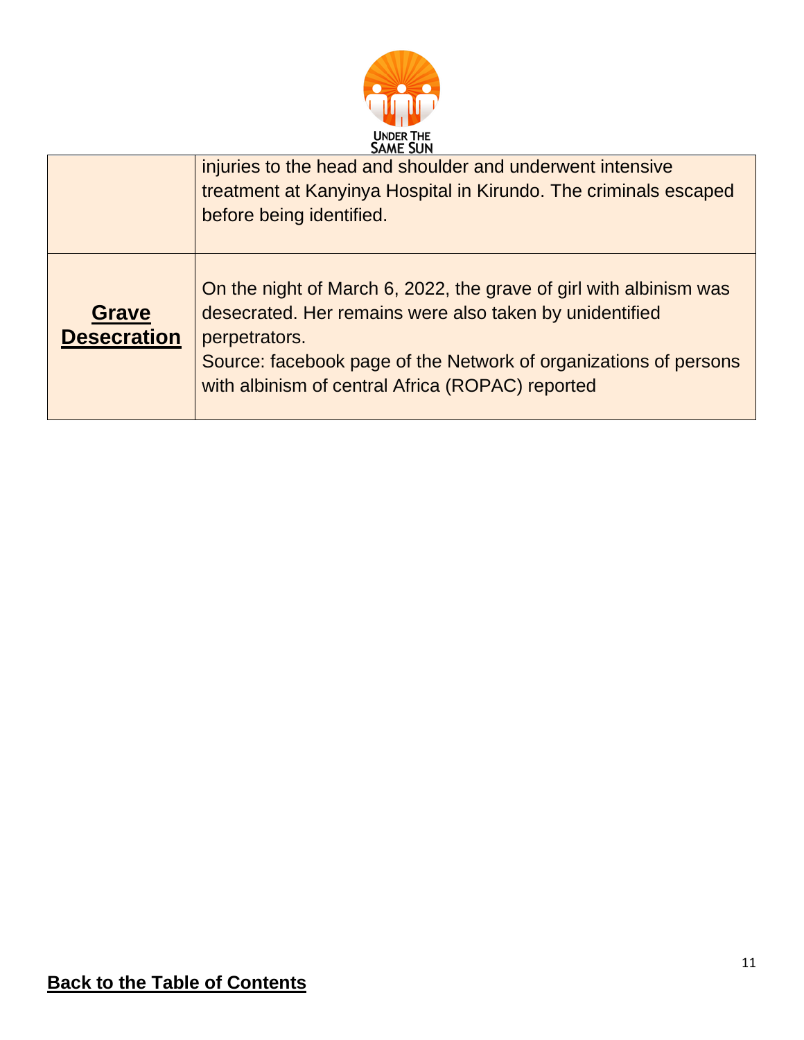| | |
|---|---|
| | injuries to the head and shoulder and underwent intensive treatment at Kanyinya Hospital in Kirundo. The criminals escaped before being identified. |
| **Grave Desecration** | On the night of March 6, 2022, the grave of girl with albinism was desecrated. Her remains were also taken by unidentified perpetrators.<br>Source: facebook page of the Network of organizations of persons with albinism of central Africa (ROPAC) reported |

**Back to the Table of Contents**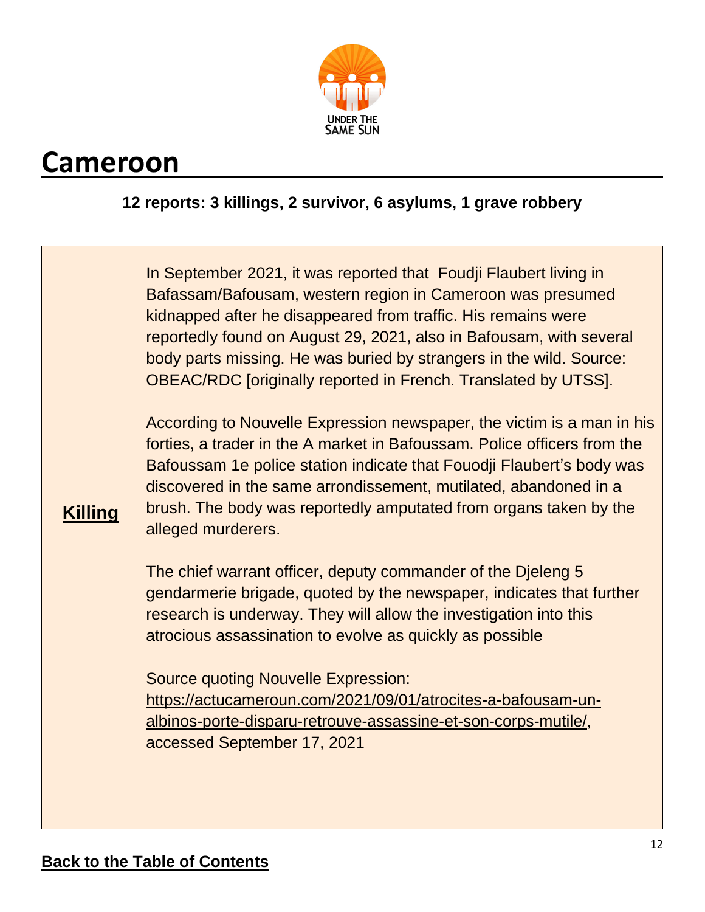# Cameroon

**12 reports: 3 killings, 2 survivor, 6 asylums, 1 grave robbery**

| | |
|---|---|
| **Killing** | In September 2021, it was reported that Foudji Flaubert living in Bafassam/Bafousam, western region in Cameroon was presumed kidnapped after he disappeared from traffic. His remains were reportedly found on August 29, 2021, also in Bafousam, with several body parts missing. He was buried by strangers in the wild. Source: OBEAC/RDC [originally reported in French. Translated by UTSS].<br><br>According to Nouvelle Expression newspaper, the victim is a man in his forties, a trader in the A market in Bafoussam. Police officers from the Bafoussam 1e police station indicate that Fouodji Flaubert's body was discovered in the same arrondissement, mutilated, abandoned in a brush. The body was reportedly amputated from organs taken by the alleged murderers.<br><br>The chief warrant officer, deputy commander of the Djeleng 5 gendarmerie brigade, quoted by the newspaper, indicates that further research is underway. They will allow the investigation into this atrocious assassination to evolve as quickly as possible<br><br>Source quoting Nouvelle Expression: https://actucameroun.com/2021/09/01/atrocites-a-bafousam-un-albinos-porte-disparu-retrouve-assassine-et-son-corps-mutile/, accessed September 17, 2021 |

**Back to the Table of Contents**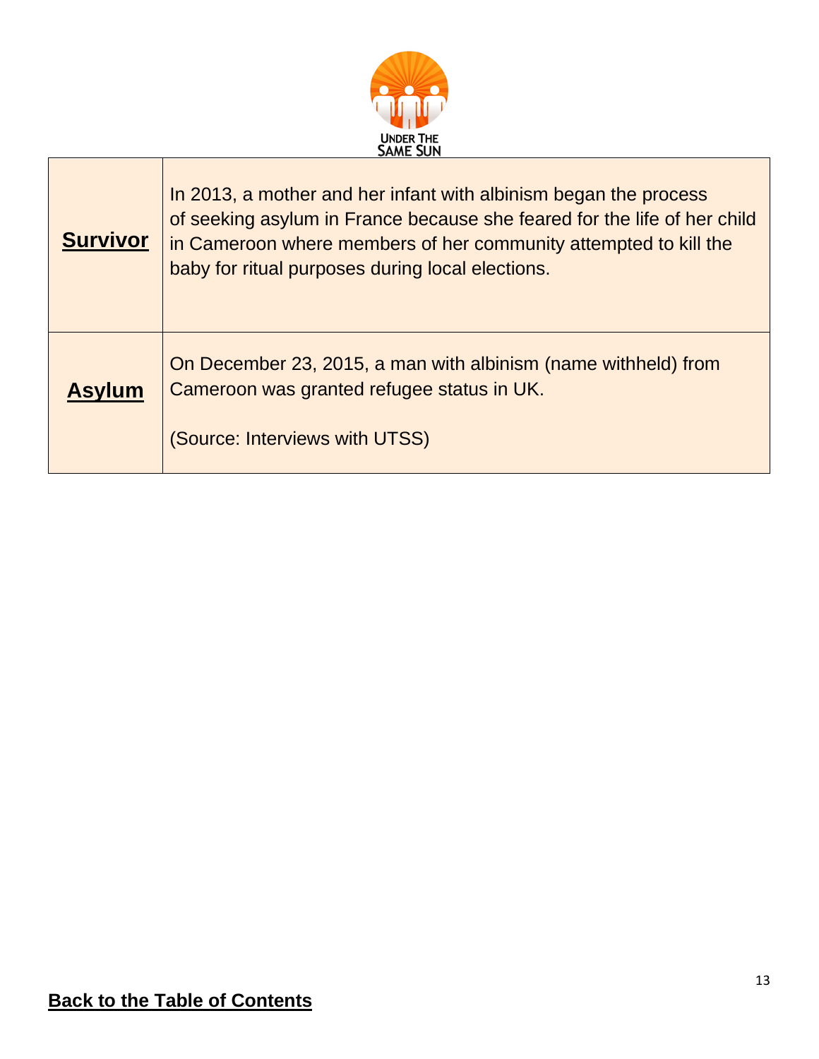| | |
|---|---|
| **Survivor** | In 2013, a mother and her infant with albinism began the process of seeking asylum in France because she feared for the life of her child in Cameroon where members of her community attempted to kill the baby for ritual purposes during local elections. |
| **Asylum** | On December 23, 2015, a man with albinism (name withheld) from Cameroon was granted refugee status in UK.<br><br>(Source: Interviews with UTSS) |

**Back to the Table of Contents**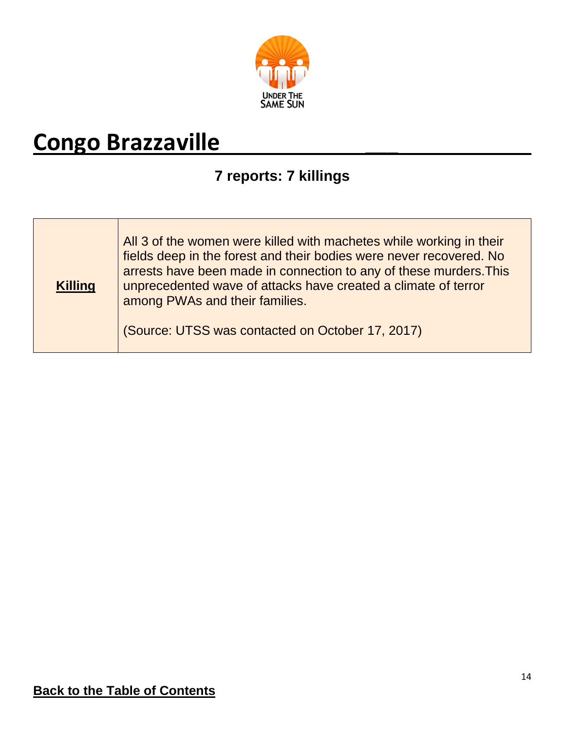# Congo Brazzaville

## 7 reports: 7 killings

| | |
|---|---|
| **Killing** | All 3 of the women were killed with machetes while working in their fields deep in the forest and their bodies were never recovered. No arrests have been made in connection to any of these murders.This unprecedented wave of attacks have created a climate of terror among PWAs and their families.<br><br>(Source: UTSS was contacted on October 17, 2017) |

**Back to the Table of Contents**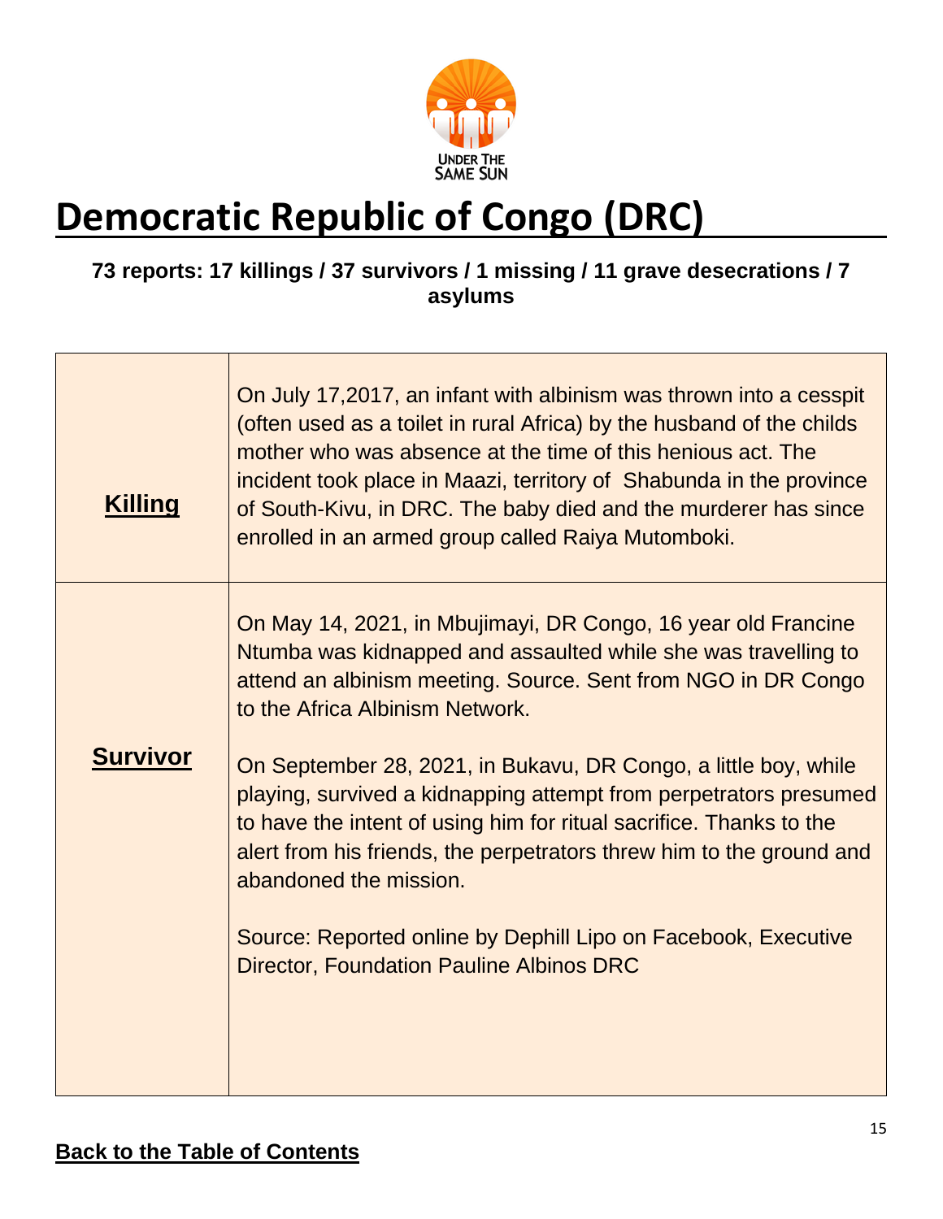# Democratic Republic of Congo (DRC)

**73 reports: 17 killings / 37 survivors / 1 missing / 11 grave desecrations / 7 asylums**

| | |
|---|---|
| **Killing** | On July 17,2017, an infant with albinism was thrown into a cesspit (often used as a toilet in rural Africa) by the husband of the childs mother who was absence at the time of this henious act. The incident took place in Maazi, territory of Shabunda in the province of South-Kivu, in DRC. The baby died and the murderer has since enrolled in an armed group called Raiya Mutomboki. |
| **Survivor** | On May 14, 2021, in Mbujimayi, DR Congo, 16 year old Francine Ntumba was kidnapped and assaulted while she was travelling to attend an albinism meeting. Source. Sent from NGO in DR Congo to the Africa Albinism Network.<br><br>On September 28, 2021, in Bukavu, DR Congo, a little boy, while playing, survived a kidnapping attempt from perpetrators presumed to have the intent of using him for ritual sacrifice. Thanks to the alert from his friends, the perpetrators threw him to the ground and abandoned the mission.<br><br>Source: Reported online by Dephill Lipo on Facebook, Executive Director, Foundation Pauline Albinos DRC |

**Back to the Table of Contents**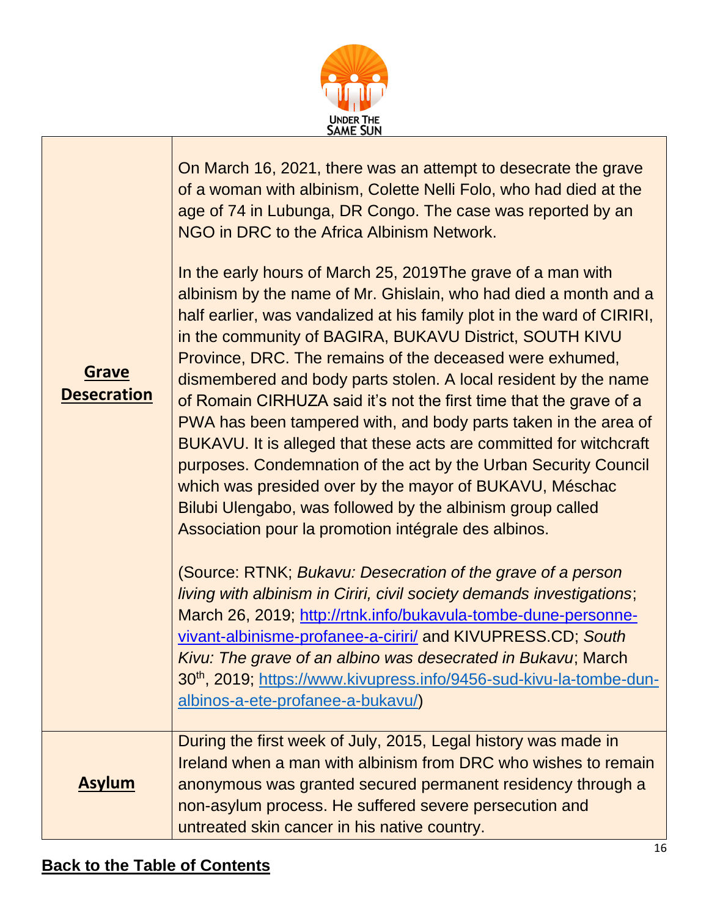| | |
|---|---|
| **Grave Desecration** | On March 16, 2021, there was an attempt to desecrate the grave of a woman with albinism, Colette Nelli Folo, who had died at the age of 74 in Lubunga, DR Congo. The case was reported by an NGO in DRC to the Africa Albinism Network.<br><br>In the early hours of March 25, 2019The grave of a man with albinism by the name of Mr. Ghislain, who had died a month and a half earlier, was vandalized at his family plot in the ward of CIRIRI, in the community of BAGIRA, BUKAVU District, SOUTH KIVU Province, DRC. The remains of the deceased were exhumed, dismembered and body parts stolen. A local resident by the name of Romain CIRHUZA said it's not the first time that the grave of a PWA has been tampered with, and body parts taken in the area of BUKAVU. It is alleged that these acts are committed for witchcraft purposes. Condemnation of the act by the Urban Security Council which was presided over by the mayor of BUKAVU, Méschac Bilubi Ulengabo, was followed by the albinism group called Association pour la promotion intégrale des albinos.<br><br>(Source: RTNK; *Bukavu: Desecration of the grave of a person living with albinism in Ciriri, civil society demands investigations*; March 26, 2019; [http://rtnk.info/bukavula-tombe-dune-personne-vivant-albinisme-profanee-a-ciriri/](http://rtnk.info/bukavula-tombe-dune-personne-vivant-albinisme-profanee-a-ciriri/) and KIVUPRESS.CD; *South Kivu: The grave of an albino was desecrated in Bukavu*; March 30th, 2019; [https://www.kivupress.info/9456-sud-kivu-la-tombe-dun-albinos-a-ete-profanee-a-bukavu/](https://www.kivupress.info/9456-sud-kivu-la-tombe-dun-albinos-a-ete-profanee-a-bukavu/)) |
| **Asylum** | During the first week of July, 2015, Legal history was made in Ireland when a man with albinism from DRC who wishes to remain anonymous was granted secured permanent residency through a non-asylum process. He suffered severe persecution and untreated skin cancer in his native country. |

**Back to the Table of Contents**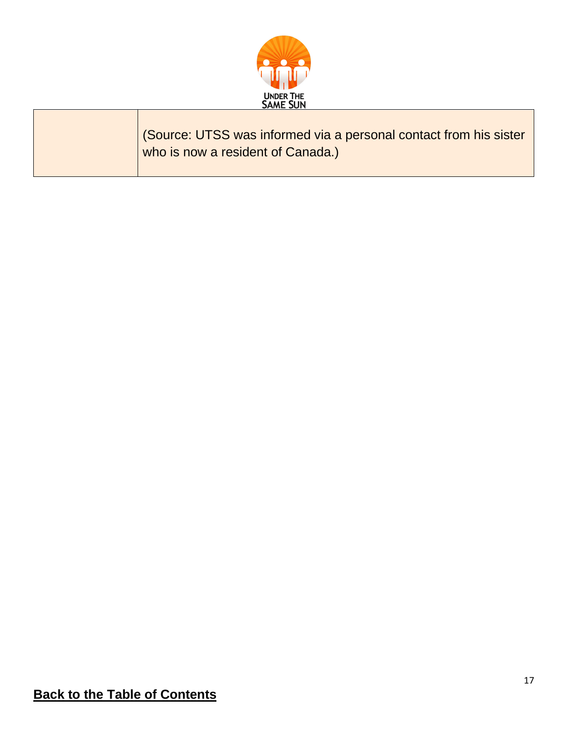| | |
|---|---|
| | (Source: UTSS was informed via a personal contact from his sister who is now a resident of Canada.) |

**Back to the Table of Contents**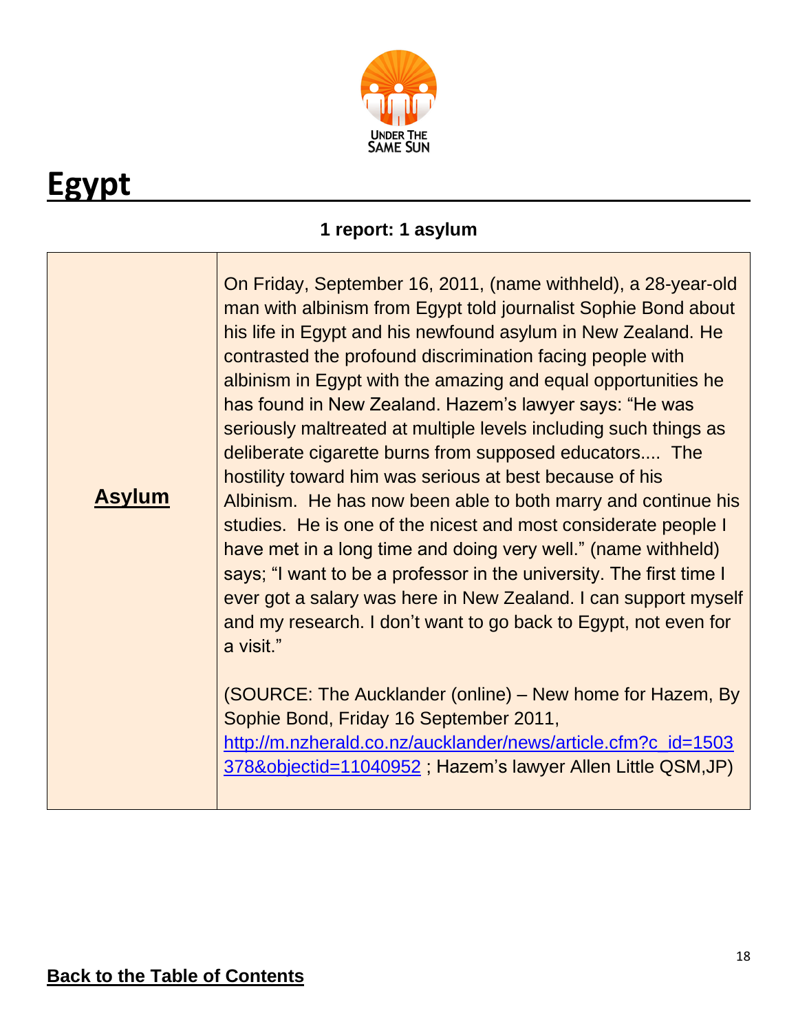# Egypt

**1 report: 1 asylum**

| | |
|---|---|
| **Asylum** | On Friday, September 16, 2011, (name withheld), a 28-year-old man with albinism from Egypt told journalist Sophie Bond about his life in Egypt and his newfound asylum in New Zealand. He contrasted the profound discrimination facing people with albinism in Egypt with the amazing and equal opportunities he has found in New Zealand. Hazem's lawyer says: "He was seriously maltreated at multiple levels including such things as deliberate cigarette burns from supposed educators.... The hostility toward him was serious at best because of his Albinism. He has now been able to both marry and continue his studies. He is one of the nicest and most considerate people I have met in a long time and doing very well." (name withheld) says; "I want to be a professor in the university. The first time I ever got a salary was here in New Zealand. I can support myself and my research. I don't want to go back to Egypt, not even for a visit."<br><br>(SOURCE: The Aucklander (online) – New home for Hazem, By Sophie Bond, Friday 16 September 2011, http://m.nzherald.co.nz/aucklander/news/article.cfm?c_id=1503378&objectid=11040952 ; Hazem's lawyer Allen Little QSM,JP) |

**Back to the Table of Contents**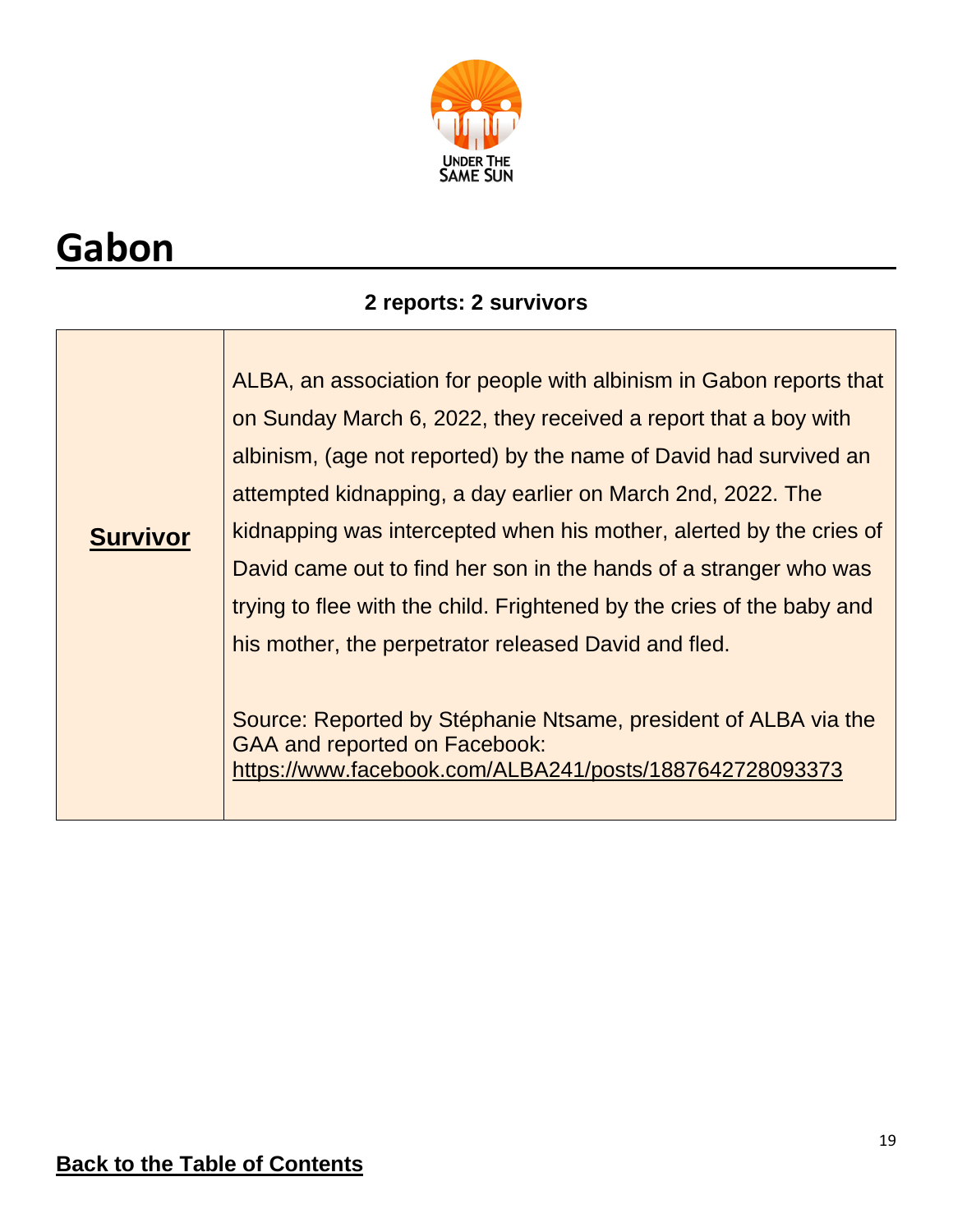# Gabon

**2 reports: 2 survivors**

| **Survivor** | ALBA, an association for people with albinism in Gabon reports that on Sunday March 6, 2022, they received a report that a boy with albinism, (age not reported) by the name of David had survived an attempted kidnapping, a day earlier on March 2nd, 2022. The kidnapping was intercepted when his mother, alerted by the cries of David came out to find her son in the hands of a stranger who was trying to flee with the child. Frightened by the cries of the baby and his mother, the perpetrator released David and fled.<br><br>Source: Reported by Stéphanie Ntsame, president of ALBA via the GAA and reported on Facebook: https://www.facebook.com/ALBA241/posts/1887642728093373 |
|---|---|

**Back to the Table of Contents**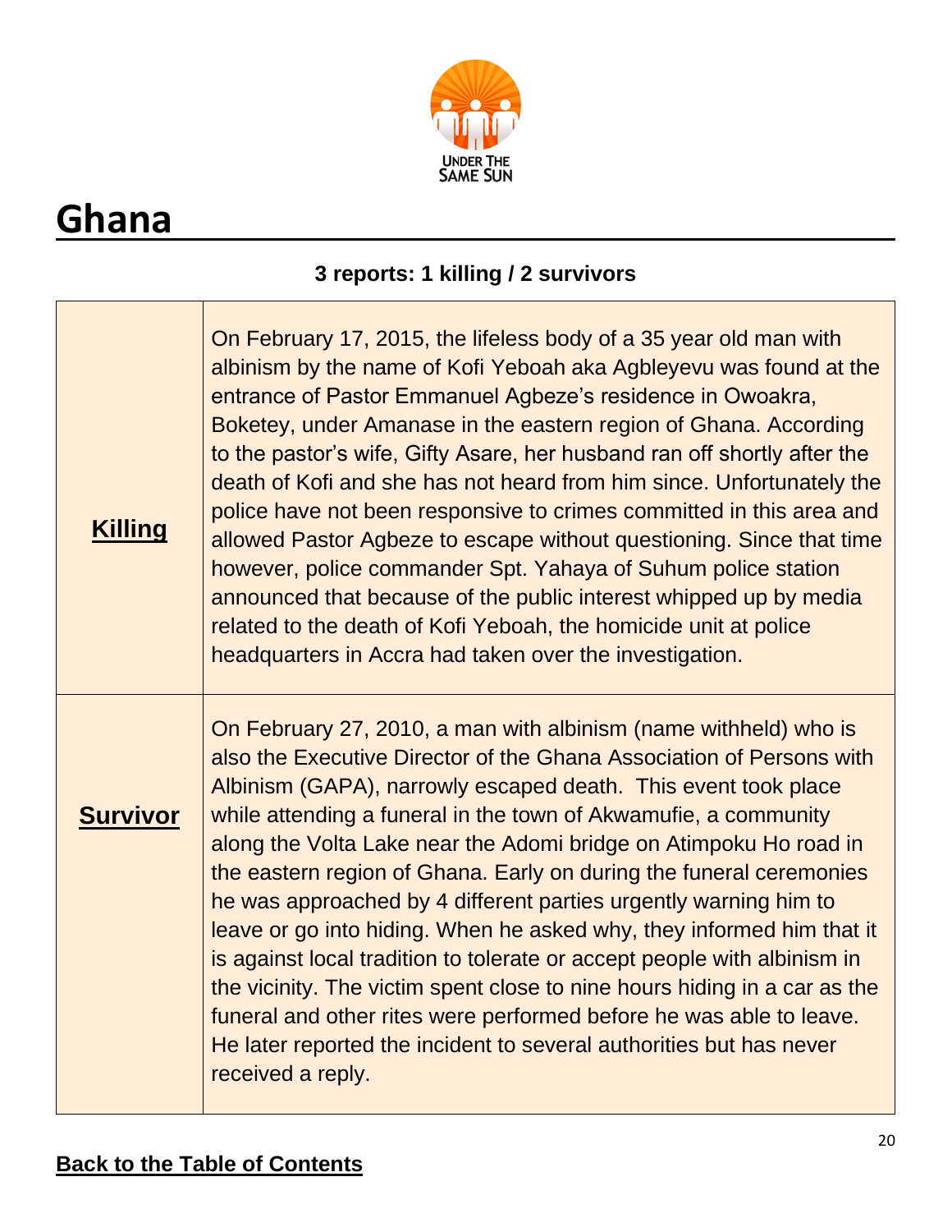# Ghana

**3 reports: 1 killing / 2 survivors**

| | |
|---|---|
| **Killing** | On February 17, 2015, the lifeless body of a 35 year old man with albinism by the name of Kofi Yeboah aka Agbleyevu was found at the entrance of Pastor Emmanuel Agbeze's residence in Owoakra, Boketey, under Amanase in the eastern region of Ghana. According to the pastor's wife, Gifty Asare, her husband ran off shortly after the death of Kofi and she has not heard from him since. Unfortunately the police have not been responsive to crimes committed in this area and allowed Pastor Agbeze to escape without questioning. Since that time however, police commander Spt. Yahaya of Suhum police station announced that because of the public interest whipped up by media related to the death of Kofi Yeboah, the homicide unit at police headquarters in Accra had taken over the investigation. |
| **Survivor** | On February 27, 2010, a man with albinism (name withheld) who is also the Executive Director of the Ghana Association of Persons with Albinism (GAPA), narrowly escaped death. This event took place while attending a funeral in the town of Akwamufie, a community along the Volta Lake near the Adomi bridge on Atimpoku Ho road in the eastern region of Ghana. Early on during the funeral ceremonies he was approached by 4 different parties urgently warning him to leave or go into hiding. When he asked why, they informed him that it is against local tradition to tolerate or accept people with albinism in the vicinity. The victim spent close to nine hours hiding in a car as the funeral and other rites were performed before he was able to leave. He later reported the incident to several authorities but has never received a reply. |

**Back to the Table of Contents**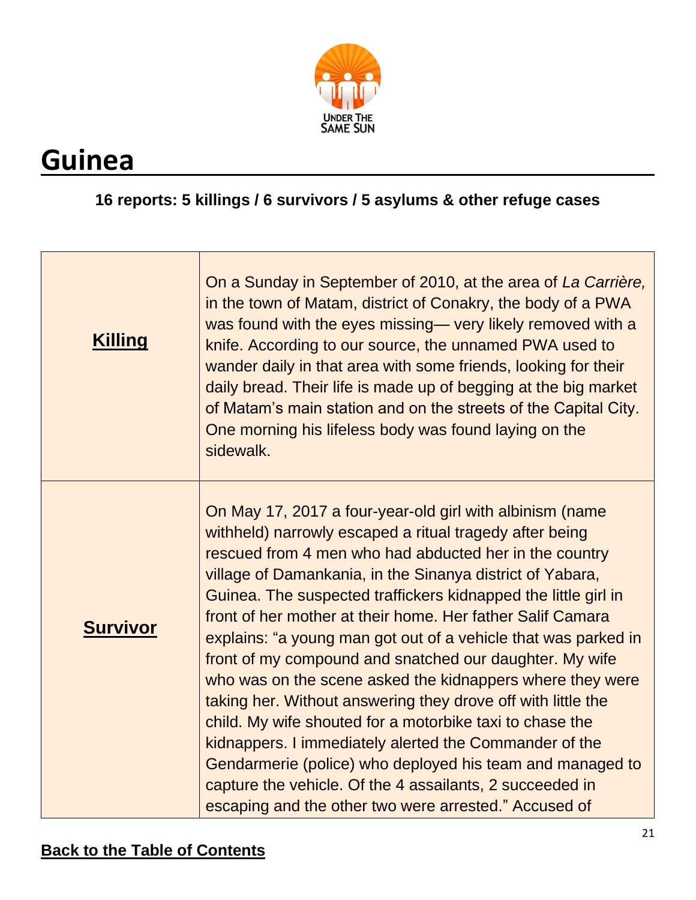# Guinea

**16 reports: 5 killings / 6 survivors / 5 asylums & other refuge cases**

| | |
|---|---|
| **Killing** | On a Sunday in September of 2010, at the area of *La Carrière,* in the town of Matam, district of Conakry, the body of a PWA was found with the eyes missing— very likely removed with a knife. According to our source, the unnamed PWA used to wander daily in that area with some friends, looking for their daily bread. Their life is made up of begging at the big market of Matam's main station and on the streets of the Capital City. One morning his lifeless body was found laying on the sidewalk. |
| **Survivor** | On May 17, 2017 a four-year-old girl with albinism (name withheld) narrowly escaped a ritual tragedy after being rescued from 4 men who had abducted her in the country village of Damankania, in the Sinanya district of Yabara, Guinea. The suspected traffickers kidnapped the little girl in front of her mother at their home. Her father Salif Camara explains: "a young man got out of a vehicle that was parked in front of my compound and snatched our daughter. My wife who was on the scene asked the kidnappers where they were taking her. Without answering they drove off with little the child. My wife shouted for a motorbike taxi to chase the kidnappers. I immediately alerted the Commander of the Gendarmerie (police) who deployed his team and managed to capture the vehicle. Of the 4 assailants, 2 succeeded in escaping and the other two were arrested." Accused of |

Back to the Table of Contents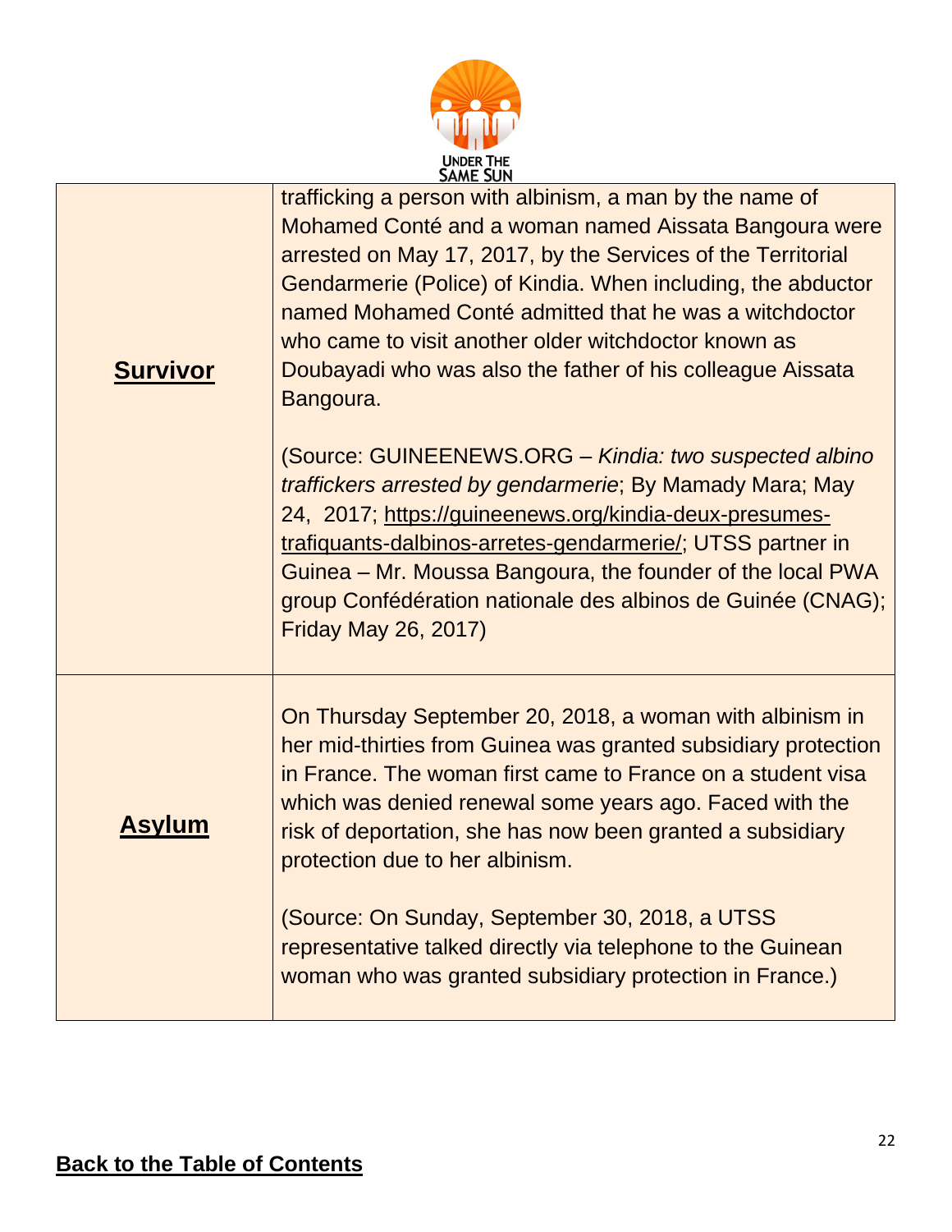| | |
|---|---|
| **Survivor** | trafficking a person with albinism, a man by the name of Mohamed Conté and a woman named Aissata Bangoura were arrested on May 17, 2017, by the Services of the Territorial Gendarmerie (Police) of Kindia. When including, the abductor named Mohamed Conté admitted that he was a witchdoctor who came to visit another older witchdoctor known as Doubayadi who was also the father of his colleague Aissata Bangoura.<br><br>(Source: GUINEENEWS.ORG – *Kindia: two suspected albino traffickers arrested by gendarmerie*; By Mamady Mara; May 24, 2017; https://guineenews.org/kindia-deux-presumes-trafiquants-dalbinos-arretes-gendarmerie/; UTSS partner in Guinea – Mr. Moussa Bangoura, the founder of the local PWA group Confédération nationale des albinos de Guinée (CNAG); Friday May 26, 2017) |
| **Asylum** | On Thursday September 20, 2018, a woman with albinism in her mid-thirties from Guinea was granted subsidiary protection in France. The woman first came to France on a student visa which was denied renewal some years ago. Faced with the risk of deportation, she has now been granted a subsidiary protection due to her albinism.<br><br>(Source: On Sunday, September 30, 2018, a UTSS representative talked directly via telephone to the Guinean woman who was granted subsidiary protection in France.) |

**Back to the Table of Contents**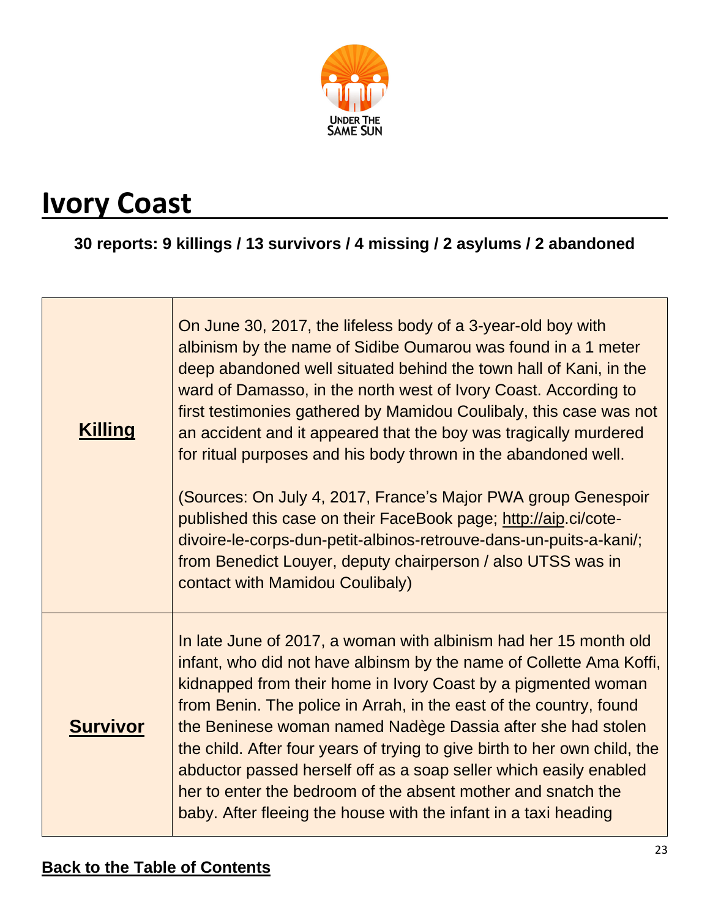# Ivory Coast

**30 reports: 9 killings / 13 survivors / 4 missing / 2 asylums / 2 abandoned**

| | |
|---|---|
| **Killing** | On June 30, 2017, the lifeless body of a 3-year-old boy with albinism by the name of Sidibe Oumarou was found in a 1 meter deep abandoned well situated behind the town hall of Kani, in the ward of Damasso, in the north west of Ivory Coast. According to first testimonies gathered by Mamidou Coulibaly, this case was not an accident and it appeared that the boy was tragically murdered for ritual purposes and his body thrown in the abandoned well.<br><br>(Sources: On July 4, 2017, France's Major PWA group Genespoir published this case on their FaceBook page; http://aip.ci/cote-divoire-le-corps-dun-petit-albinos-retrouve-dans-un-puits-a-kani/; from Benedict Louyer, deputy chairperson / also UTSS was in contact with Mamidou Coulibaly) |
| **Survivor** | In late June of 2017, a woman with albinism had her 15 month old infant, who did not have albinsm by the name of Collette Ama Koffi, kidnapped from their home in Ivory Coast by a pigmented woman from Benin. The police in Arrah, in the east of the country, found the Beninese woman named Nadège Dassia after she had stolen the child. After four years of trying to give birth to her own child, the abductor passed herself off as a soap seller which easily enabled her to enter the bedroom of the absent mother and snatch the baby. After fleeing the house with the infant in a taxi heading |

**Back to the Table of Contents**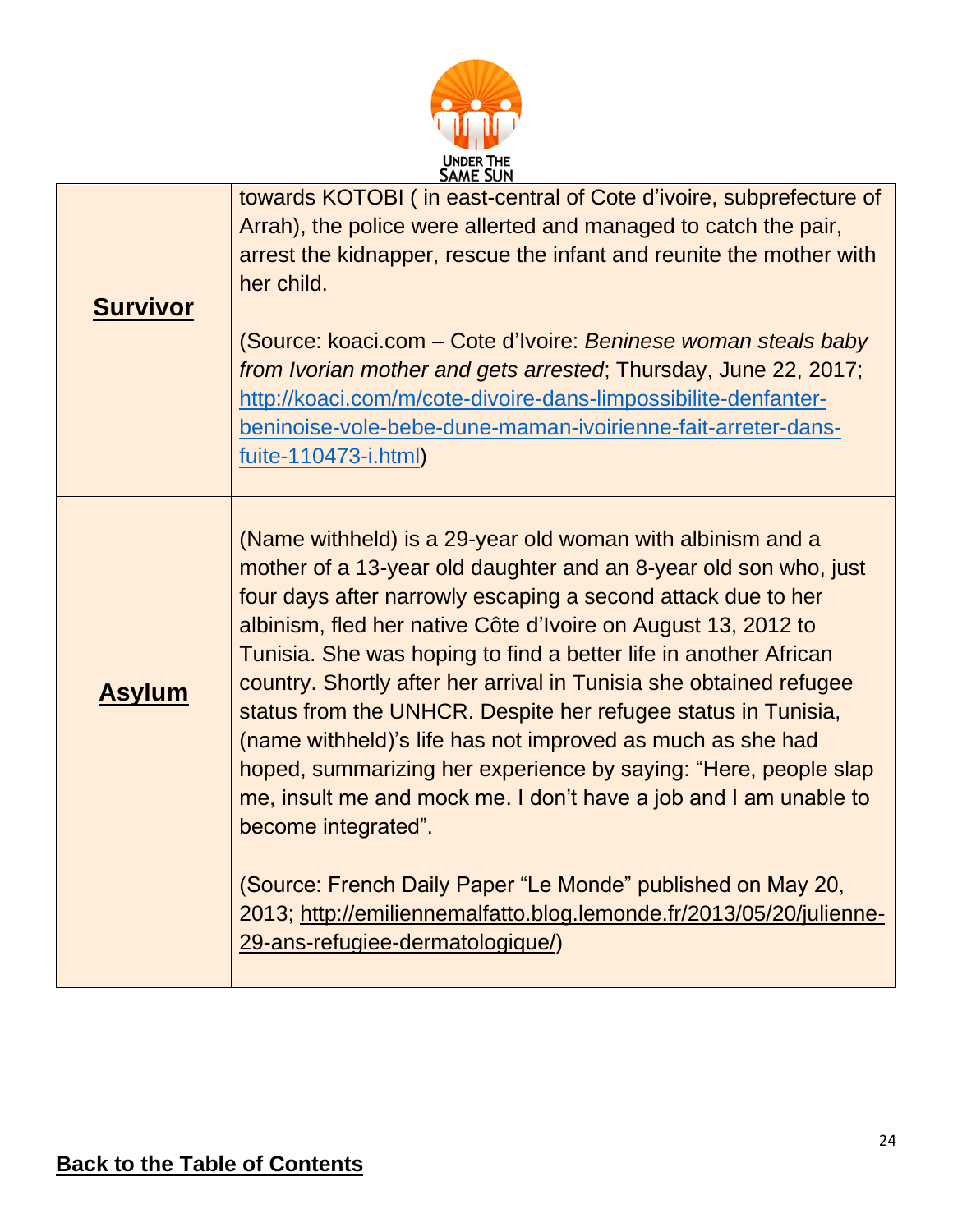| | |
|---|---|
| **Survivor** | towards KOTOBI ( in east-central of Cote d'ivoire, subprefecture of Arrah), the police were allerted and managed to catch the pair, arrest the kidnapper, rescue the infant and reunite the mother with her child.<br><br>(Source: koaci.com – Cote d'Ivoire: *Beninese woman steals baby from Ivorian mother and gets arrested*; Thursday, June 22, 2017; http://koaci.com/m/cote-divoire-dans-limpossibilite-denfanter-beninoise-vole-bebe-dune-maman-ivoirienne-fait-arreter-dans-fuite-110473-i.html) |
| **Asylum** | (Name withheld) is a 29-year old woman with albinism and a mother of a 13-year old daughter and an 8-year old son who, just four days after narrowly escaping a second attack due to her albinism, fled her native Côte d'Ivoire on August 13, 2012 to Tunisia. She was hoping to find a better life in another African country. Shortly after her arrival in Tunisia she obtained refugee status from the UNHCR. Despite her refugee status in Tunisia, (name withheld)'s life has not improved as much as she had hoped, summarizing her experience by saying: "Here, people slap me, insult me and mock me. I don't have a job and I am unable to become integrated".<br><br>(Source: French Daily Paper "Le Monde" published on May 20, 2013; http://emiliennemalfatto.blog.lemonde.fr/2013/05/20/julienne-29-ans-refugiee-dermatologique/) |

**Back to the Table of Contents**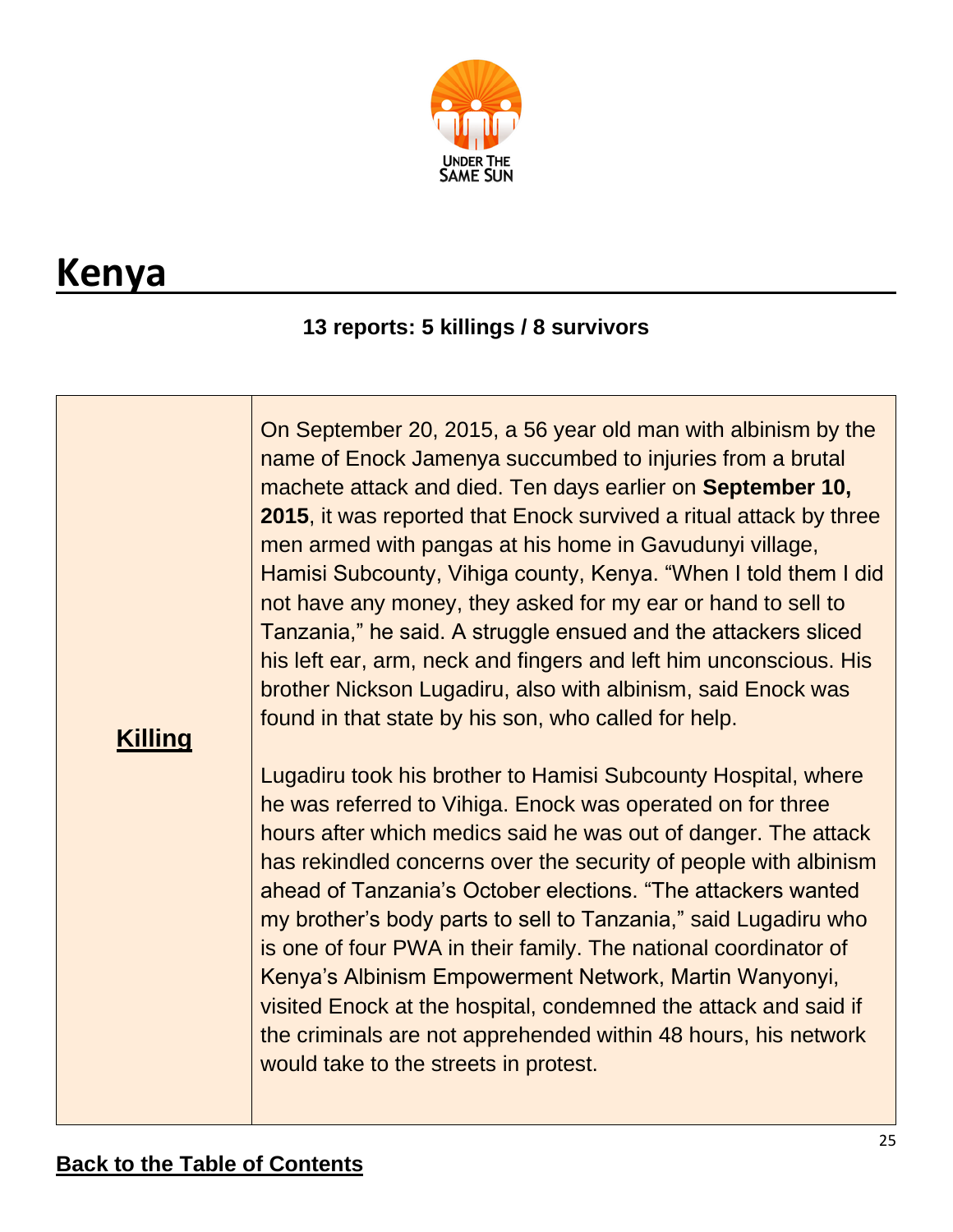# Kenya

**13 reports: 5 killings / 8 survivors**

| | |
|---|---|
| **Killing** | On September 20, 2015, a 56 year old man with albinism by the name of Enock Jamenya succumbed to injuries from a brutal machete attack and died. Ten days earlier on **September 10, 2015**, it was reported that Enock survived a ritual attack by three men armed with pangas at his home in Gavudunyi village, Hamisi Subcounty, Vihiga county, Kenya. "When I told them I did not have any money, they asked for my ear or hand to sell to Tanzania," he said. A struggle ensued and the attackers sliced his left ear, arm, neck and fingers and left him unconscious. His brother Nickson Lugadiru, also with albinism, said Enock was found in that state by his son, who called for help.<br><br>Lugadiru took his brother to Hamisi Subcounty Hospital, where he was referred to Vihiga. Enock was operated on for three hours after which medics said he was out of danger. The attack has rekindled concerns over the security of people with albinism ahead of Tanzania's October elections. "The attackers wanted my brother's body parts to sell to Tanzania," said Lugadiru who is one of four PWA in their family. The national coordinator of Kenya's Albinism Empowerment Network, Martin Wanyonyi, visited Enock at the hospital, condemned the attack and said if the criminals are not apprehended within 48 hours, his network would take to the streets in protest. |

**Back to the Table of Contents**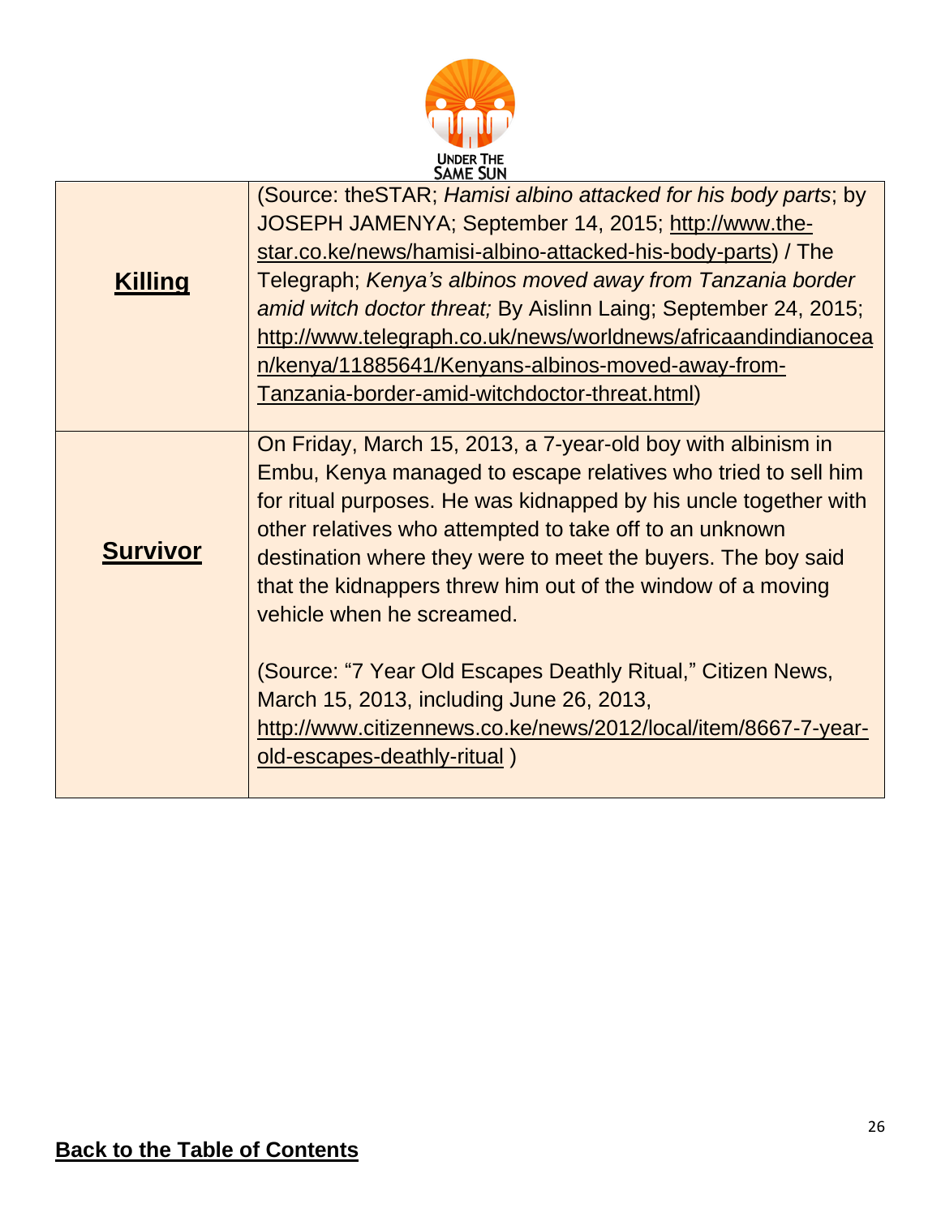| | |
|---|---|
| **Killing** | (Source: theSTAR; *Hamisi albino attacked for his body parts*; by JOSEPH JAMENYA; September 14, 2015; http://www.the-star.co.ke/news/hamisi-albino-attacked-his-body-parts) / The Telegraph; *Kenya's albinos moved away from Tanzania border amid witch doctor threat;* By Aislinn Laing; September 24, 2015; http://www.telegraph.co.uk/news/worldnews/africaandindianocean/kenya/11885641/Kenyans-albinos-moved-away-from-Tanzania-border-amid-witchdoctor-threat.html) |
| **Survivor** | On Friday, March 15, 2013, a 7-year-old boy with albinism in Embu, Kenya managed to escape relatives who tried to sell him for ritual purposes. He was kidnapped by his uncle together with other relatives who attempted to take off to an unknown destination where they were to meet the buyers. The boy said that the kidnappers threw him out of the window of a moving vehicle when he screamed.<br><br>(Source: "7 Year Old Escapes Deathly Ritual," Citizen News, March 15, 2013, including June 26, 2013, http://www.citizennews.co.ke/news/2012/local/item/8667-7-year-old-escapes-deathly-ritual ) |

**Back to the Table of Contents**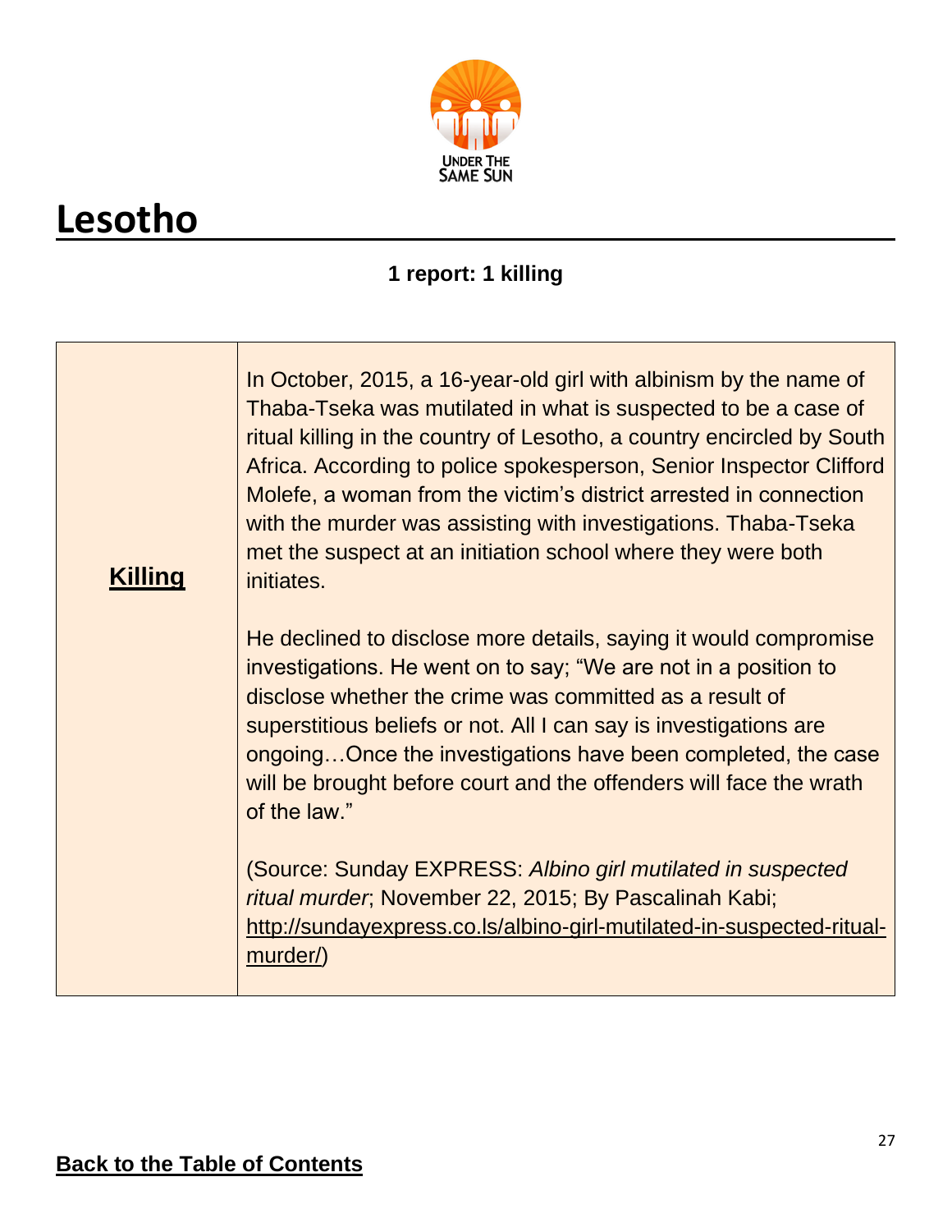# Lesotho

**1 report: 1 killing**

| **Killing** | In October, 2015, a 16-year-old girl with albinism by the name of Thaba-Tseka was mutilated in what is suspected to be a case of ritual killing in the country of Lesotho, a country encircled by South Africa. According to police spokesperson, Senior Inspector Clifford Molefe, a woman from the victim's district arrested in connection with the murder was assisting with investigations. Thaba-Tseka met the suspect at an initiation school where they were both initiates.<br><br>He declined to disclose more details, saying it would compromise investigations. He went on to say; "We are not in a position to disclose whether the crime was committed as a result of superstitious beliefs or not. All I can say is investigations are ongoing…Once the investigations have been completed, the case will be brought before court and the offenders will face the wrath of the law."<br><br>(Source: Sunday EXPRESS: *Albino girl mutilated in suspected ritual murder*; November 22, 2015; By Pascalinah Kabi; http://sundayexpress.co.ls/albino-girl-mutilated-in-suspected-ritual-murder/) |
|---|---|

**Back to the Table of Contents**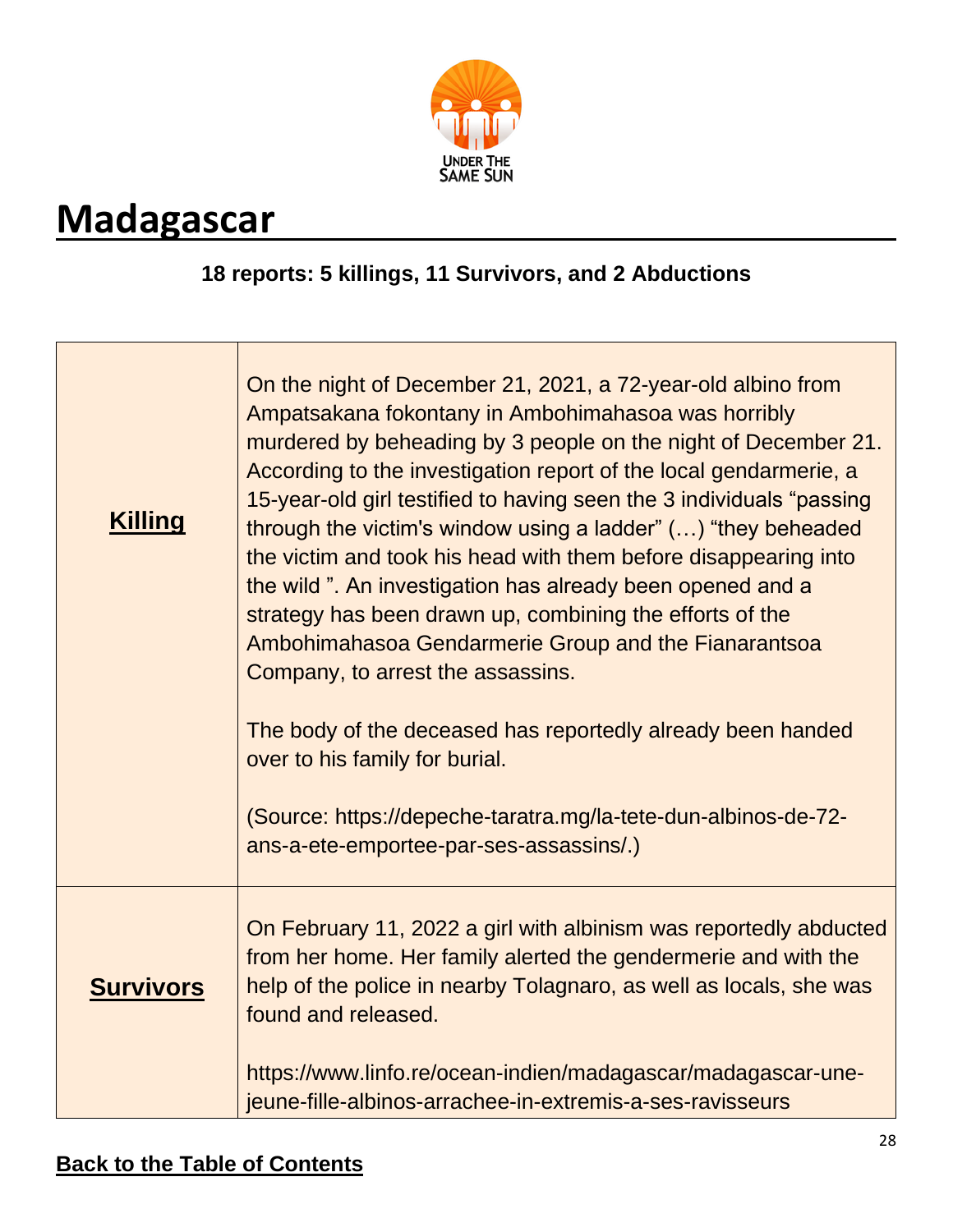# Madagascar

**18 reports: 5 killings, 11 Survivors, and 2 Abductions**

| | |
|---|---|
| **Killing** | On the night of December 21, 2021, a 72-year-old albino from Ampatsakana fokontany in Ambohimahasoa was horribly murdered by beheading by 3 people on the night of December 21. According to the investigation report of the local gendarmerie, a 15-year-old girl testified to having seen the 3 individuals "passing through the victim's window using a ladder" (…) "they beheaded the victim and took his head with them before disappearing into the wild ". An investigation has already been opened and a strategy has been drawn up, combining the efforts of the Ambohimahasoa Gendarmerie Group and the Fianarantsoa Company, to arrest the assassins.<br><br>The body of the deceased has reportedly already been handed over to his family for burial.<br><br>(Source: https://depeche-taratra.mg/la-tete-dun-albinos-de-72-ans-a-ete-emportee-par-ses-assassins/.) |
| **Survivors** | On February 11, 2022 a girl with albinism was reportedly abducted from her home. Her family alerted the gendermerie and with the help of the police in nearby Tolagnaro, as well as locals, she was found and released.<br><br>https://www.linfo.re/ocean-indien/madagascar/madagascar-une-jeune-fille-albinos-arrachee-in-extremis-a-ses-ravisseurs |

**Back to the Table of Contents**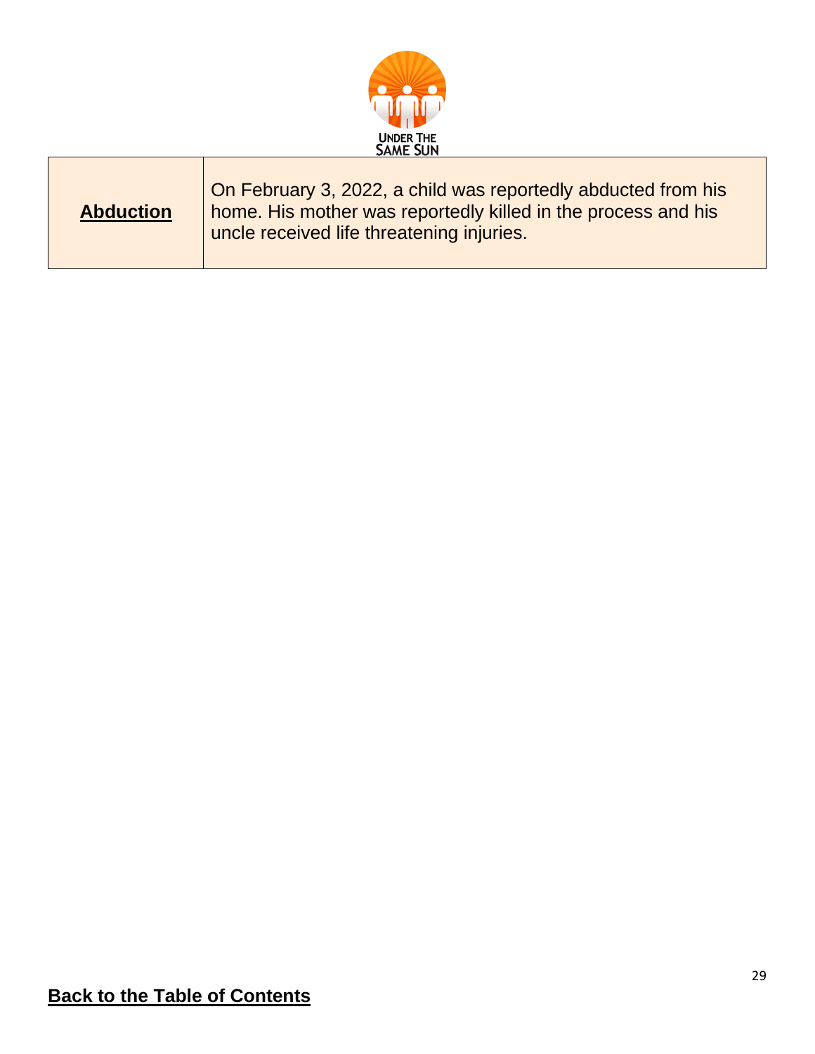| **Abduction** | On February 3, 2022, a child was reportedly abducted from his home. His mother was reportedly killed in the process and his uncle received life threatening injuries. |
|---|---|

**Back to the Table of Contents**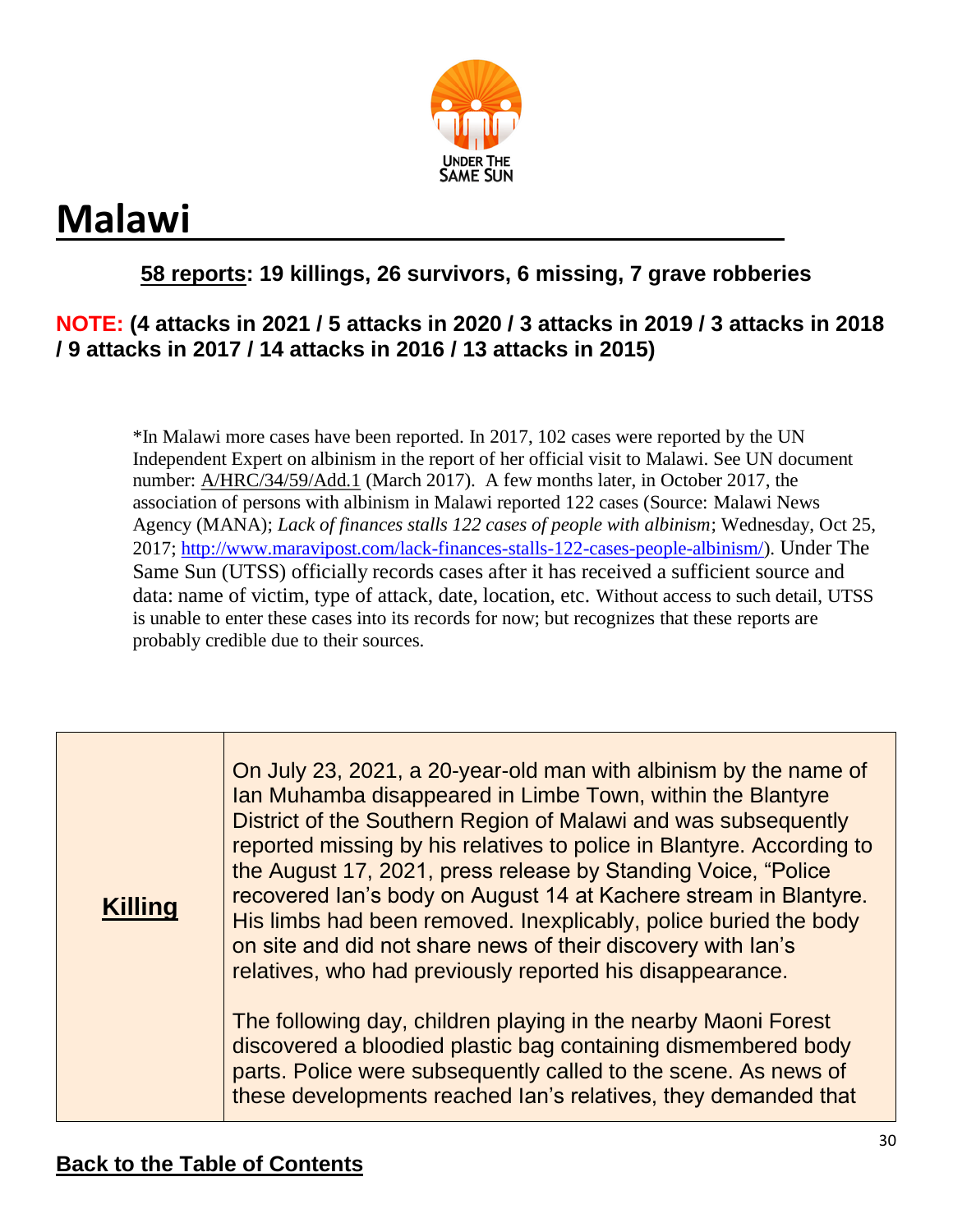UNDER THE SAME SUN

# Malawi

**<u>58 reports</u>: 19 killings, 26 survivors, 6 missing, 7 grave robberies**

**NOTE: (4 attacks in 2021 / 5 attacks in 2020 / 3 attacks in 2019 / 3 attacks in 2018 / 9 attacks in 2017 / 14 attacks in 2016 / 13 attacks in 2015)**

*In Malawi more cases have been reported. In 2017, 102 cases were reported by the UN Independent Expert on albinism in the report of her official visit to Malawi. See UN document number: A/HRC/34/59/Add.1 (March 2017). A few months later, in October 2017, the association of persons with albinism in Malawi reported 122 cases (Source: Malawi News Agency (MANA); *Lack of finances stalls 122 cases of people with albinism*; Wednesday, Oct 25, 2017; http://www.maravipost.com/lack-finances-stalls-122-cases-people-albinism/). Under The Same Sun (UTSS) officially records cases after it has received a sufficient source and data: name of victim, type of attack, date, location, etc. Without access to such detail, UTSS is unable to enter these cases into its records for now; but recognizes that these reports are probably credible due to their sources.

| | |
|---|---|
| **<u>Killing</u>** | On July 23, 2021, a 20-year-old man with albinism by the name of Ian Muhamba disappeared in Limbe Town, within the Blantyre District of the Southern Region of Malawi and was subsequently reported missing by his relatives to police in Blantyre. According to the August 17, 2021, press release by Standing Voice, "Police recovered Ian's body on August 14 at Kachere stream in Blantyre. His limbs had been removed. Inexplicably, police buried the body on site and did not share news of their discovery with Ian's relatives, who had previously reported his disappearance.<br><br>The following day, children playing in the nearby Maoni Forest discovered a bloodied plastic bag containing dismembered body parts. Police were subsequently called to the scene. As news of these developments reached Ian's relatives, they demanded that |

**<u>Back to the Table of Contents</u>**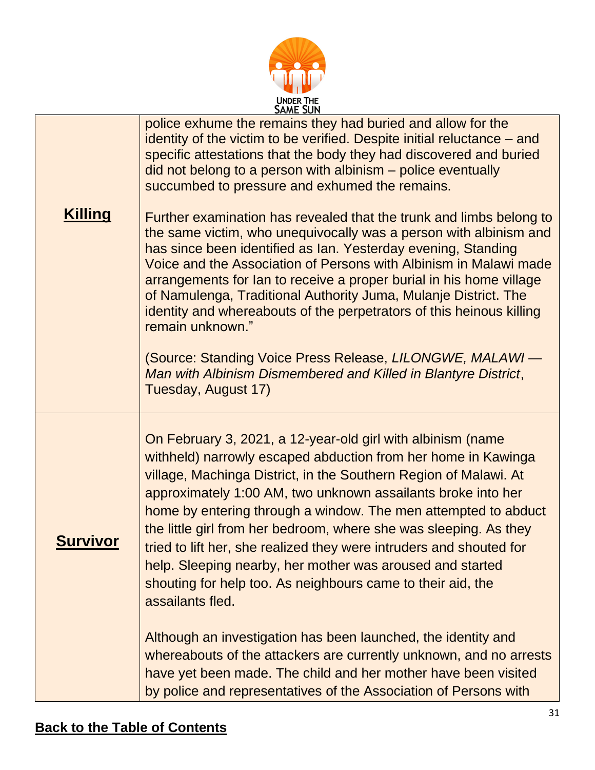| | |
|---|---|
| **Killing** | police exhume the remains they had buried and allow for the identity of the victim to be verified. Despite initial reluctance – and specific attestations that the body they had discovered and buried did not belong to a person with albinism – police eventually succumbed to pressure and exhumed the remains.<br><br>Further examination has revealed that the trunk and limbs belong to the same victim, who unequivocally was a person with albinism and has since been identified as Ian. Yesterday evening, Standing Voice and the Association of Persons with Albinism in Malawi made arrangements for Ian to receive a proper burial in his home village of Namulenga, Traditional Authority Juma, Mulanje District. The identity and whereabouts of the perpetrators of this heinous killing remain unknown."<br><br>(Source: Standing Voice Press Release, *LILONGWE, MALAWI — Man with Albinism Dismembered and Killed in Blantyre District*, Tuesday, August 17) |
| **Survivor** | On February 3, 2021, a 12-year-old girl with albinism (name withheld) narrowly escaped abduction from her home in Kawinga village, Machinga District, in the Southern Region of Malawi. At approximately 1:00 AM, two unknown assailants broke into her home by entering through a window. The men attempted to abduct the little girl from her bedroom, where she was sleeping. As they tried to lift her, she realized they were intruders and shouted for help. Sleeping nearby, her mother was aroused and started shouting for help too. As neighbours came to their aid, the assailants fled.<br><br>Although an investigation has been launched, the identity and whereabouts of the attackers are currently unknown, and no arrests have yet been made. The child and her mother have been visited by police and representatives of the Association of Persons with |

**Back to the Table of Contents**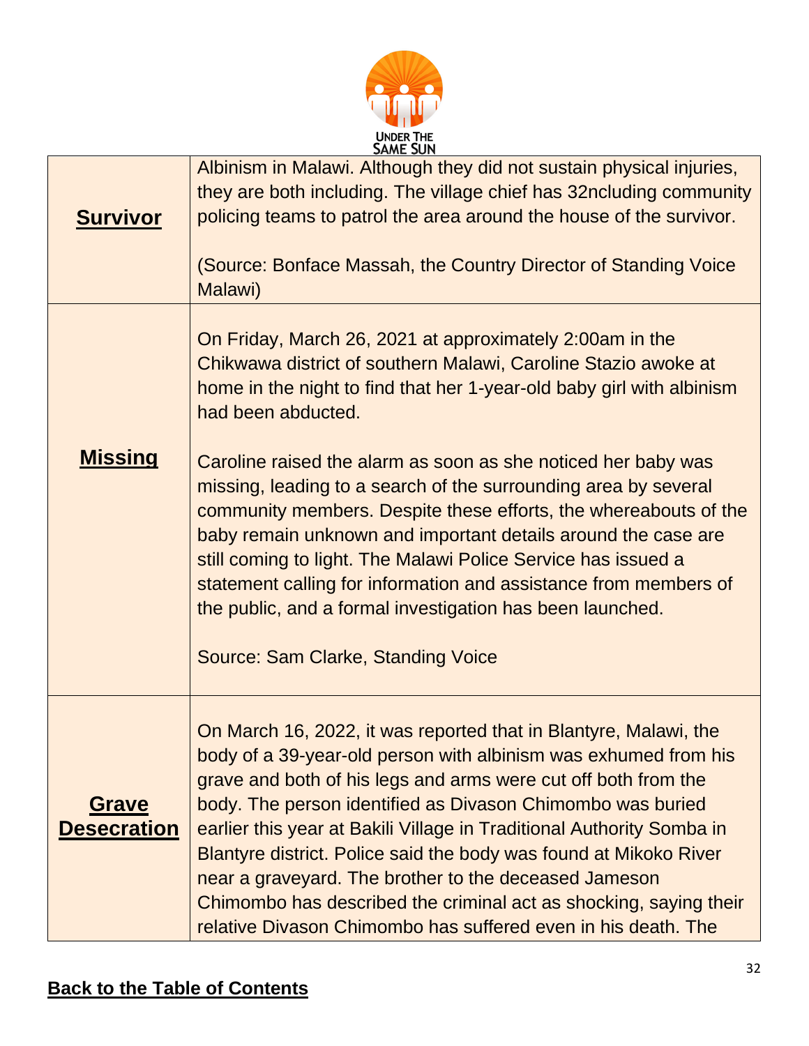| | |
|---|---|
| **Survivor** | Albinism in Malawi. Although they did not sustain physical injuries, they are both including. The village chief has 32ncluding community policing teams to patrol the area around the house of the survivor.<br><br>(Source: Bonface Massah, the Country Director of Standing Voice Malawi) |
| **Missing** | On Friday, March 26, 2021 at approximately 2:00am in the Chikwawa district of southern Malawi, Caroline Stazio awoke at home in the night to find that her 1-year-old baby girl with albinism had been abducted.<br><br>Caroline raised the alarm as soon as she noticed her baby was missing, leading to a search of the surrounding area by several community members. Despite these efforts, the whereabouts of the baby remain unknown and important details around the case are still coming to light. The Malawi Police Service has issued a statement calling for information and assistance from members of the public, and a formal investigation has been launched.<br><br>Source: Sam Clarke, Standing Voice |
| **Grave Desecration** | On March 16, 2022, it was reported that in Blantyre, Malawi, the body of a 39-year-old person with albinism was exhumed from his grave and both of his legs and arms were cut off both from the body. The person identified as Divason Chimombo was buried earlier this year at Bakili Village in Traditional Authority Somba in Blantyre district. Police said the body was found at Mikoko River near a graveyard. The brother to the deceased Jameson Chimombo has described the criminal act as shocking, saying their relative Divason Chimombo has suffered even in his death. The |

**Back to the Table of Contents**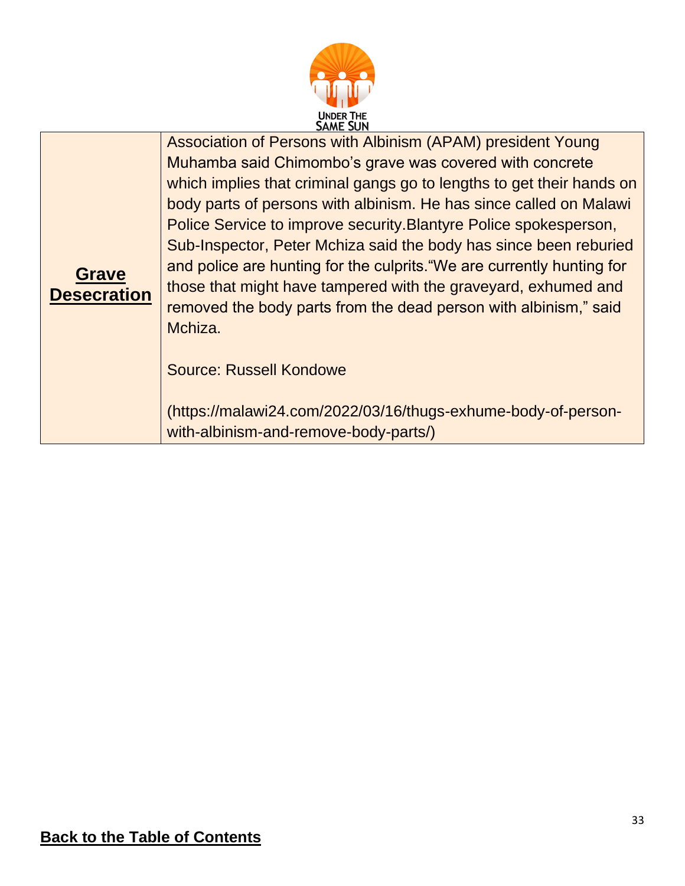| | |
|---|---|
| **Grave Desecration** | Association of Persons with Albinism (APAM) president Young Muhamba said Chimombo's grave was covered with concrete which implies that criminal gangs go to lengths to get their hands on body parts of persons with albinism. He has since called on Malawi Police Service to improve security.Blantyre Police spokesperson, Sub-Inspector, Peter Mchiza said the body has since been reburied and police are hunting for the culprits."We are currently hunting for those that might have tampered with the graveyard, exhumed and removed the body parts from the dead person with albinism," said Mchiza.<br><br>Source: Russell Kondowe<br><br>(https://malawi24.com/2022/03/16/thugs-exhume-body-of-person-with-albinism-and-remove-body-parts/) |

**Back to the Table of Contents**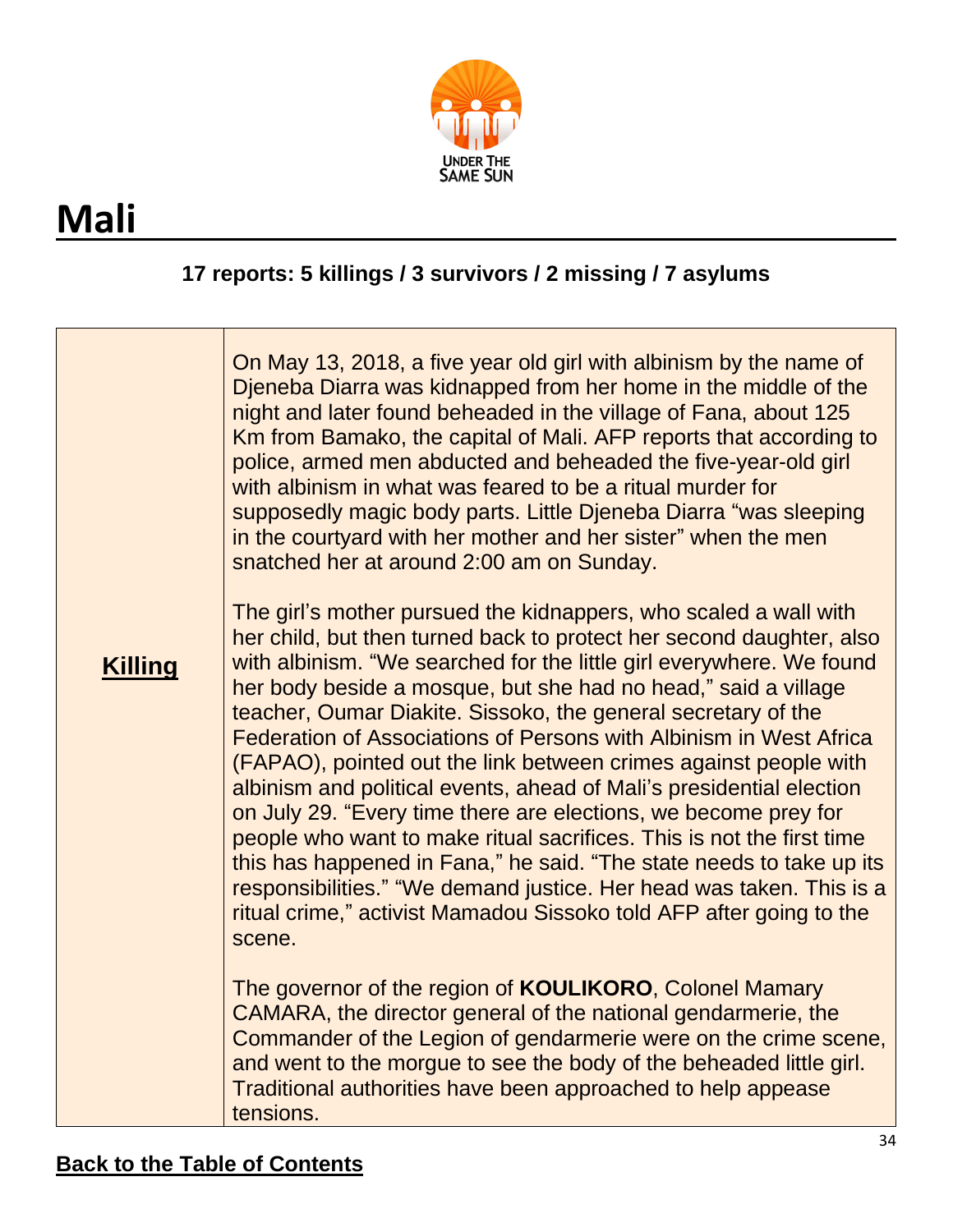# Mali

**17 reports: 5 killings / 3 survivors / 2 missing / 7 asylums**

| | |
|---|---|
| **Killing** | On May 13, 2018, a five year old girl with albinism by the name of Djeneba Diarra was kidnapped from her home in the middle of the night and later found beheaded in the village of Fana, about 125 Km from Bamako, the capital of Mali. AFP reports that according to police, armed men abducted and beheaded the five-year-old girl with albinism in what was feared to be a ritual murder for supposedly magic body parts. Little Djeneba Diarra "was sleeping in the courtyard with her mother and her sister" when the men snatched her at around 2:00 am on Sunday.<br><br>The girl's mother pursued the kidnappers, who scaled a wall with her child, but then turned back to protect her second daughter, also with albinism. "We searched for the little girl everywhere. We found her body beside a mosque, but she had no head," said a village teacher, Oumar Diakite. Sissoko, the general secretary of the Federation of Associations of Persons with Albinism in West Africa (FAPAO), pointed out the link between crimes against people with albinism and political events, ahead of Mali's presidential election on July 29. "Every time there are elections, we become prey for people who want to make ritual sacrifices. This is not the first time this has happened in Fana," he said. "The state needs to take up its responsibilities." "We demand justice. Her head was taken. This is a ritual crime," activist Mamadou Sissoko told AFP after going to the scene.<br><br>The governor of the region of **KOULIKORO**, Colonel Mamary CAMARA, the director general of the national gendarmerie, the Commander of the Legion of gendarmerie were on the crime scene, and went to the morgue to see the body of the beheaded little girl. Traditional authorities have been approached to help appease tensions. |

**Back to the Table of Contents**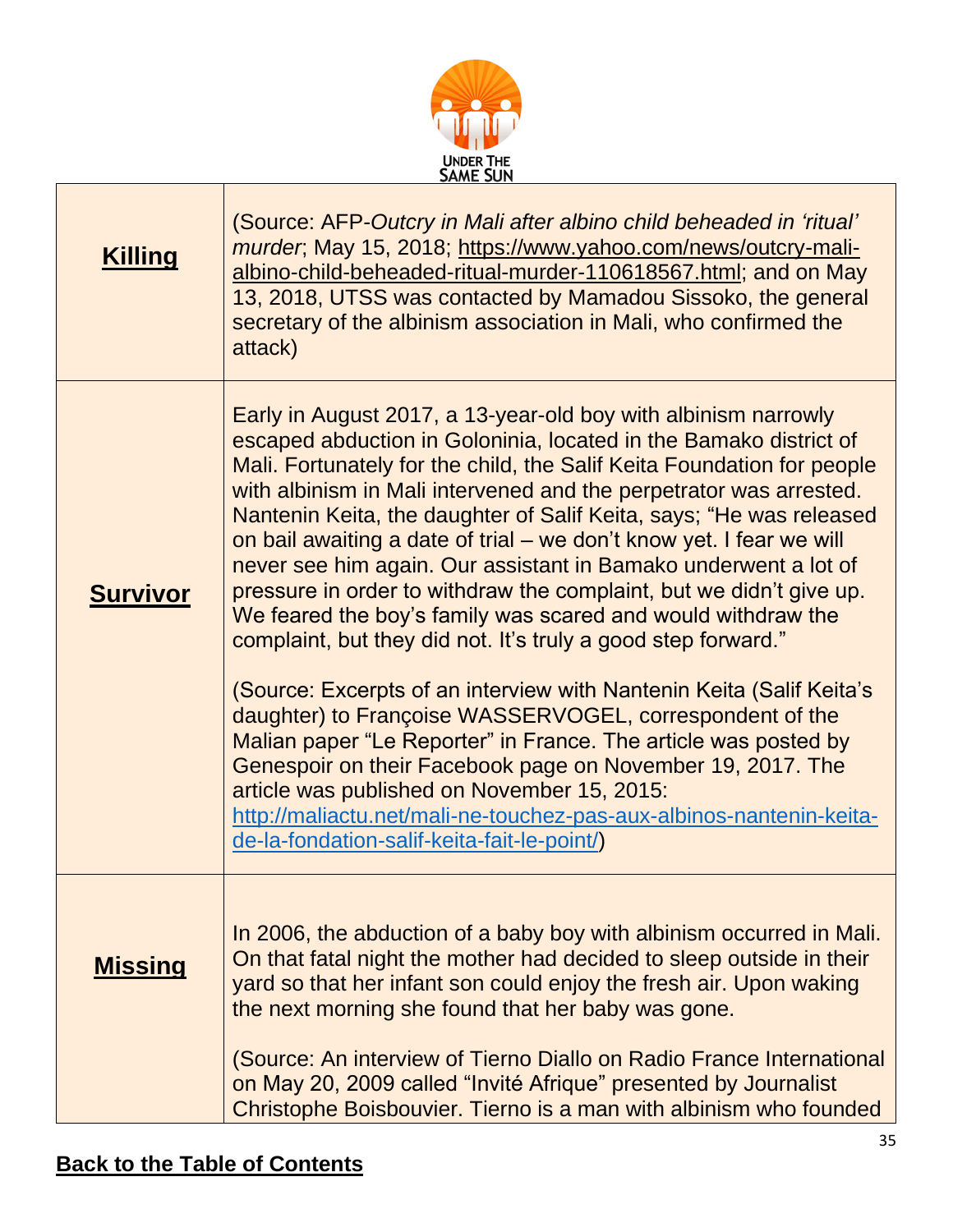| | |
|---|---|
| **Killing** | (Source: AFP-*Outcry in Mali after albino child beheaded in 'ritual' murder*; May 15, 2018; https://www.yahoo.com/news/outcry-mali-albino-child-beheaded-ritual-murder-110618567.html; and on May 13, 2018, UTSS was contacted by Mamadou Sissoko, the general secretary of the albinism association in Mali, who confirmed the attack) |
| **Survivor** | Early in August 2017, a 13-year-old boy with albinism narrowly escaped abduction in Goloninia, located in the Bamako district of Mali. Fortunately for the child, the Salif Keita Foundation for people with albinism in Mali intervened and the perpetrator was arrested. Nantenin Keita, the daughter of Salif Keita, says; "He was released on bail awaiting a date of trial – we don't know yet. I fear we will never see him again. Our assistant in Bamako underwent a lot of pressure in order to withdraw the complaint, but we didn't give up. We feared the boy's family was scared and would withdraw the complaint, but they did not. It's truly a good step forward."<br><br>(Source: Excerpts of an interview with Nantenin Keita (Salif Keita's daughter) to Françoise WASSERVOGEL, correspondent of the Malian paper "Le Reporter" in France. The article was posted by Genespoir on their Facebook page on November 19, 2017. The article was published on November 15, 2015: http://maliactu.net/mali-ne-touchez-pas-aux-albinos-nantenin-keita-de-la-fondation-salif-keita-fait-le-point/) |
| **Missing** | In 2006, the abduction of a baby boy with albinism occurred in Mali. On that fatal night the mother had decided to sleep outside in their yard so that her infant son could enjoy the fresh air. Upon waking the next morning she found that her baby was gone.<br><br>(Source: An interview of Tierno Diallo on Radio France International on May 20, 2009 called "Invité Afrique" presented by Journalist Christophe Boisbouvier. Tierno is a man with albinism who founded |

**Back to the Table of Contents**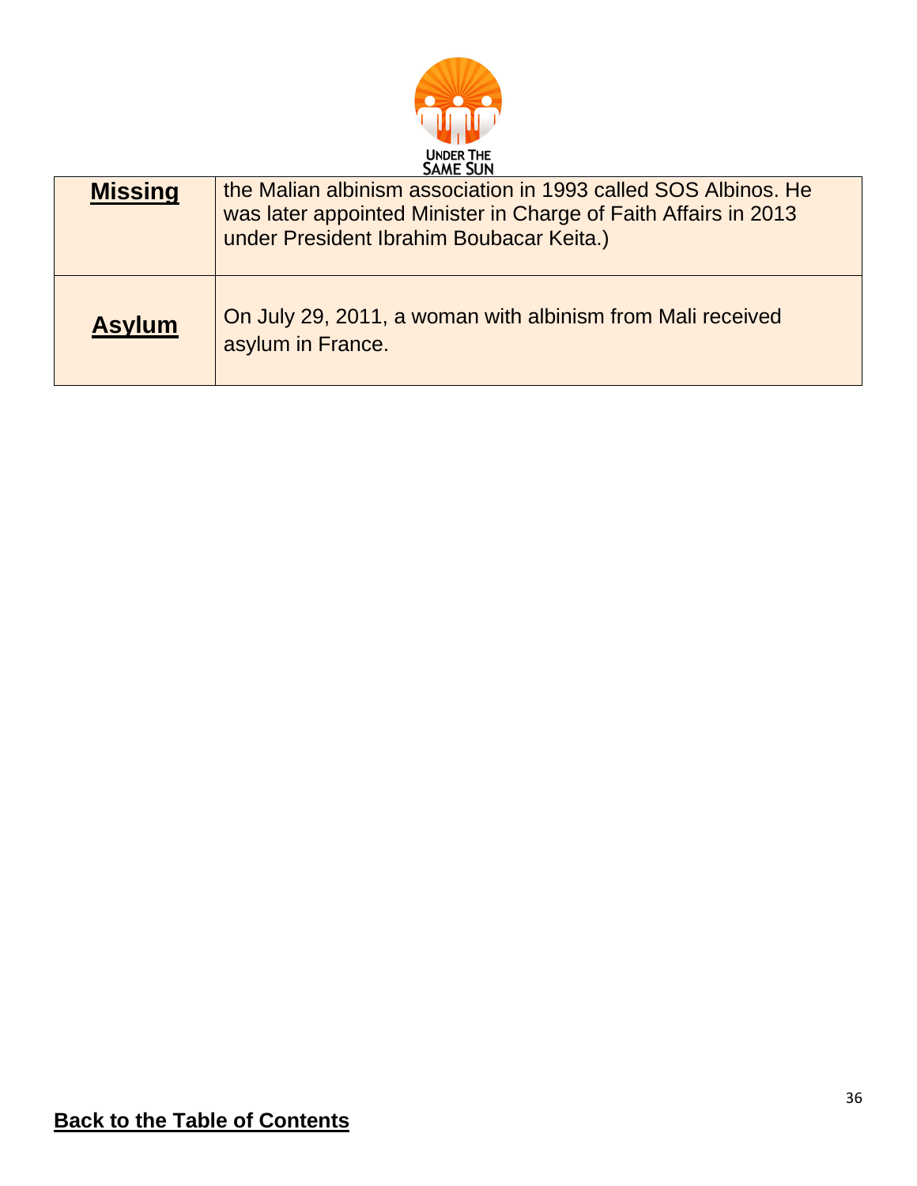| | |
|---|---|
| **Missing** | the Malian albinism association in 1993 called SOS Albinos. He was later appointed Minister in Charge of Faith Affairs in 2013 under President Ibrahim Boubacar Keita.) |
| **Asylum** | On July 29, 2011, a woman with albinism from Mali received asylum in France. |

**Back to the Table of Contents**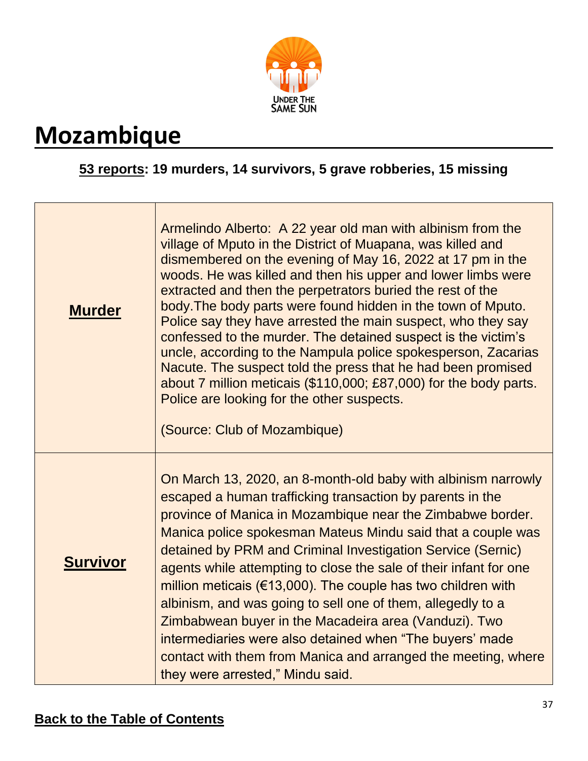# Mozambique

**53 reports: 19 murders, 14 survivors, 5 grave robberies, 15 missing**

| | |
|---|---|
| **Murder** | Armelindo Alberto: A 22 year old man with albinism from the village of Mputo in the District of Muapana, was killed and dismembered on the evening of May 16, 2022 at 17 pm in the woods. He was killed and then his upper and lower limbs were extracted and then the perpetrators buried the rest of the body.The body parts were found hidden in the town of Mputo. Police say they have arrested the main suspect, who they say confessed to the murder. The detained suspect is the victim's uncle, according to the Nampula police spokesperson, Zacarias Nacute. The suspect told the press that he had been promised about 7 million meticais ($110,000; £87,000) for the body parts. Police are looking for the other suspects.<br><br>(Source: Club of Mozambique) |
| **Survivor** | On March 13, 2020, an 8-month-old baby with albinism narrowly escaped a human trafficking transaction by parents in the province of Manica in Mozambique near the Zimbabwe border. Manica police spokesman Mateus Mindu said that a couple was detained by PRM and Criminal Investigation Service (Sernic) agents while attempting to close the sale of their infant for one million meticais (€13,000). The couple has two children with albinism, and was going to sell one of them, allegedly to a Zimbabwean buyer in the Macadeira area (Vanduzi). Two intermediaries were also detained when "The buyers' made contact with them from Manica and arranged the meeting, where they were arrested," Mindu said. |

**Back to the Table of Contents**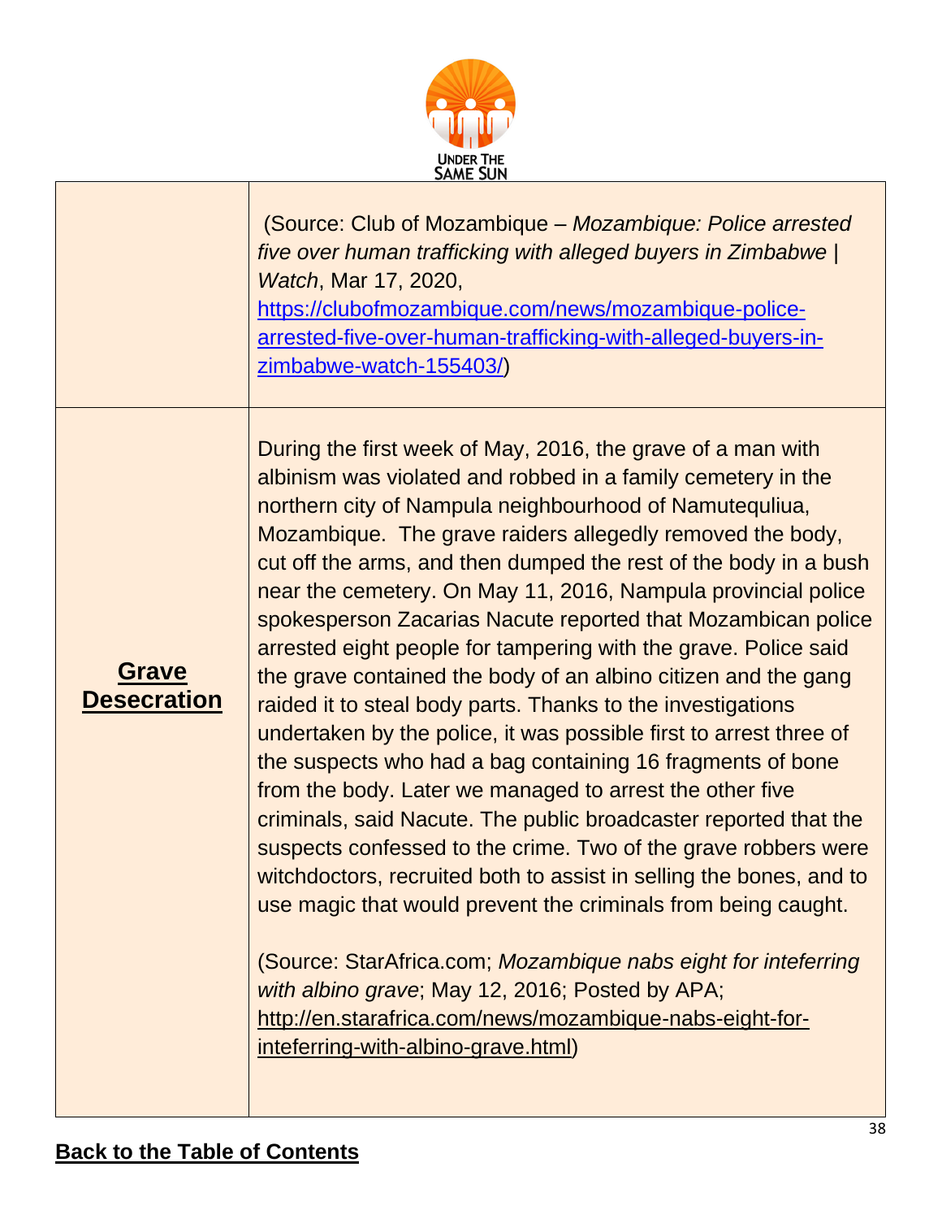| | |
|---|---|
| | (Source: Club of Mozambique – *Mozambique: Police arrested five over human trafficking with alleged buyers in Zimbabwe \| Watch*, Mar 17, 2020, https://clubofmozambique.com/news/mozambique-police-arrested-five-over-human-trafficking-with-alleged-buyers-in-zimbabwe-watch-155403/) |
| **Grave Desecration** | During the first week of May, 2016, the grave of a man with albinism was violated and robbed in a family cemetery in the northern city of Nampula neighbourhood of Namutequliua, Mozambique. The grave raiders allegedly removed the body, cut off the arms, and then dumped the rest of the body in a bush near the cemetery. On May 11, 2016, Nampula provincial police spokesperson Zacarias Nacute reported that Mozambican police arrested eight people for tampering with the grave. Police said the grave contained the body of an albino citizen and the gang raided it to steal body parts. Thanks to the investigations undertaken by the police, it was possible first to arrest three of the suspects who had a bag containing 16 fragments of bone from the body. Later we managed to arrest the other five criminals, said Nacute. The public broadcaster reported that the suspects confessed to the crime. Two of the grave robbers were witchdoctors, recruited both to assist in selling the bones, and to use magic that would prevent the criminals from being caught.<br><br>(Source: StarAfrica.com; *Mozambique nabs eight for inteferring with albino grave*; May 12, 2016; Posted by APA; http://en.starafrica.com/news/mozambique-nabs-eight-for-inteferring-with-albino-grave.html) |

**Back to the Table of Contents**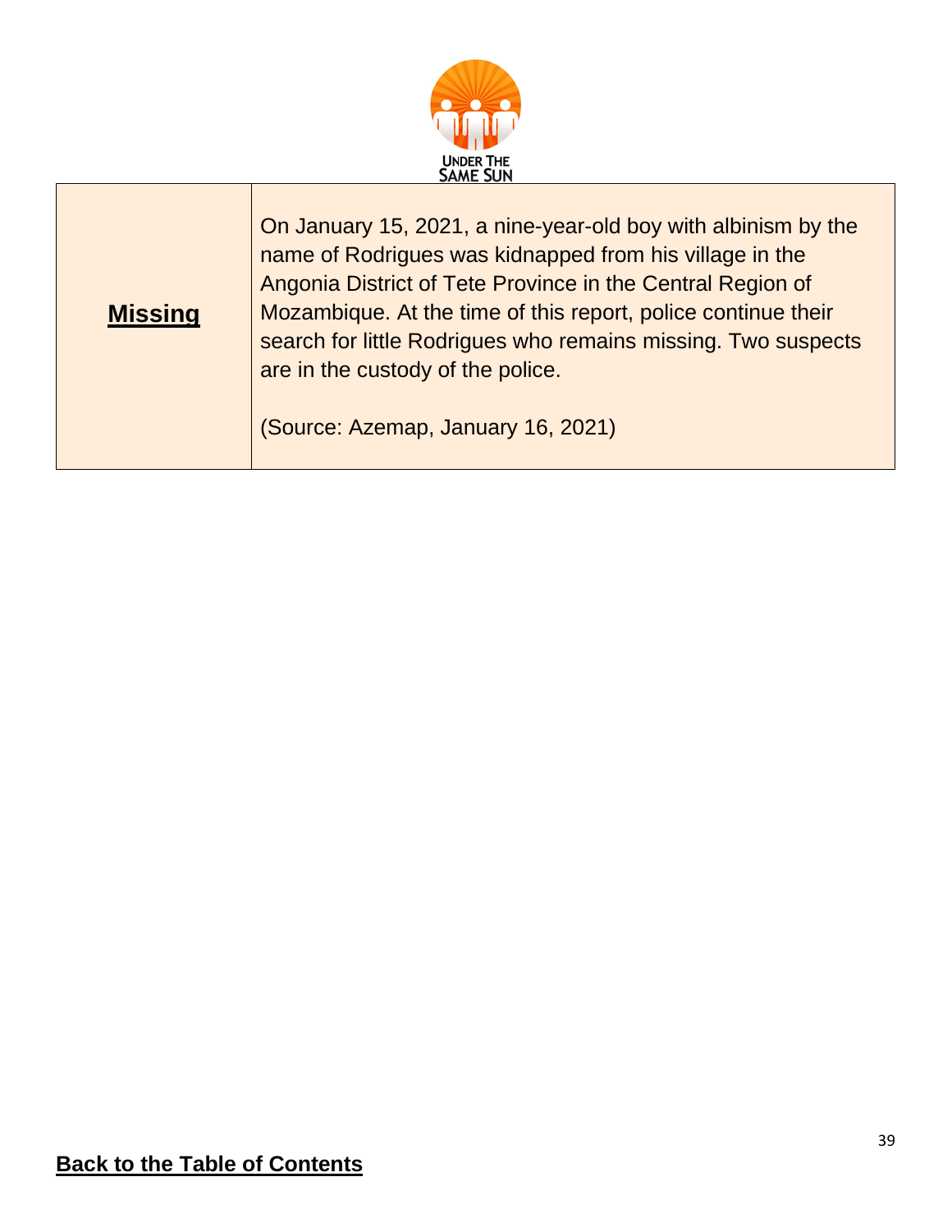| Missing | On January 15, 2021, a nine-year-old boy with albinism by the name of Rodrigues was kidnapped from his village in the Angonia District of Tete Province in the Central Region of Mozambique. At the time of this report, police continue their search for little Rodrigues who remains missing. Two suspects are in the custody of the police.<br><br>(Source: Azemap, January 16, 2021) |
| --- | --- |

**Back to the Table of Contents**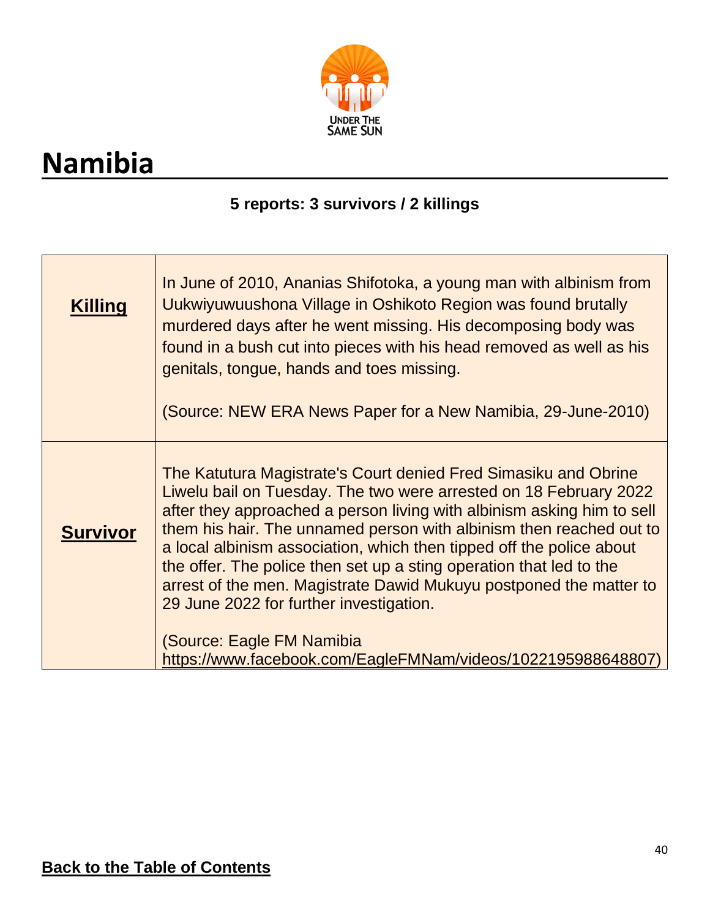# Namibia

**5 reports: 3 survivors / 2 killings**

| | |
|---|---|
| **Killing** | In June of 2010, Ananias Shifotoka, a young man with albinism from Uukwiyuwuushona Village in Oshikoto Region was found brutally murdered days after he went missing. His decomposing body was found in a bush cut into pieces with his head removed as well as his genitals, tongue, hands and toes missing.<br><br>(Source: NEW ERA News Paper for a New Namibia, 29-June-2010) |
| **Survivor** | The Katutura Magistrate's Court denied Fred Simasiku and Obrine Liwelu bail on Tuesday. The two were arrested on 18 February 2022 after they approached a person living with albinism asking him to sell them his hair. The unnamed person with albinism then reached out to a local albinism association, which then tipped off the police about the offer. The police then set up a sting operation that led to the arrest of the men. Magistrate Dawid Mukuyu postponed the matter to 29 June 2022 for further investigation.<br><br>(Source: Eagle FM Namibia https://www.facebook.com/EagleFMNam/videos/1022195988648807) |

Back to the Table of Contents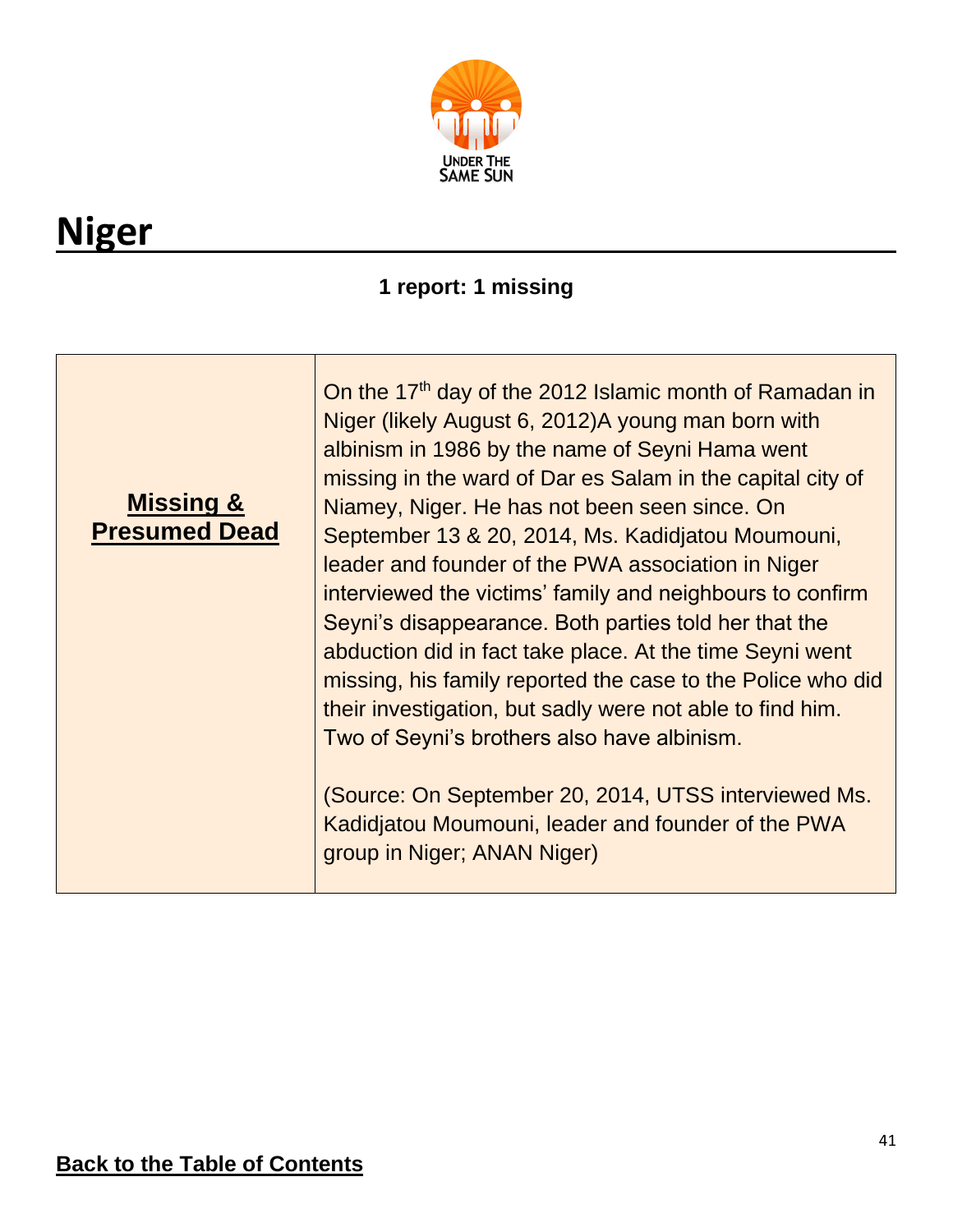# Niger

**1 report: 1 missing**

| | |
|---|---|
| **Missing & Presumed Dead** | On the 17th day of the 2012 Islamic month of Ramadan in Niger (likely August 6, 2012)A young man born with albinism in 1986 by the name of Seyni Hama went missing in the ward of Dar es Salam in the capital city of Niamey, Niger. He has not been seen since. On September 13 & 20, 2014, Ms. Kadidjatou Moumouni, leader and founder of the PWA association in Niger interviewed the victims' family and neighbours to confirm Seyni's disappearance. Both parties told her that the abduction did in fact take place. At the time Seyni went missing, his family reported the case to the Police who did their investigation, but sadly were not able to find him. Two of Seyni's brothers also have albinism.<br><br>(Source: On September 20, 2014, UTSS interviewed Ms. Kadidjatou Moumouni, leader and founder of the PWA group in Niger; ANAN Niger) |

**Back to the Table of Contents**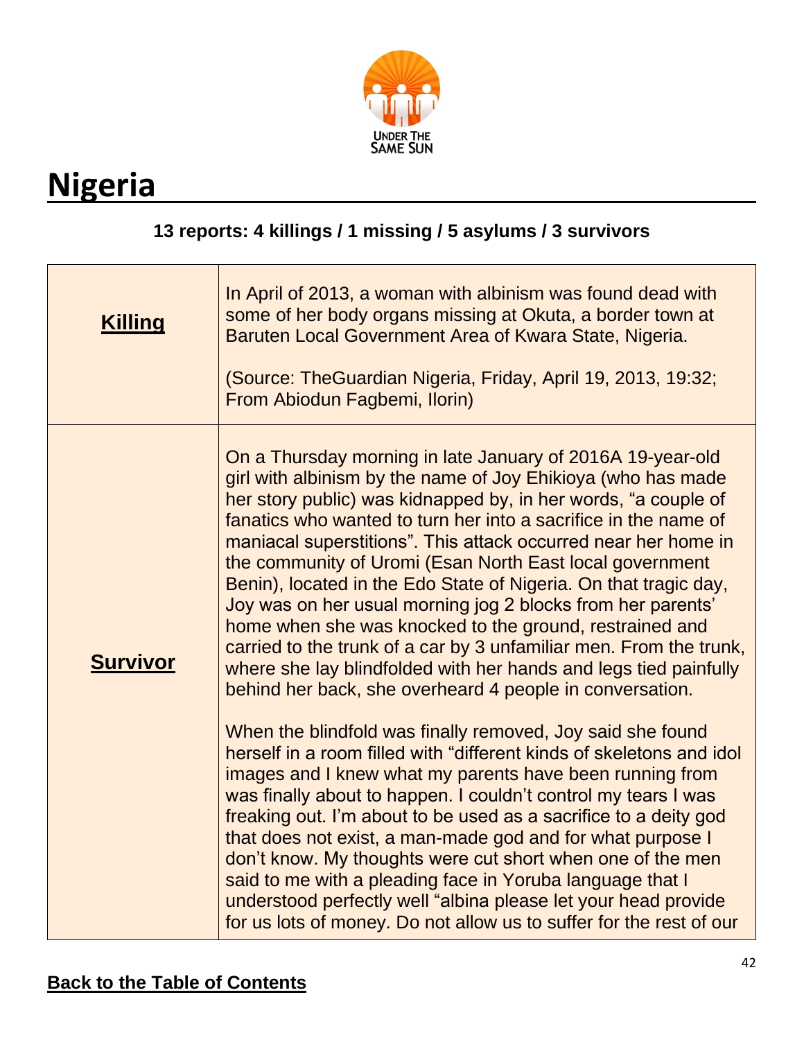# Nigeria

**13 reports: 4 killings / 1 missing / 5 asylums / 3 survivors**

| | |
|---|---|
| **Killing** | In April of 2013, a woman with albinism was found dead with some of her body organs missing at Okuta, a border town at Baruten Local Government Area of Kwara State, Nigeria.<br><br>(Source: TheGuardian Nigeria, Friday, April 19, 2013, 19:32; From Abiodun Fagbemi, Ilorin) |
| **Survivor** | On a Thursday morning in late January of 2016A 19-year-old girl with albinism by the name of Joy Ehikioya (who has made her story public) was kidnapped by, in her words, "a couple of fanatics who wanted to turn her into a sacrifice in the name of maniacal superstitions". This attack occurred near her home in the community of Uromi (Esan North East local government Benin), located in the Edo State of Nigeria. On that tragic day, Joy was on her usual morning jog 2 blocks from her parents' home when she was knocked to the ground, restrained and carried to the trunk of a car by 3 unfamiliar men. From the trunk, where she lay blindfolded with her hands and legs tied painfully behind her back, she overheard 4 people in conversation.<br><br>When the blindfold was finally removed, Joy said she found herself in a room filled with "different kinds of skeletons and idol images and I knew what my parents have been running from was finally about to happen. I couldn't control my tears I was freaking out. I'm about to be used as a sacrifice to a deity god that does not exist, a man-made god and for what purpose I don't know. My thoughts were cut short when one of the men said to me with a pleading face in Yoruba language that I understood perfectly well "albina please let your head provide for us lots of money. Do not allow us to suffer for the rest of our |

**Back to the Table of Contents**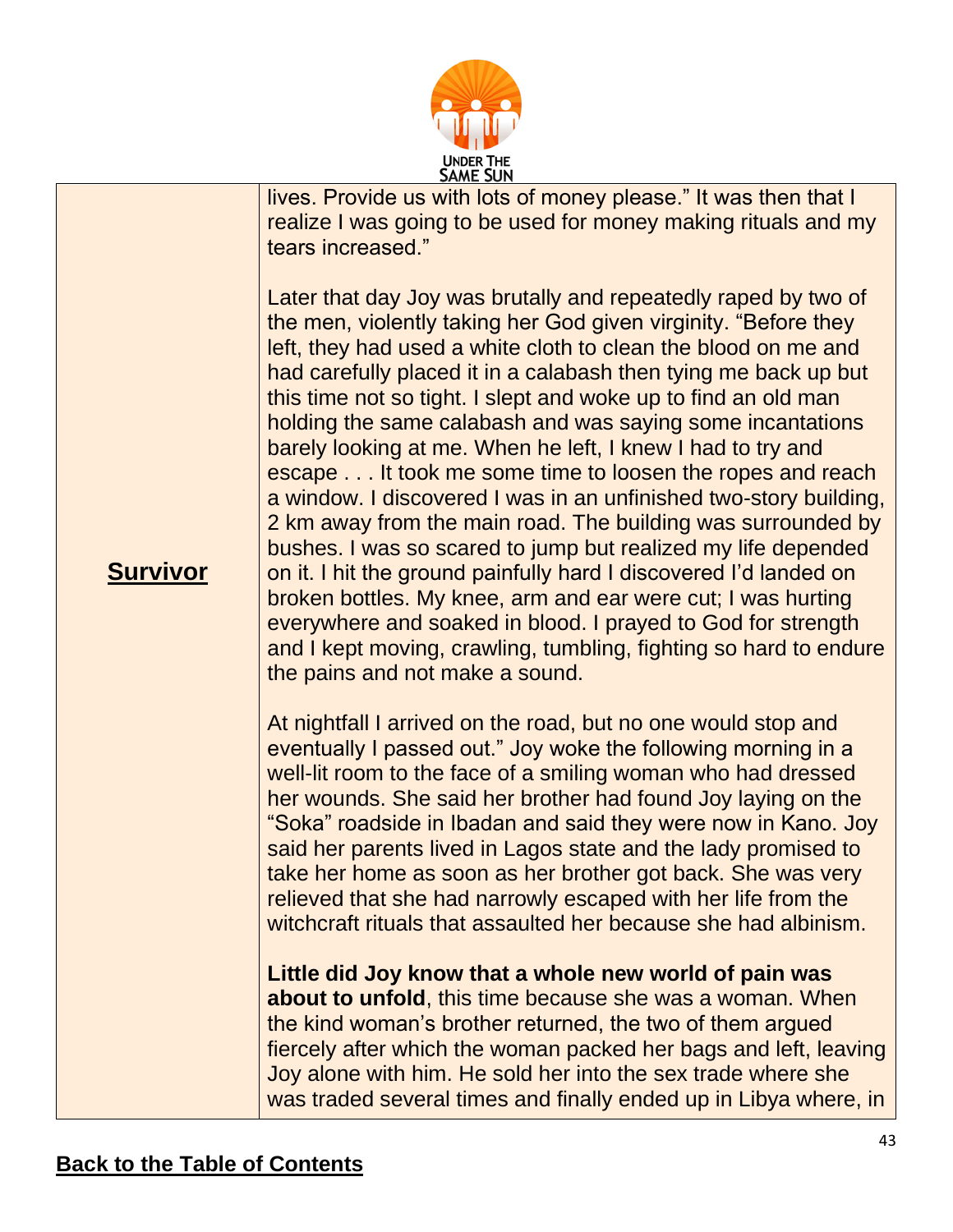| | |
|---|---|
| **Survivor** | lives. Provide us with lots of money please." It was then that I realize I was going to be used for money making rituals and my tears increased."<br><br>Later that day Joy was brutally and repeatedly raped by two of the men, violently taking her God given virginity. "Before they left, they had used a white cloth to clean the blood on me and had carefully placed it in a calabash then tying me back up but this time not so tight. I slept and woke up to find an old man holding the same calabash and was saying some incantations barely looking at me. When he left, I knew I had to try and escape . . . It took me some time to loosen the ropes and reach a window. I discovered I was in an unfinished two-story building, 2 km away from the main road. The building was surrounded by bushes. I was so scared to jump but realized my life depended on it. I hit the ground painfully hard I discovered I'd landed on broken bottles. My knee, arm and ear were cut; I was hurting everywhere and soaked in blood. I prayed to God for strength and I kept moving, crawling, tumbling, fighting so hard to endure the pains and not make a sound.<br><br>At nightfall I arrived on the road, but no one would stop and eventually I passed out." Joy woke the following morning in a well-lit room to the face of a smiling woman who had dressed her wounds. She said her brother had found Joy laying on the "Soka" roadside in Ibadan and said they were now in Kano. Joy said her parents lived in Lagos state and the lady promised to take her home as soon as her brother got back. She was very relieved that she had narrowly escaped with her life from the witchcraft rituals that assaulted her because she had albinism.<br><br>**Little did Joy know that a whole new world of pain was about to unfold**, this time because she was a woman. When the kind woman's brother returned, the two of them argued fiercely after which the woman packed her bags and left, leaving Joy alone with him. He sold her into the sex trade where she was traded several times and finally ended up in Libya where, in |

**Back to the Table of Contents**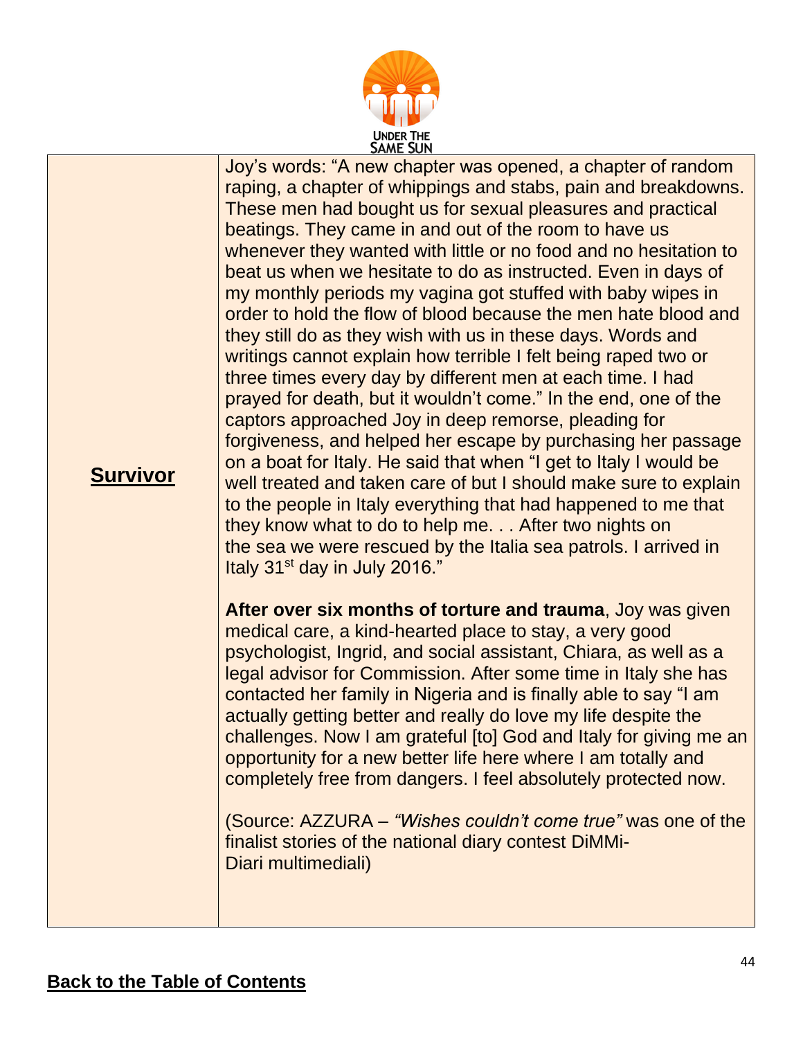UNDER THE SAME SUN

| **Survivor** | Joy's words: "A new chapter was opened, a chapter of random raping, a chapter of whippings and stabs, pain and breakdowns. These men had bought us for sexual pleasures and practical beatings. They came in and out of the room to have us whenever they wanted with little or no food and no hesitation to beat us when we hesitate to do as instructed. Even in days of my monthly periods my vagina got stuffed with baby wipes in order to hold the flow of blood because the men hate blood and they still do as they wish with us in these days. Words and writings cannot explain how terrible I felt being raped two or three times every day by different men at each time. I had prayed for death, but it wouldn't come." In the end, one of the captors approached Joy in deep remorse, pleading for forgiveness, and helped her escape by purchasing her passage on a boat for Italy. He said that when "I get to Italy I would be well treated and taken care of but I should make sure to explain to the people in Italy everything that had happened to me that they know what to do to help me. . . After two nights on the sea we were rescued by the Italia sea patrols. I arrived in Italy 31st day in July 2016."<br><br>**After over six months of torture and trauma**, Joy was given medical care, a kind-hearted place to stay, a very good psychologist, Ingrid, and social assistant, Chiara, as well as a legal advisor for Commission. After some time in Italy she has contacted her family in Nigeria and is finally able to say "I am actually getting better and really do love my life despite the challenges. Now I am grateful [to] God and Italy for giving me an opportunity for a new better life here where I am totally and completely free from dangers. I feel absolutely protected now.<br><br>(Source: AZZURA – *"Wishes couldn't come true"* was one of the finalist stories of the national diary contest DiMMi-Diari multimediali) |
|---|---|

**Back to the Table of Contents**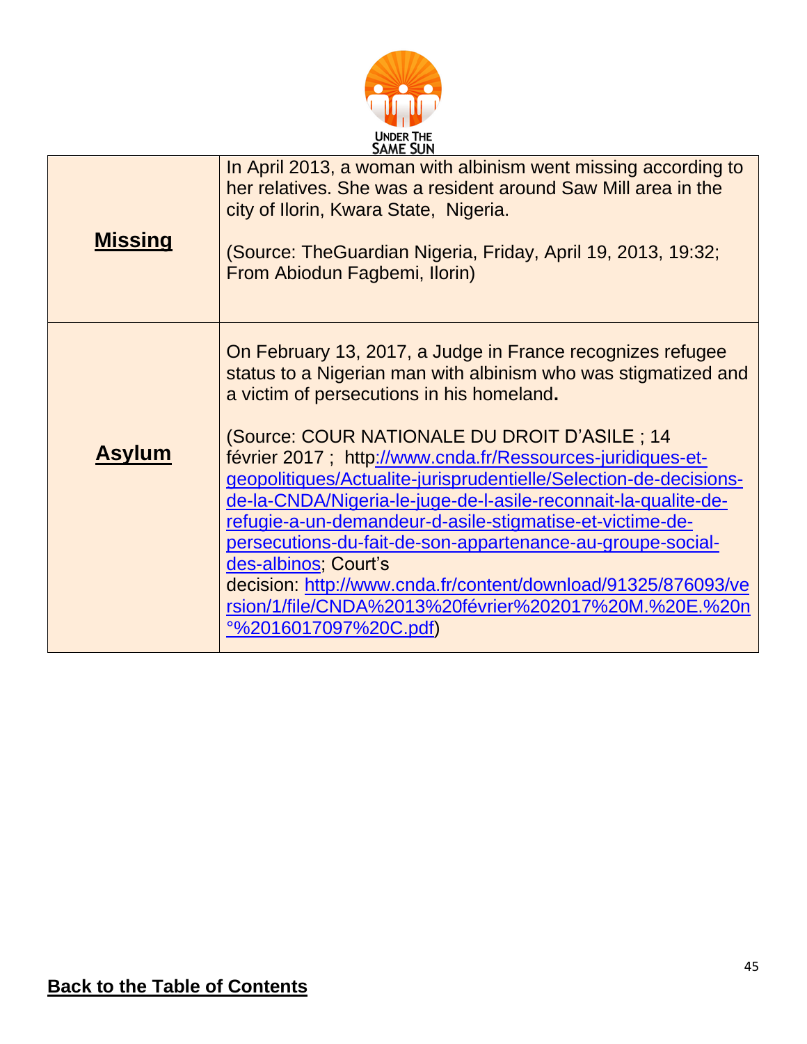| | |
|---|---|
| **Missing** | In April 2013, a woman with albinism went missing according to her relatives. She was a resident around Saw Mill area in the city of Ilorin, Kwara State, Nigeria.<br><br>(Source: TheGuardian Nigeria, Friday, April 19, 2013, 19:32; From Abiodun Fagbemi, Ilorin) |
| **Asylum** | On February 13, 2017, a Judge in France recognizes refugee status to a Nigerian man with albinism who was stigmatized and a victim of persecutions in his homeland.<br><br>(Source: COUR NATIONALE DU DROIT D'ASILE ; 14 février 2017 ; http://www.cnda.fr/Ressources-juridiques-et-geopolitiques/Actualite-jurisprudentielle/Selection-de-decisions-de-la-CNDA/Nigeria-le-juge-de-l-asile-reconnait-la-qualite-de-refugie-a-un-demandeur-d-asile-stigmatise-et-victime-de-persecutions-du-fait-de-son-appartenance-au-groupe-social-des-albinos; Court's decision: http://www.cnda.fr/content/download/91325/876093/version/1/file/CNDA%2013%20février%202017%20M.%20E.%20n°%2016017097%20C.pdf) |

**Back to the Table of Contents**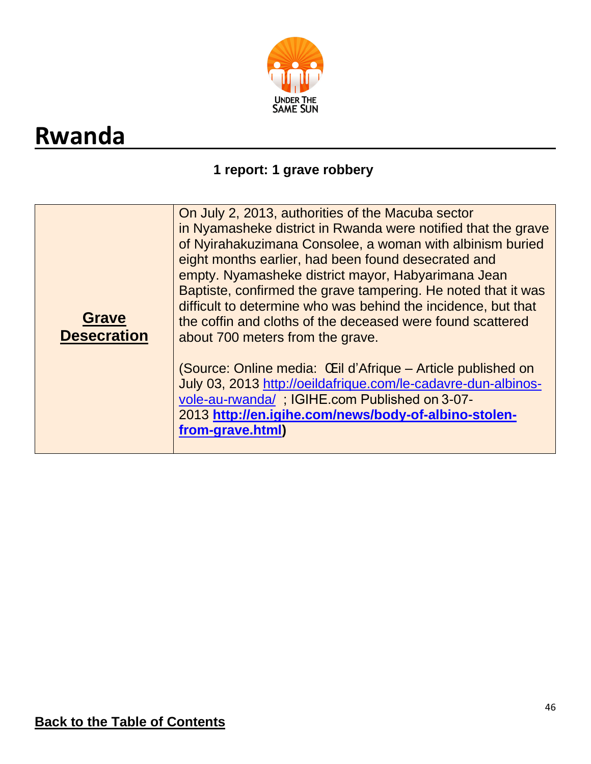# Rwanda

**1 report: 1 grave robbery**

| **Grave Desecration** | On July 2, 2013, authorities of the Macuba sector in Nyamasheke district in Rwanda were notified that the grave of Nyirahakuzimana Consolee, a woman with albinism buried eight months earlier, had been found desecrated and empty. Nyamasheke district mayor, Habyarimana Jean Baptiste, confirmed the grave tampering. He noted that it was difficult to determine who was behind the incidence, but that the coffin and cloths of the deceased were found scattered about 700 meters from the grave.<br><br>(Source: Online media: Œil d'Afrique – Article published on July 03, 2013 http://oeildafrique.com/le-cadavre-dun-albinos-vole-au-rwanda/ ; IGIHE.com Published on 3-07-2013 **http://en.igihe.com/news/body-of-albino-stolen-from-grave.html)** |
|---|---|

**Back to the Table of Contents**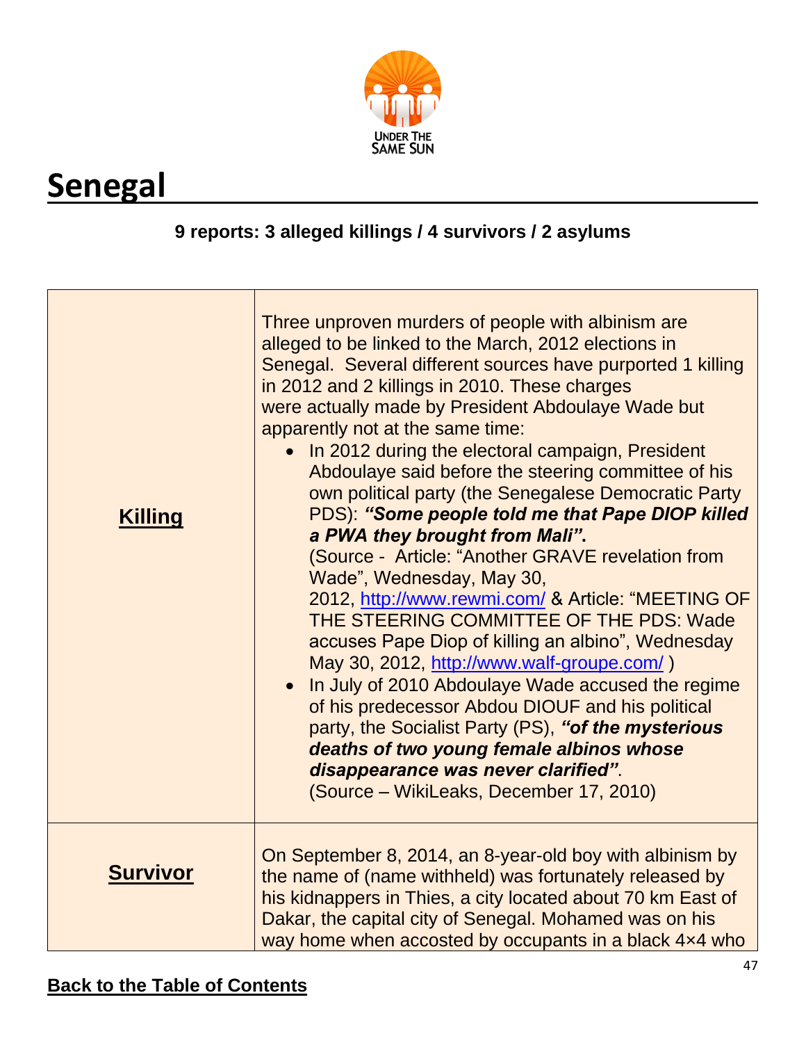# Senegal

**9 reports: 3 alleged killings / 4 survivors / 2 asylums**

| | |
|---|---|
| **Killing** | Three unproven murders of people with albinism are alleged to be linked to the March, 2012 elections in Senegal. Several different sources have purported 1 killing in 2012 and 2 killings in 2010. These charges were actually made by President Abdoulaye Wade but apparently not at the same time: <br>• In 2012 during the electoral campaign, President Abdoulaye said before the steering committee of his own political party (the Senegalese Democratic Party PDS): ***"Some people told me that Pape DIOP killed a PWA they brought from Mali"*.** (Source - Article: "Another GRAVE revelation from Wade", Wednesday, May 30, 2012, http://www.rewmi.com/ & Article: "MEETING OF THE STEERING COMMITTEE OF THE PDS: Wade accuses Pape Diop of killing an albino", Wednesday May 30, 2012, http://www.walf-groupe.com/ ) <br>• In July of 2010 Abdoulaye Wade accused the regime of his predecessor Abdou DIOUF and his political party, the Socialist Party (PS), ***"of the mysterious deaths of two young female albinos whose disappearance was never clarified"***. (Source – WikiLeaks, December 17, 2010) |
| **Survivor** | On September 8, 2014, an 8-year-old boy with albinism by the name of (name withheld) was fortunately released by his kidnappers in Thies, a city located about 70 km East of Dakar, the capital city of Senegal. Mohamed was on his way home when accosted by occupants in a black 4×4 who |

**Back to the Table of Contents**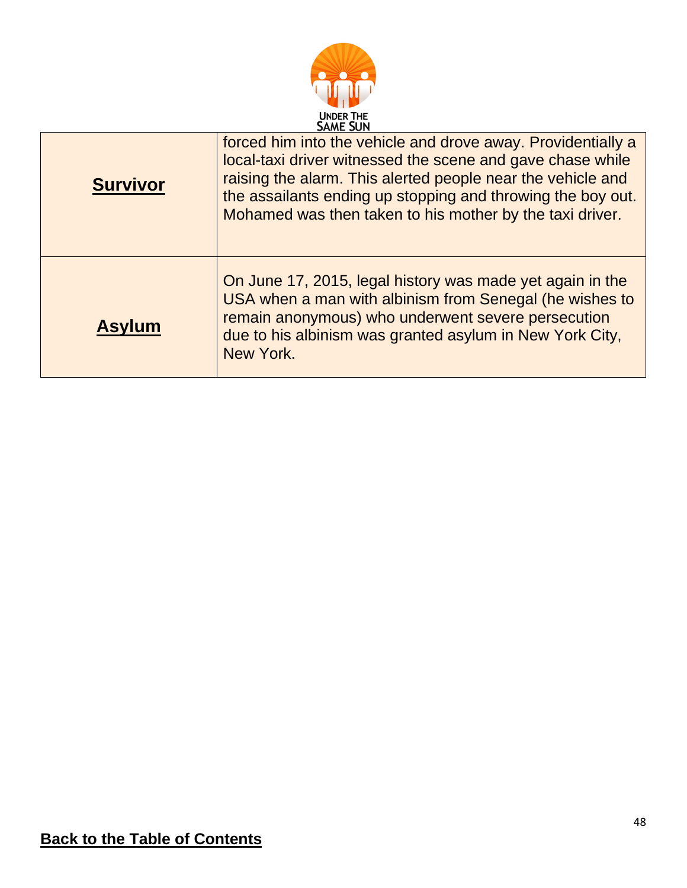| | |
|---|---|
| **Survivor** | forced him into the vehicle and drove away. Providentially a local-taxi driver witnessed the scene and gave chase while raising the alarm. This alerted people near the vehicle and the assailants ending up stopping and throwing the boy out. Mohamed was then taken to his mother by the taxi driver. |
| **Asylum** | On June 17, 2015, legal history was made yet again in the USA when a man with albinism from Senegal (he wishes to remain anonymous) who underwent severe persecution due to his albinism was granted asylum in New York City, New York. |

**Back to the Table of Contents**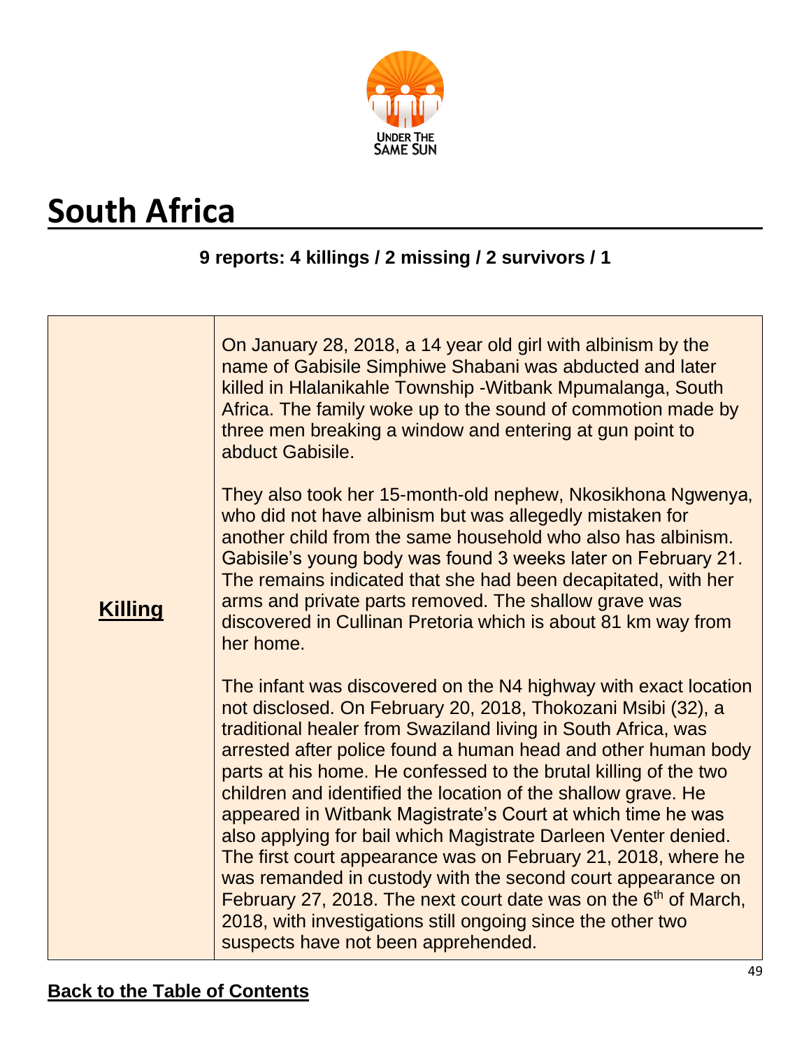# South Africa

**9 reports: 4 killings / 2 missing / 2 survivors / 1**

| **Killing** | On January 28, 2018, a 14 year old girl with albinism by the name of Gabisile Simphiwe Shabani was abducted and later killed in Hlalanikahle Township -Witbank Mpumalanga, South Africa. The family woke up to the sound of commotion made by three men breaking a window and entering at gun point to abduct Gabisile.<br><br>They also took her 15-month-old nephew, Nkosikhona Ngwenya, who did not have albinism but was allegedly mistaken for another child from the same household who also has albinism. Gabisile's young body was found 3 weeks later on February 21. The remains indicated that she had been decapitated, with her arms and private parts removed. The shallow grave was discovered in Cullinan Pretoria which is about 81 km way from her home.<br><br>The infant was discovered on the N4 highway with exact location not disclosed. On February 20, 2018, Thokozani Msibi (32), a traditional healer from Swaziland living in South Africa, was arrested after police found a human head and other human body parts at his home. He confessed to the brutal killing of the two children and identified the location of the shallow grave. He appeared in Witbank Magistrate's Court at which time he was also applying for bail which Magistrate Darleen Venter denied. The first court appearance was on February 21, 2018, where he was remanded in custody with the second court appearance on February 27, 2018. The next court date was on the 6th of March, 2018, with investigations still ongoing since the other two suspects have not been apprehended. |
|---|---|

**Back to the Table of Contents**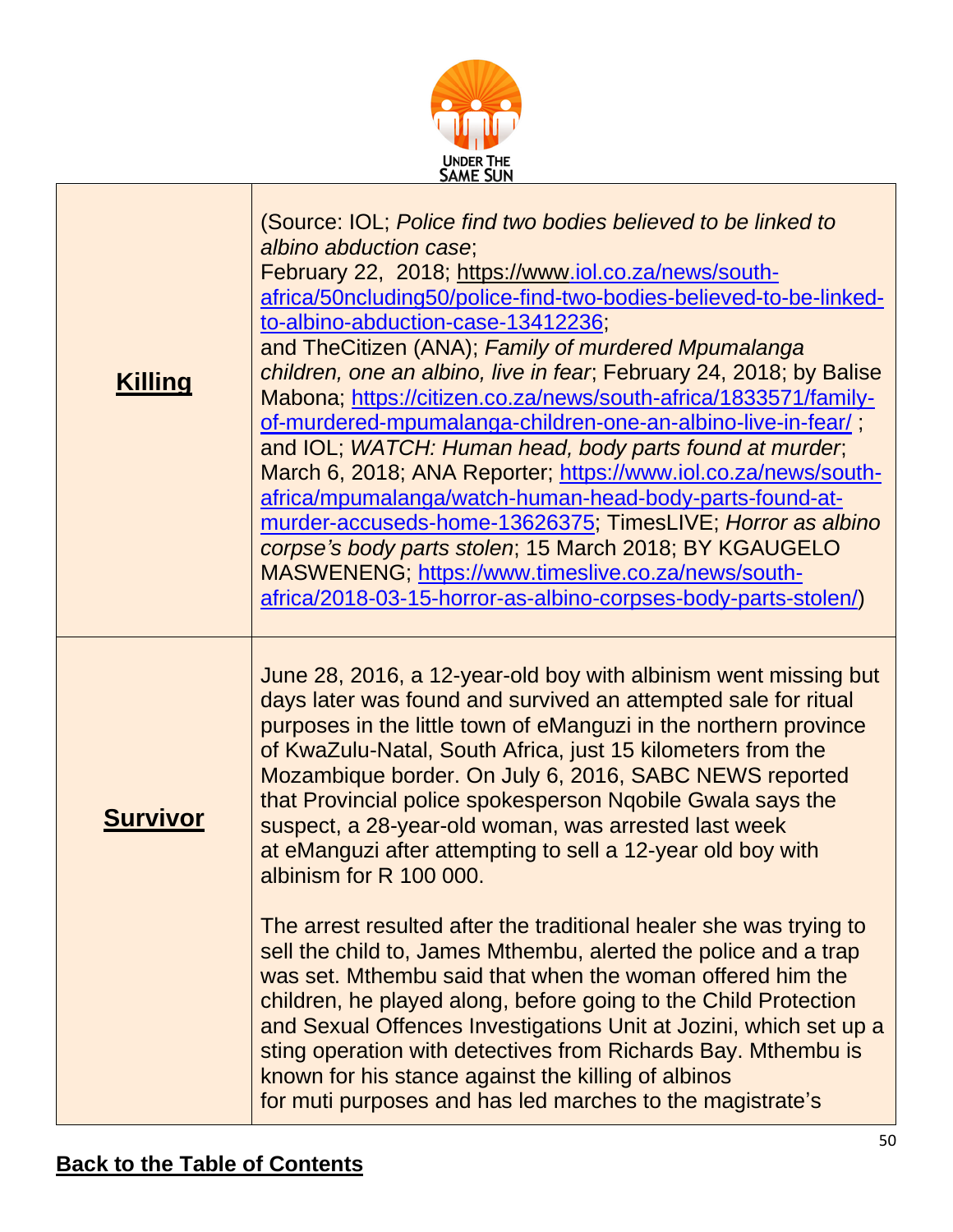| | |
|---|---|
| **Killing** | (Source: IOL; *Police find two bodies believed to be linked to albino abduction case*; February 22, 2018; https://www.iol.co.za/news/south-africa/50ncluding50/police-find-two-bodies-believed-to-be-linked-to-albino-abduction-case-13412236; and TheCitizen (ANA); *Family of murdered Mpumalanga children, one an albino, live in fear*; February 24, 2018; by Balise Mabona; https://citizen.co.za/news/south-africa/1833571/family-of-murdered-mpumalanga-children-one-an-albino-live-in-fear/ ; and IOL; *WATCH: Human head, body parts found at murder*; March 6, 2018; ANA Reporter; https://www.iol.co.za/news/south-africa/mpumalanga/watch-human-head-body-parts-found-at-murder-accuseds-home-13626375; TimesLIVE; *Horror as albino corpse's body parts stolen*; 15 March 2018; BY KGAUGELO MASWENENG; https://www.timeslive.co.za/news/south-africa/2018-03-15-horror-as-albino-corpses-body-parts-stolen/) |
| **Survivor** | June 28, 2016, a 12-year-old boy with albinism went missing but days later was found and survived an attempted sale for ritual purposes in the little town of eManguzi in the northern province of KwaZulu-Natal, South Africa, just 15 kilometers from the Mozambique border. On July 6, 2016, SABC NEWS reported that Provincial police spokesperson Nqobile Gwala says the suspect, a 28-year-old woman, was arrested last week at eManguzi after attempting to sell a 12-year old boy with albinism for R 100 000.<br><br>The arrest resulted after the traditional healer she was trying to sell the child to, James Mthembu, alerted the police and a trap was set. Mthembu said that when the woman offered him the children, he played along, before going to the Child Protection and Sexual Offences Investigations Unit at Jozini, which set up a sting operation with detectives from Richards Bay. Mthembu is known for his stance against the killing of albinos for muti purposes and has led marches to the magistrate's |

**Back to the Table of Contents**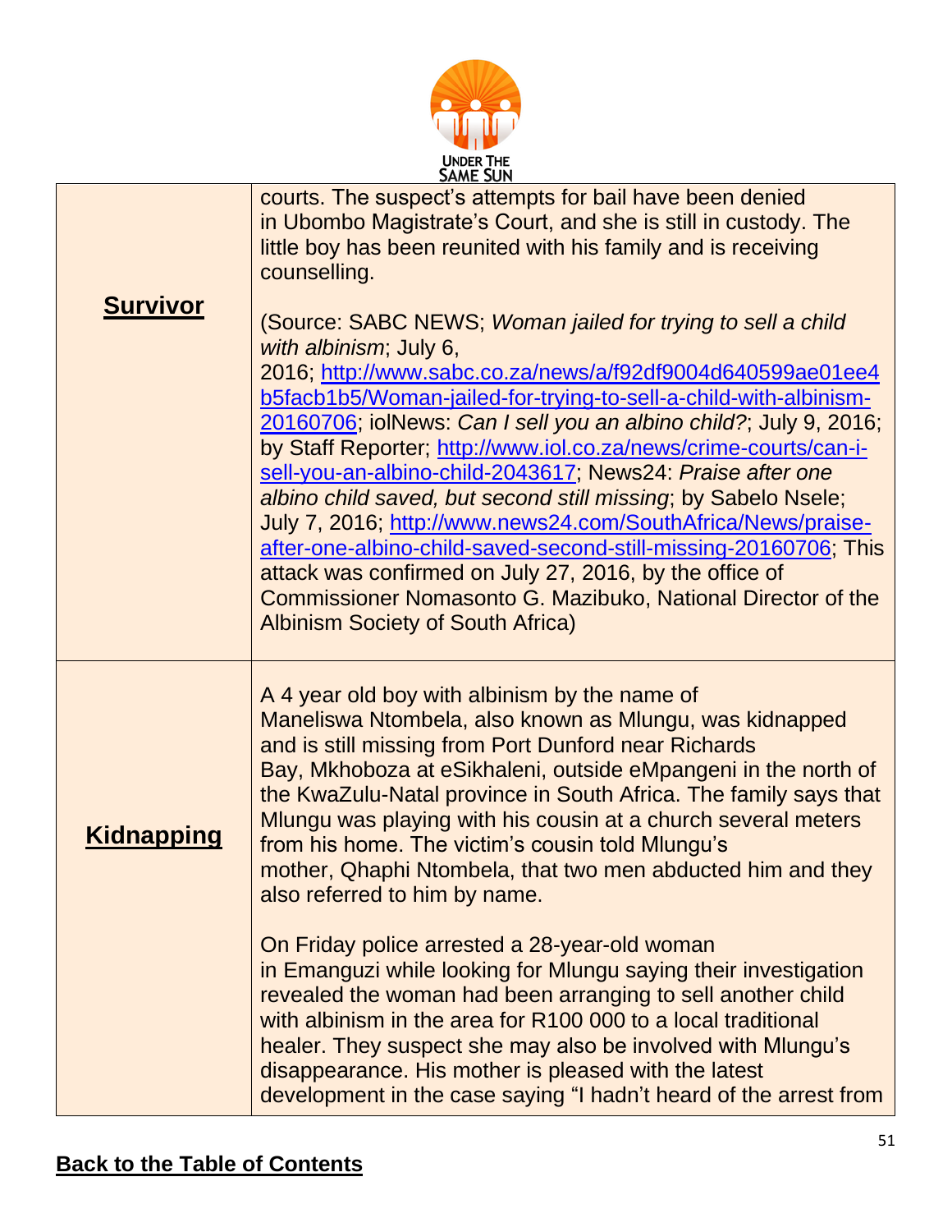| | |
|---|---|
| **Survivor** | courts. The suspect's attempts for bail have been denied in Ubombo Magistrate's Court, and she is still in custody. The little boy has been reunited with his family and is receiving counselling.<br><br>(Source: SABC NEWS; *Woman jailed for trying to sell a child with albinism*; July 6, 2016; http://www.sabc.co.za/news/a/f92df9004d640599ae01ee4b5facb1b5/Woman-jailed-for-trying-to-sell-a-child-with-albinism-20160706; iolNews: *Can I sell you an albino child?*; July 9, 2016; by Staff Reporter; http://www.iol.co.za/news/crime-courts/can-i-sell-you-an-albino-child-2043617; News24: *Praise after one albino child saved, but second still missing*; by Sabelo Nsele; July 7, 2016; http://www.news24.com/SouthAfrica/News/praise-after-one-albino-child-saved-second-still-missing-20160706; This attack was confirmed on July 27, 2016, by the office of Commissioner Nomasonto G. Mazibuko, National Director of the Albinism Society of South Africa) |
| **Kidnapping** | A 4 year old boy with albinism by the name of Maneliswa Ntombela, also known as Mlungu, was kidnapped and is still missing from Port Dunford near Richards Bay, Mkhoboza at eSikhaleni, outside eMpangeni in the north of the KwaZulu-Natal province in South Africa. The family says that Mlungu was playing with his cousin at a church several meters from his home. The victim's cousin told Mlungu's mother, Qhaphi Ntombela, that two men abducted him and they also referred to him by name.<br><br>On Friday police arrested a 28-year-old woman in Emanguzi while looking for Mlungu saying their investigation revealed the woman had been arranging to sell another child with albinism in the area for R100 000 to a local traditional healer. They suspect she may also be involved with Mlungu's disappearance. His mother is pleased with the latest development in the case saying "I hadn't heard of the arrest from |

**Back to the Table of Contents**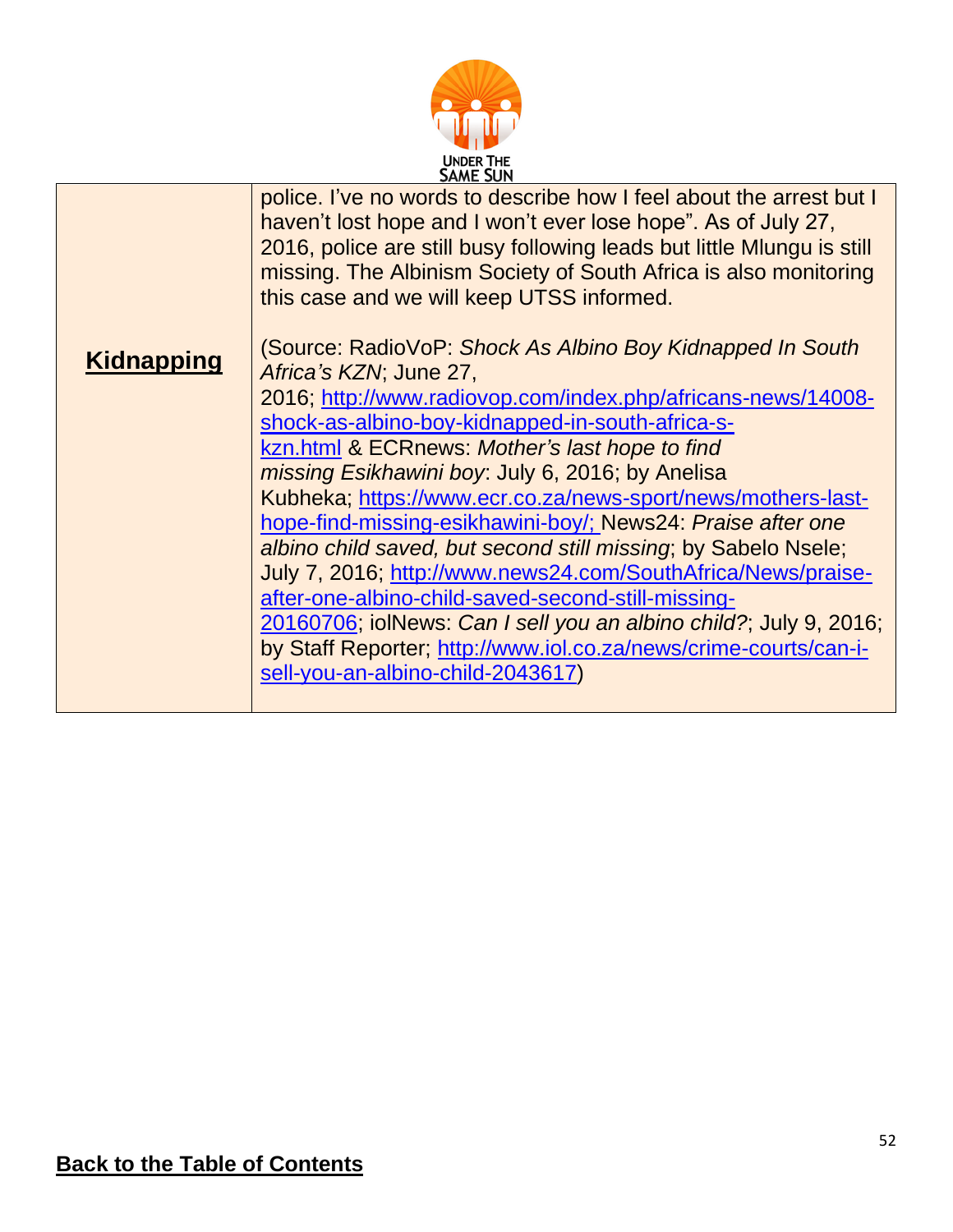| **Kidnapping** | police. I've no words to describe how I feel about the arrest but I haven't lost hope and I won't ever lose hope". As of July 27, 2016, police are still busy following leads but little Mlungu is still missing. The Albinism Society of South Africa is also monitoring this case and we will keep UTSS informed.<br><br>(Source: RadioVoP: *Shock As Albino Boy Kidnapped In South Africa's KZN*; June 27, 2016; http://www.radiovop.com/index.php/africans-news/14008-shock-as-albino-boy-kidnapped-in-south-africa-s-kzn.html & ECRnews: *Mother's last hope to find missing Esikhawini boy*: July 6, 2016; by Anelisa Kubheka; https://www.ecr.co.za/news-sport/news/mothers-last-hope-find-missing-esikhawini-boy/; News24: *Praise after one albino child saved, but second still missing*; by Sabelo Nsele; July 7, 2016; http://www.news24.com/SouthAfrica/News/praise-after-one-albino-child-saved-second-still-missing-20160706; iolNews: *Can I sell you an albino child?*; July 9, 2016; by Staff Reporter; http://www.iol.co.za/news/crime-courts/can-i-sell-you-an-albino-child-2043617) |
|---|---|

**Back to the Table of Contents**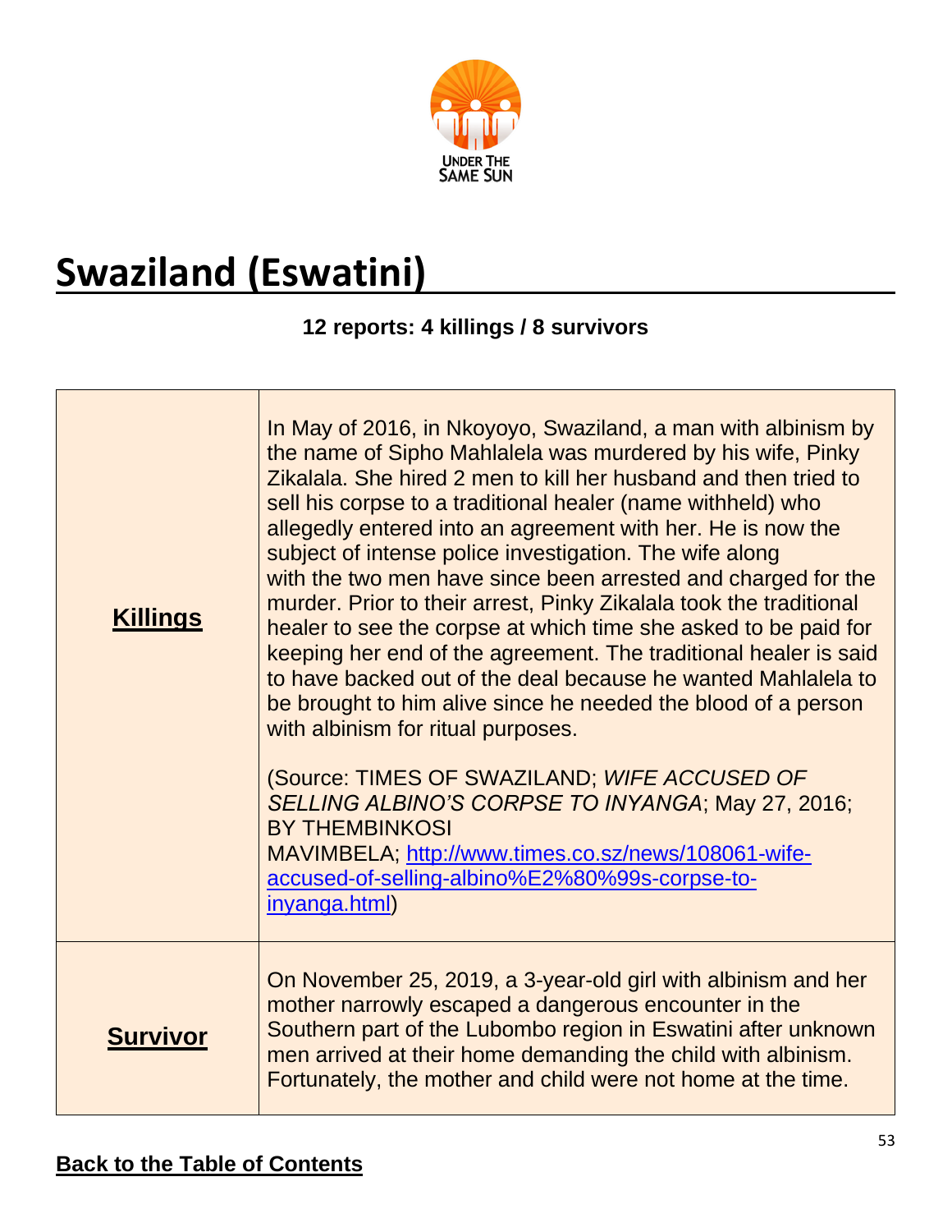# Swaziland (Eswatini)

**12 reports: 4 killings / 8 survivors**

| | |
|---|---|
| **Killings** | In May of 2016, in Nkoyoyo, Swaziland, a man with albinism by the name of Sipho Mahlalela was murdered by his wife, Pinky Zikalala. She hired 2 men to kill her husband and then tried to sell his corpse to a traditional healer (name withheld) who allegedly entered into an agreement with her. He is now the subject of intense police investigation. The wife along with the two men have since been arrested and charged for the murder. Prior to their arrest, Pinky Zikalala took the traditional healer to see the corpse at which time she asked to be paid for keeping her end of the agreement. The traditional healer is said to have backed out of the deal because he wanted Mahlalela to be brought to him alive since he needed the blood of a person with albinism for ritual purposes.<br><br>(Source: TIMES OF SWAZILAND; *WIFE ACCUSED OF SELLING ALBINO'S CORPSE TO INYANGA*; May 27, 2016; BY THEMBINKOSI MAVIMBELA; http://www.times.co.sz/news/108061-wife-accused-of-selling-albino%E2%80%99s-corpse-to-inyanga.html) |
| **Survivor** | On November 25, 2019, a 3-year-old girl with albinism and her mother narrowly escaped a dangerous encounter in the Southern part of the Lubombo region in Eswatini after unknown men arrived at their home demanding the child with albinism. Fortunately, the mother and child were not home at the time. |

**Back to the Table of Contents**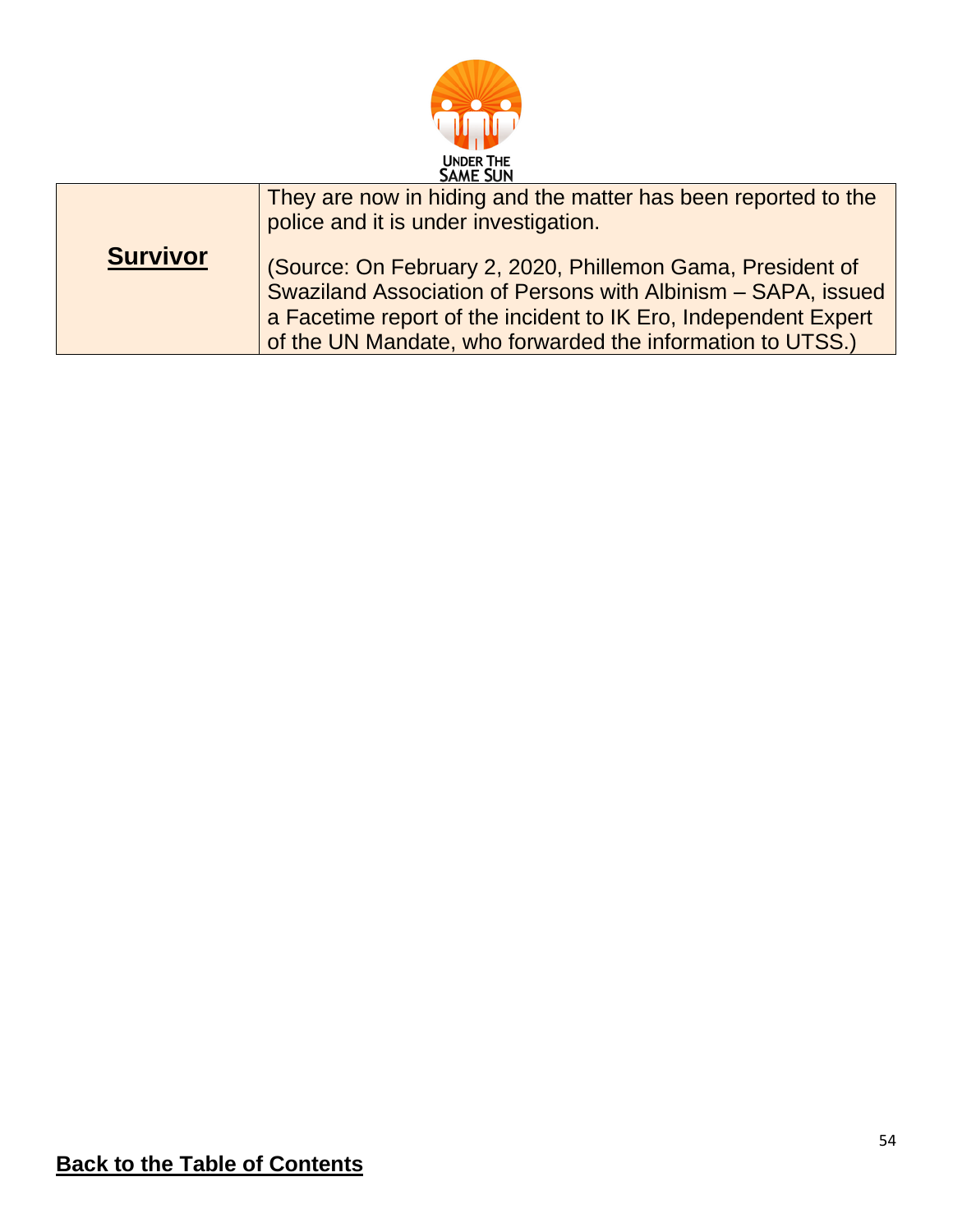| | |
|---|---|
| **Survivor** | They are now in hiding and the matter has been reported to the police and it is under investigation.<br><br>(Source: On February 2, 2020, Phillemon Gama, President of Swaziland Association of Persons with Albinism – SAPA, issued a Facetime report of the incident to IK Ero, Independent Expert of the UN Mandate, who forwarded the information to UTSS.) |

**Back to the Table of Contents**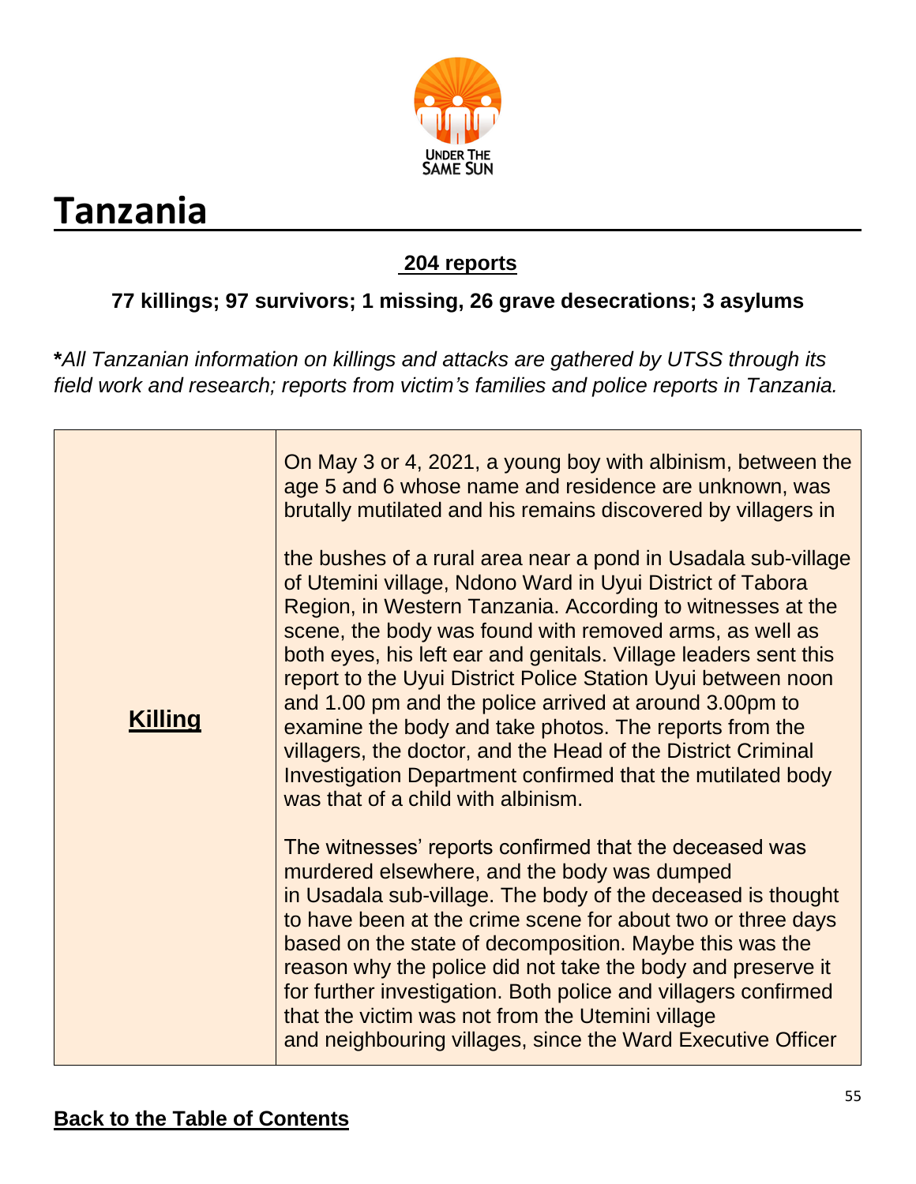# Tanzania

**204 reports**

**77 killings; 97 survivors; 1 missing, 26 grave desecrations; 3 asylums**

***All Tanzanian information on killings and attacks are gathered by UTSS through its field work and research; reports from victim's families and police reports in Tanzania.*

| **Killing** | On May 3 or 4, 2021, a young boy with albinism, between the age 5 and 6 whose name and residence are unknown, was brutally mutilated and his remains discovered by villagers in<br><br>the bushes of a rural area near a pond in Usadala sub-village of Utemini village, Ndono Ward in Uyui District of Tabora Region, in Western Tanzania. According to witnesses at the scene, the body was found with removed arms, as well as both eyes, his left ear and genitals. Village leaders sent this report to the Uyui District Police Station Uyui between noon and 1.00 pm and the police arrived at around 3.00pm to examine the body and take photos. The reports from the villagers, the doctor, and the Head of the District Criminal Investigation Department confirmed that the mutilated body was that of a child with albinism.<br><br>The witnesses' reports confirmed that the deceased was murdered elsewhere, and the body was dumped in Usadala sub-village. The body of the deceased is thought to have been at the crime scene for about two or three days based on the state of decomposition. Maybe this was the reason why the police did not take the body and preserve it for further investigation. Both police and villagers confirmed that the victim was not from the Utemini village and neighbouring villages, since the Ward Executive Officer |
|---|---|

**Back to the Table of Contents**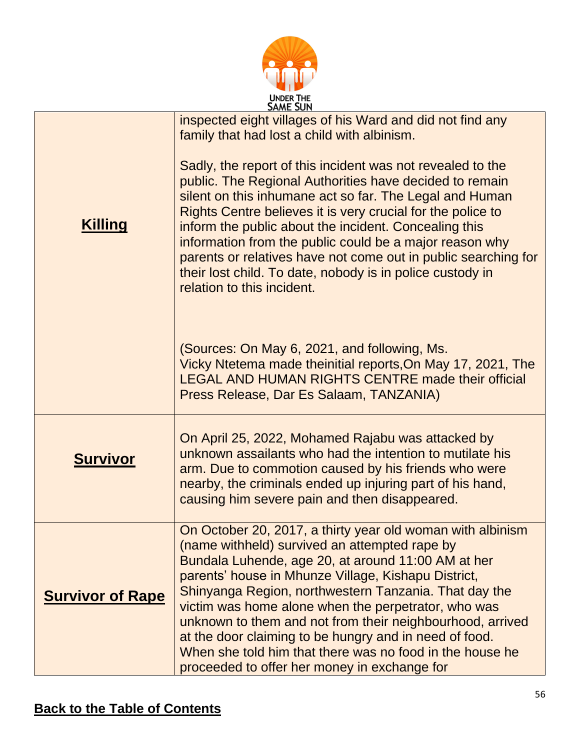| | |
|---|---|
| **Killing** | inspected eight villages of his Ward and did not find any family that had lost a child with albinism.<br><br>Sadly, the report of this incident was not revealed to the public. The Regional Authorities have decided to remain silent on this inhumane act so far. The Legal and Human Rights Centre believes it is very crucial for the police to inform the public about the incident. Concealing this information from the public could be a major reason why parents or relatives have not come out in public searching for their lost child. To date, nobody is in police custody in relation to this incident.<br><br>(Sources: On May 6, 2021, and following, Ms. Vicky Ntetema made theinitial reports,On May 17, 2021, The LEGAL AND HUMAN RIGHTS CENTRE made their official Press Release, Dar Es Salaam, TANZANIA) |
| **Survivor** | On April 25, 2022, Mohamed Rajabu was attacked by unknown assailants who had the intention to mutilate his arm. Due to commotion caused by his friends who were nearby, the criminals ended up injuring part of his hand, causing him severe pain and then disappeared. |
| **Survivor of Rape** | On October 20, 2017, a thirty year old woman with albinism (name withheld) survived an attempted rape by Bundala Luhende, age 20, at around 11:00 AM at her parents' house in Mhunze Village, Kishapu District, Shinyanga Region, northwestern Tanzania. That day the victim was home alone when the perpetrator, who was unknown to them and not from their neighbourhood, arrived at the door claiming to be hungry and in need of food. When she told him that there was no food in the house he proceeded to offer her money in exchange for |

**Back to the Table of Contents**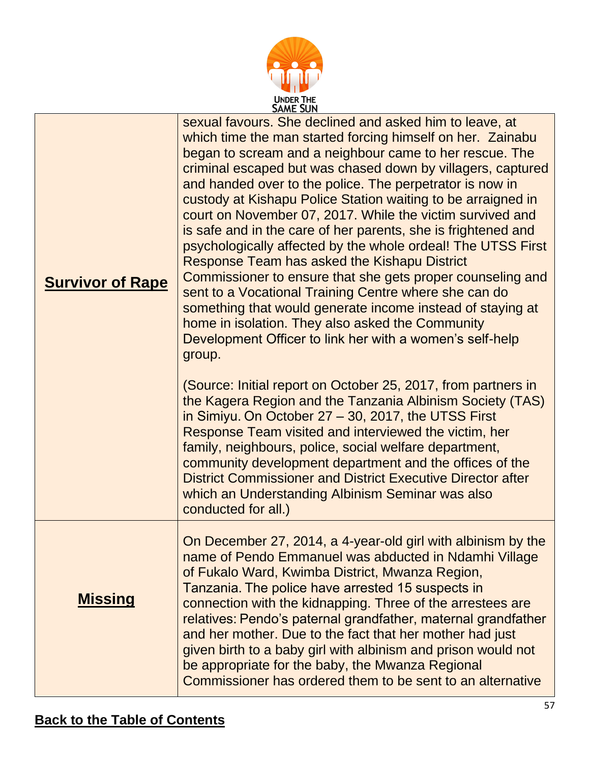| | |
|---|---|
| **Survivor of Rape** | sexual favours. She declined and asked him to leave, at which time the man started forcing himself on her. Zainabu began to scream and a neighbour came to her rescue. The criminal escaped but was chased down by villagers, captured and handed over to the police. The perpetrator is now in custody at Kishapu Police Station waiting to be arraigned in court on November 07, 2017. While the victim survived and is safe and in the care of her parents, she is frightened and psychologically affected by the whole ordeal! The UTSS First Response Team has asked the Kishapu District Commissioner to ensure that she gets proper counseling and sent to a Vocational Training Centre where she can do something that would generate income instead of staying at home in isolation. They also asked the Community Development Officer to link her with a women's self-help group.<br><br>(Source: Initial report on October 25, 2017, from partners in the Kagera Region and the Tanzania Albinism Society (TAS) in Simiyu. On October 27 – 30, 2017, the UTSS First Response Team visited and interviewed the victim, her family, neighbours, police, social welfare department, community development department and the offices of the District Commissioner and District Executive Director after which an Understanding Albinism Seminar was also conducted for all.) |
| **Missing** | On December 27, 2014, a 4-year-old girl with albinism by the name of Pendo Emmanuel was abducted in Ndamhi Village of Fukalo Ward, Kwimba District, Mwanza Region, Tanzania. The police have arrested 15 suspects in connection with the kidnapping. Three of the arrestees are relatives: Pendo's paternal grandfather, maternal grandfather and her mother. Due to the fact that her mother had just given birth to a baby girl with albinism and prison would not be appropriate for the baby, the Mwanza Regional Commissioner has ordered them to be sent to an alternative |

**Back to the Table of Contents**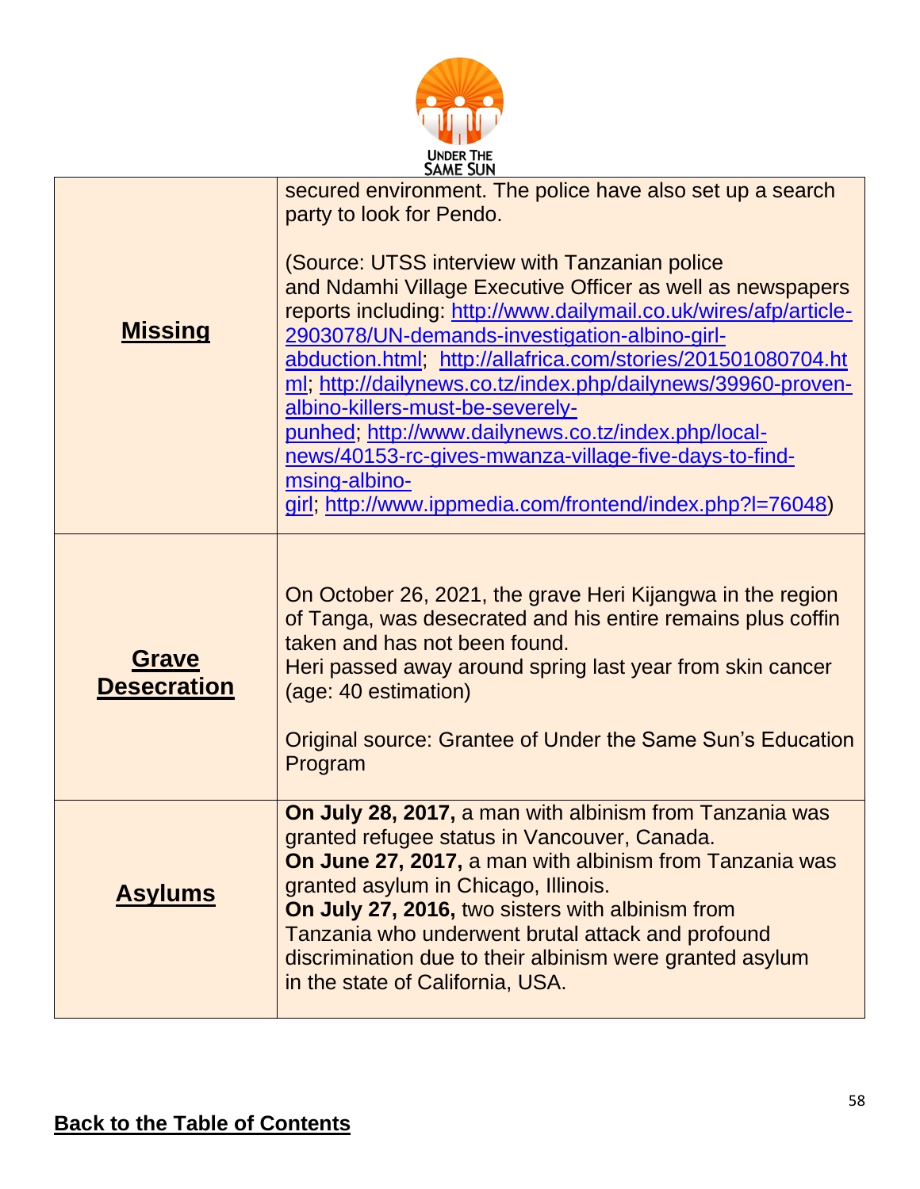| | |
|---|---|
| **Missing** | secured environment. The police have also set up a search party to look for Pendo.<br><br>(Source: UTSS interview with Tanzanian police and Ndamhi Village Executive Officer as well as newspapers reports including: http://www.dailymail.co.uk/wires/afp/article-2903078/UN-demands-investigation-albino-girl-abduction.html; http://allafrica.com/stories/201501080704.html; http://dailynews.co.tz/index.php/dailynews/39960-proven-albino-killers-must-be-severely-punhed; http://www.dailynews.co.tz/index.php/local-news/40153-rc-gives-mwanza-village-five-days-to-find-msing-albino-girl; http://www.ippmedia.com/frontend/index.php?l=76048) |
| **Grave Desecration** | On October 26, 2021, the grave Heri Kijangwa in the region of Tanga, was desecrated and his entire remains plus coffin taken and has not been found.<br>Heri passed away around spring last year from skin cancer (age: 40 estimation)<br><br>Original source: Grantee of Under the Same Sun's Education Program |
| **Asylums** | **On July 28, 2017,** a man with albinism from Tanzania was granted refugee status in Vancouver, Canada.<br>**On June 27, 2017,** a man with albinism from Tanzania was granted asylum in Chicago, Illinois.<br>**On July 27, 2016,** two sisters with albinism from Tanzania who underwent brutal attack and profound discrimination due to their albinism were granted asylum in the state of California, USA. |

**Back to the Table of Contents**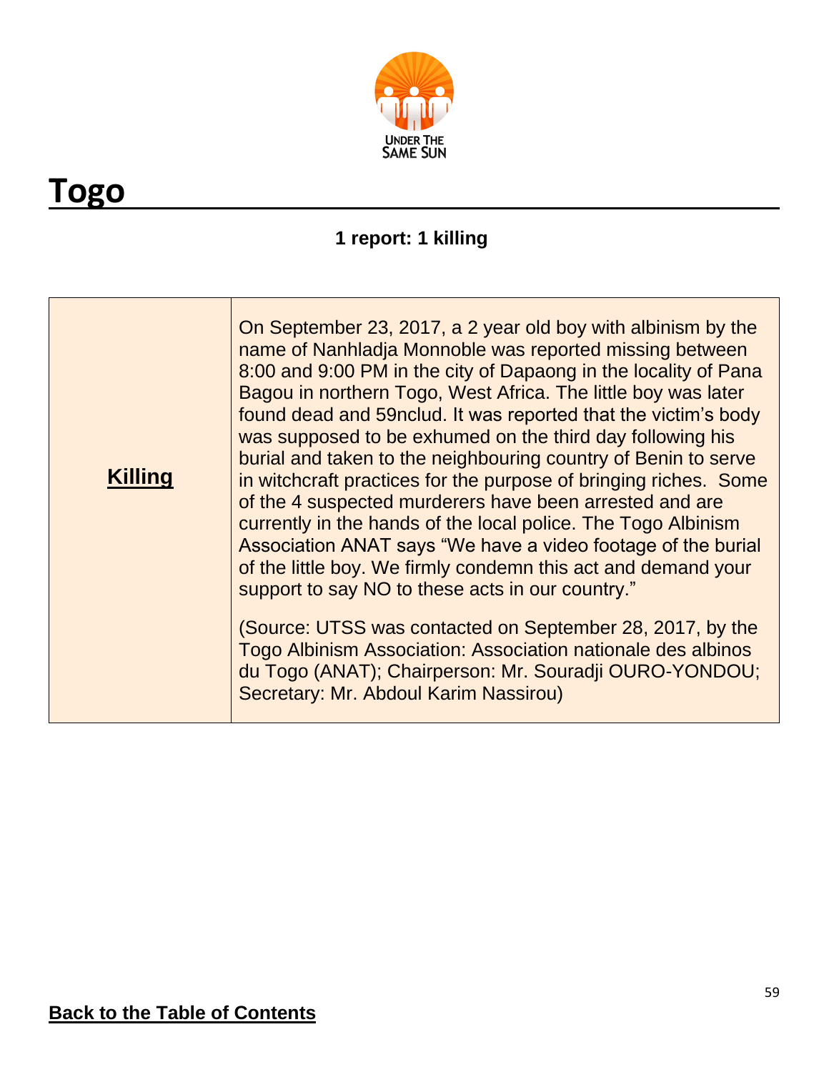# Togo

**1 report: 1 killing**

| **Killing** | On September 23, 2017, a 2 year old boy with albinism by the name of Nanhladja Monnoble was reported missing between 8:00 and 9:00 PM in the city of Dapaong in the locality of Pana Bagou in northern Togo, West Africa. The little boy was later found dead and 59nclud. It was reported that the victim's body was supposed to be exhumed on the third day following his burial and taken to the neighbouring country of Benin to serve in witchcraft practices for the purpose of bringing riches. Some of the 4 suspected murderers have been arrested and are currently in the hands of the local police. The Togo Albinism Association ANAT says "We have a video footage of the burial of the little boy. We firmly condemn this act and demand your support to say NO to these acts in our country."<br><br>(Source: UTSS was contacted on September 28, 2017, by the Togo Albinism Association: Association nationale des albinos du Togo (ANAT); Chairperson: Mr. Souradji OURO-YONDOU; Secretary: Mr. Abdoul Karim Nassirou) |
|---|---|

**Back to the Table of Contents**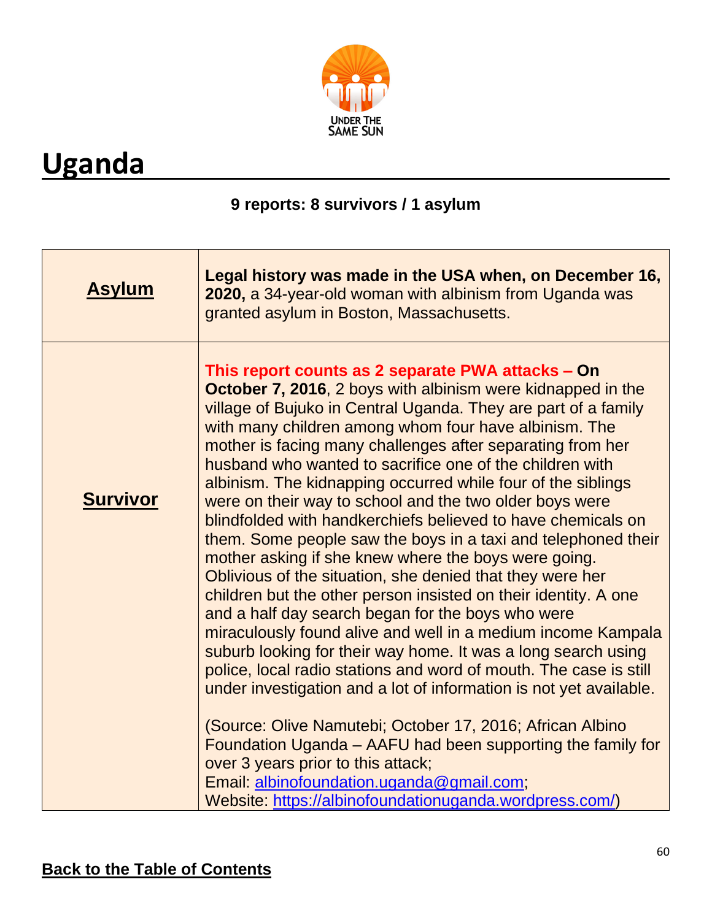# Uganda

**9 reports: 8 survivors / 1 asylum**

| | |
|---|---|
| **Asylum** | **Legal history was made in the USA when, on December 16, 2020,** a 34-year-old woman with albinism from Uganda was granted asylum in Boston, Massachusetts. |
| **Survivor** | **This report counts as 2 separate PWA attacks – On October 7, 2016**, 2 boys with albinism were kidnapped in the village of Bujuko in Central Uganda. They are part of a family with many children among whom four have albinism. The mother is facing many challenges after separating from her husband who wanted to sacrifice one of the children with albinism. The kidnapping occurred while four of the siblings were on their way to school and the two older boys were blindfolded with handkerchiefs believed to have chemicals on them. Some people saw the boys in a taxi and telephoned their mother asking if she knew where the boys were going. Oblivious of the situation, she denied that they were her children but the other person insisted on their identity. A one and a half day search began for the boys who were miraculously found alive and well in a medium income Kampala suburb looking for their way home. It was a long search using police, local radio stations and word of mouth. The case is still under investigation and a lot of information is not yet available.<br><br>(Source: Olive Namutebi; October 17, 2016; African Albino Foundation Uganda – AAFU had been supporting the family for over 3 years prior to this attack;<br>Email: albinofoundation.uganda@gmail.com;<br>Website: https://albinofoundationuganda.wordpress.com/) |

Back to the Table of Contents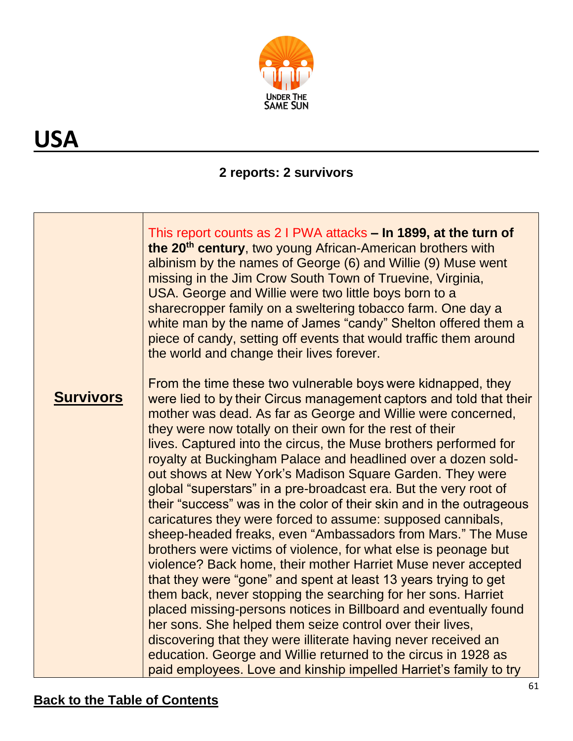# USA

**2 reports: 2 survivors**

| **Survivors** | This report counts as 2 I PWA attacks **– In 1899, at the turn of the 20th century**, two young African-American brothers with albinism by the names of George (6) and Willie (9) Muse went missing in the Jim Crow South Town of Truevine, Virginia, USA. George and Willie were two little boys born to a sharecropper family on a sweltering tobacco farm. One day a white man by the name of James "candy" Shelton offered them a piece of candy, setting off events that would traffic them around the world and change their lives forever.<br><br>From the time these two vulnerable boys were kidnapped, they were lied to by their Circus management captors and told that their mother was dead. As far as George and Willie were concerned, they were now totally on their own for the rest of their lives. Captured into the circus, the Muse brothers performed for royalty at Buckingham Palace and headlined over a dozen sold-out shows at New York's Madison Square Garden. They were global "superstars" in a pre-broadcast era. But the very root of their "success" was in the color of their skin and in the outrageous caricatures they were forced to assume: supposed cannibals, sheep-headed freaks, even "Ambassadors from Mars." The Muse brothers were victims of violence, for what else is peonage but violence? Back home, their mother Harriet Muse never accepted that they were "gone" and spent at least 13 years trying to get them back, never stopping the searching for her sons. Harriet placed missing-persons notices in Billboard and eventually found her sons. She helped them seize control over their lives, discovering that they were illiterate having never received an education. George and Willie returned to the circus in 1928 as paid employees. Love and kinship impelled Harriet's family to try |
|---|---|

**Back to the Table of Contents**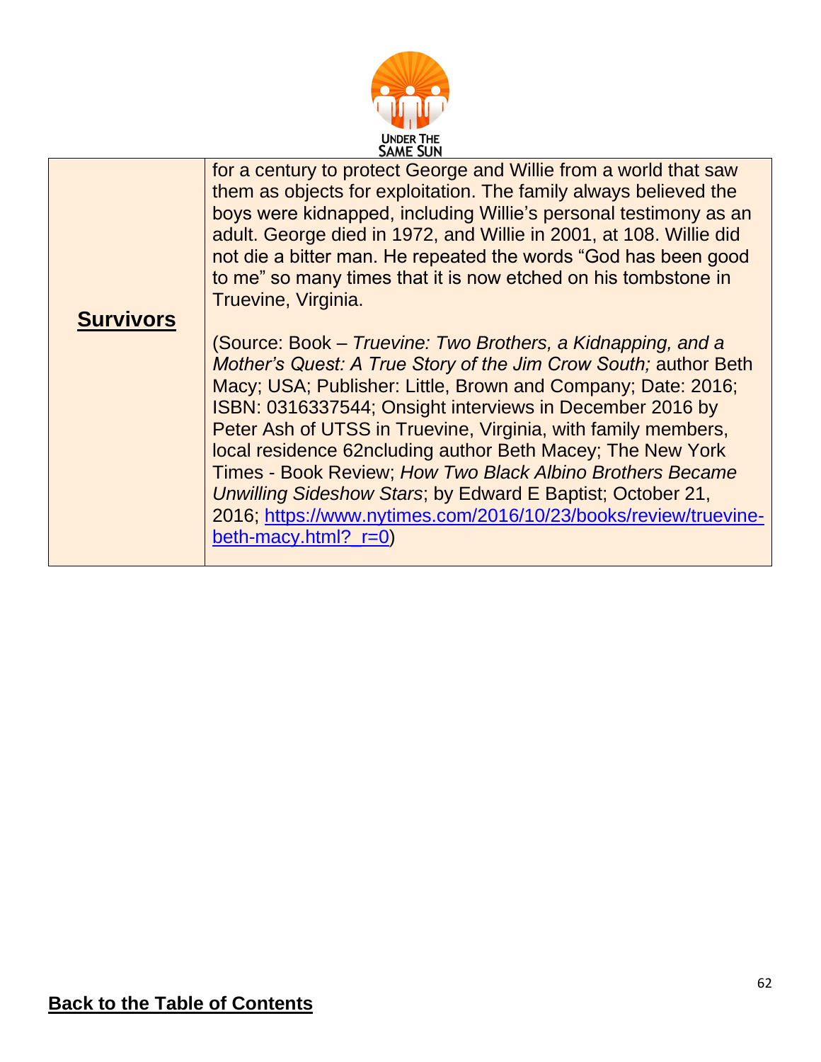| **Survivors** | for a century to protect George and Willie from a world that saw them as objects for exploitation. The family always believed the boys were kidnapped, including Willie's personal testimony as an adult. George died in 1972, and Willie in 2001, at 108. Willie did not die a bitter man. He repeated the words "God has been good to me" so many times that it is now etched on his tombstone in Truevine, Virginia.<br><br>(Source: Book – *Truevine: Two Brothers, a Kidnapping, and a Mother's Quest: A True Story of the Jim Crow South;* author Beth Macy; USA; Publisher: Little, Brown and Company; Date: 2016; ISBN: 0316337544; Onsight interviews in December 2016 by Peter Ash of UTSS in Truevine, Virginia, with family members, local residence 62ncluding author Beth Macey; The New York Times - Book Review; *How Two Black Albino Brothers Became Unwilling Sideshow Stars*; by Edward E Baptist; October 21, 2016; [https://www.nytimes.com/2016/10/23/books/review/truevine-beth-macy.html?_r=0](https://www.nytimes.com/2016/10/23/books/review/truevine-beth-macy.html?_r=0)) |
|---|---|

**Back to the Table of Contents**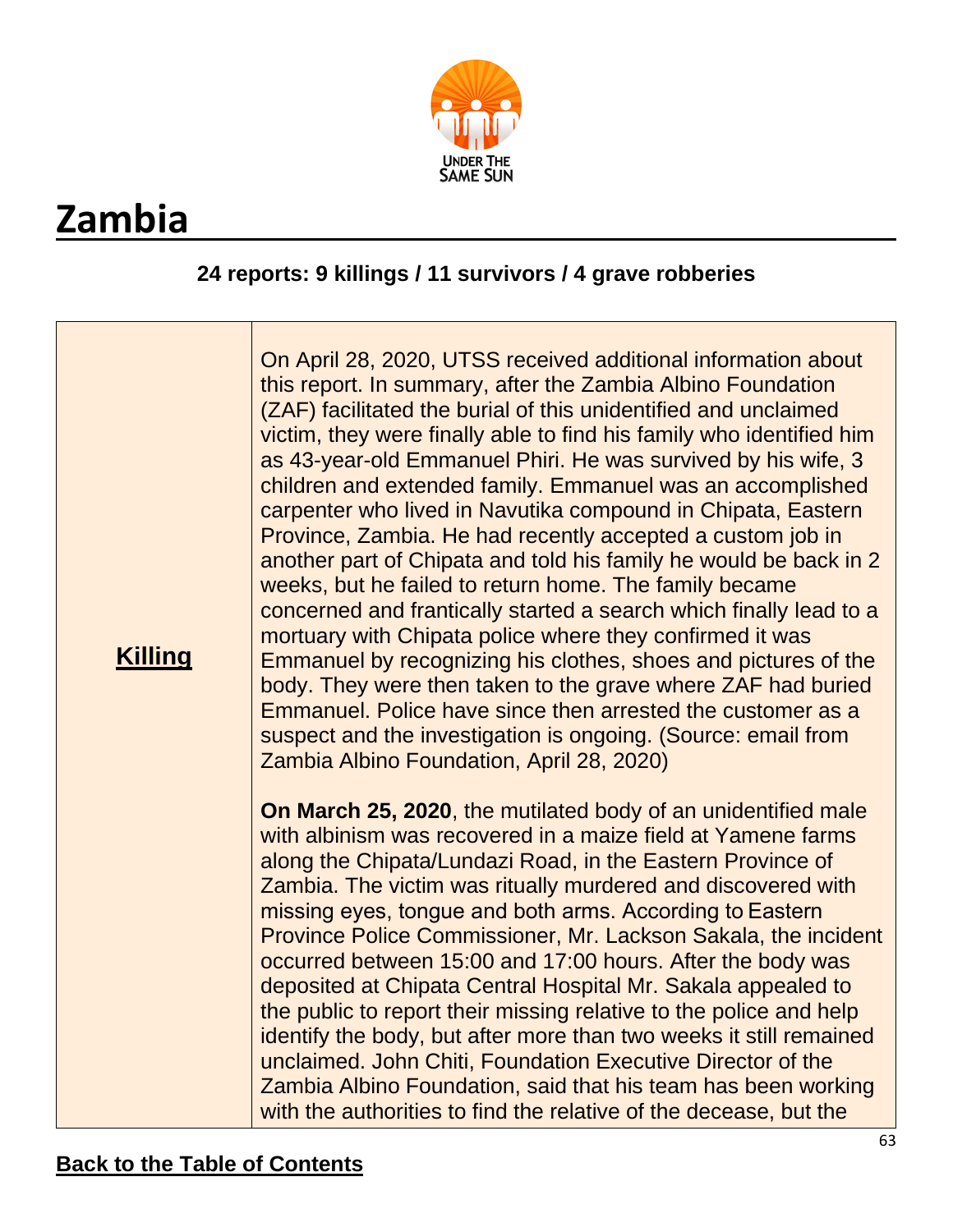# Zambia

**24 reports: 9 killings / 11 survivors / 4 grave robberies**

| | |
|---|---|
| **Killing** | On April 28, 2020, UTSS received additional information about this report. In summary, after the Zambia Albino Foundation (ZAF) facilitated the burial of this unidentified and unclaimed victim, they were finally able to find his family who identified him as 43-year-old Emmanuel Phiri. He was survived by his wife, 3 children and extended family. Emmanuel was an accomplished carpenter who lived in Navutika compound in Chipata, Eastern Province, Zambia. He had recently accepted a custom job in another part of Chipata and told his family he would be back in 2 weeks, but he failed to return home. The family became concerned and frantically started a search which finally lead to a mortuary with Chipata police where they confirmed it was Emmanuel by recognizing his clothes, shoes and pictures of the body. They were then taken to the grave where ZAF had buried Emmanuel. Police have since then arrested the customer as a suspect and the investigation is ongoing. (Source: email from Zambia Albino Foundation, April 28, 2020)<br><br>**On March 25, 2020**, the mutilated body of an unidentified male with albinism was recovered in a maize field at Yamene farms along the Chipata/Lundazi Road, in the Eastern Province of Zambia. The victim was ritually murdered and discovered with missing eyes, tongue and both arms. According to Eastern Province Police Commissioner, Mr. Lackson Sakala, the incident occurred between 15:00 and 17:00 hours. After the body was deposited at Chipata Central Hospital Mr. Sakala appealed to the public to report their missing relative to the police and help identify the body, but after more than two weeks it still remained unclaimed. John Chiti, Foundation Executive Director of the Zambia Albino Foundation, said that his team has been working with the authorities to find the relative of the decease, but the |

**Back to the Table of Contents**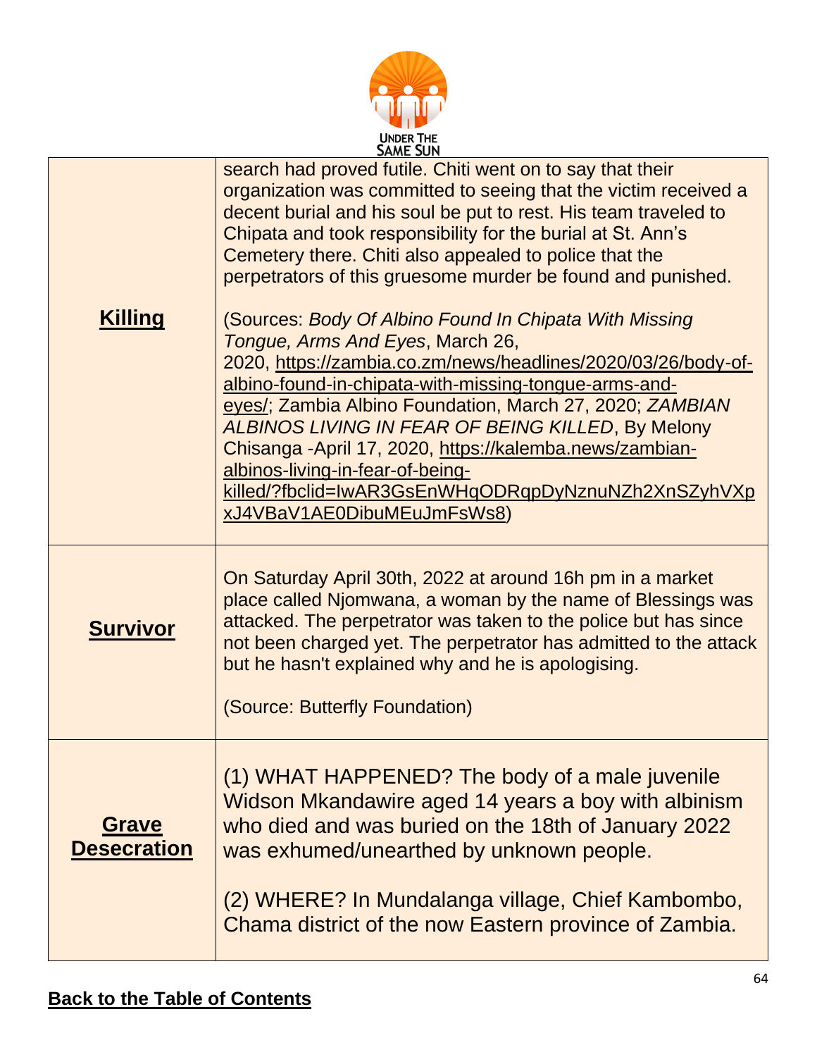| | |
|---|---|
| **Killing** | search had proved futile. Chiti went on to say that their organization was committed to seeing that the victim received a decent burial and his soul be put to rest. His team traveled to Chipata and took responsibility for the burial at St. Ann's Cemetery there. Chiti also appealed to police that the perpetrators of this gruesome murder be found and punished.<br><br>(Sources: *Body Of Albino Found In Chipata With Missing Tongue, Arms And Eyes*, March 26, 2020, https://zambia.co.zm/news/headlines/2020/03/26/body-of-albino-found-in-chipata-with-missing-tongue-arms-and-eyes/; Zambia Albino Foundation, March 27, 2020; *ZAMBIAN ALBINOS LIVING IN FEAR OF BEING KILLED*, By Melony Chisanga -April 17, 2020, https://kalemba.news/zambian-albinos-living-in-fear-of-being-killed/?fbclid=IwAR3GsEnWHqODRqpDyNznuNZh2XnSZyhVXpxJ4VBaV1AE0DibuMEuJmFsWs8) |
| **Survivor** | On Saturday April 30th, 2022 at around 16h pm in a market place called Njomwana, a woman by the name of Blessings was attacked. The perpetrator was taken to the police but has since not been charged yet. The perpetrator has admitted to the attack but he hasn't explained why and he is apologising.<br><br>(Source: Butterfly Foundation) |
| **Grave Desecration** | (1) WHAT HAPPENED? The body of a male juvenile Widson Mkandawire aged 14 years a boy with albinism who died and was buried on the 18th of January 2022 was exhumed/unearthed by unknown people.<br><br>(2) WHERE? In Mundalanga village, Chief Kambombo, Chama district of the now Eastern province of Zambia. |

**Back to the Table of Contents**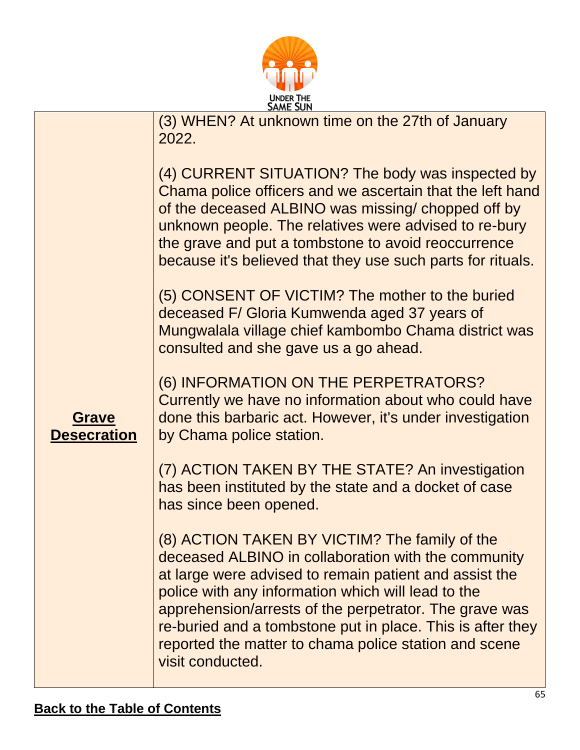| Grave Desecration | (3) WHEN? At unknown time on the 27th of January 2022.<br><br>(4) CURRENT SITUATION? The body was inspected by Chama police officers and we ascertain that the left hand of the deceased ALBINO was missing/ chopped off by unknown people. The relatives were advised to re-bury the grave and put a tombstone to avoid reoccurrence because it's believed that they use such parts for rituals.<br><br>(5) CONSENT OF VICTIM? The mother to the buried deceased F/ Gloria Kumwenda aged 37 years of Mungwalala village chief kambombo Chama district was consulted and she gave us a go ahead.<br><br>(6) INFORMATION ON THE PERPETRATORS? Currently we have no information about who could have done this barbaric act. However, it's under investigation by Chama police station.<br><br>(7) ACTION TAKEN BY THE STATE? An investigation has been instituted by the state and a docket of case has since been opened.<br><br>(8) ACTION TAKEN BY VICTIM? The family of the deceased ALBINO in collaboration with the community at large were advised to remain patient and assist the police with any information which will lead to the apprehension/arrests of the perpetrator. The grave was re-buried and a tombstone put in place. This is after they reported the matter to chama police station and scene visit conducted. |
|---|---|

**Back to the Table of Contents**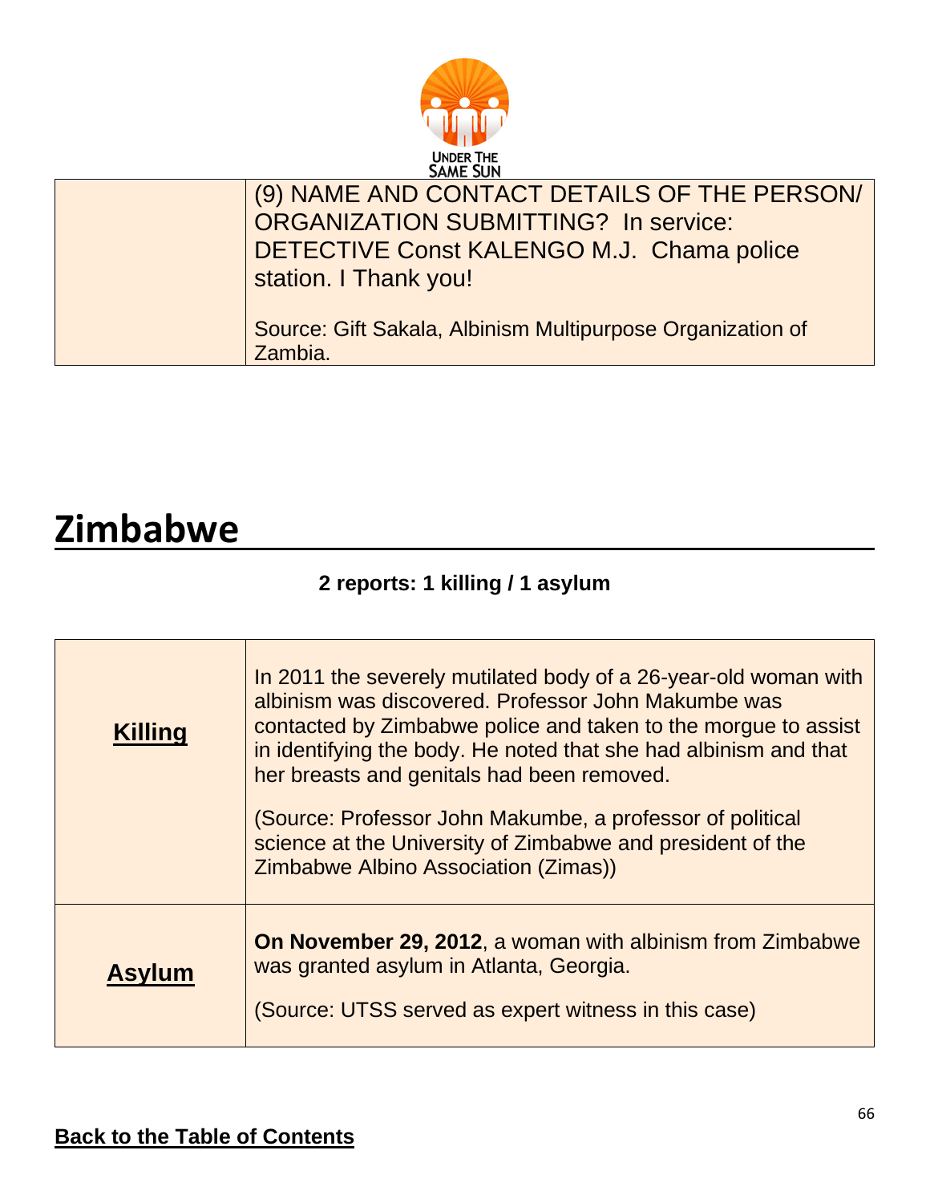| | |
|---|---|
| | (9) NAME AND CONTACT DETAILS OF THE PERSON/ ORGANIZATION SUBMITTING? In service: DETECTIVE Const KALENGO M.J. Chama police station. I Thank you!<br><br>Source: Gift Sakala, Albinism Multipurpose Organization of Zambia. |

# Zimbabwe

**2 reports: 1 killing / 1 asylum**

| | |
|---|---|
| **Killing** | In 2011 the severely mutilated body of a 26-year-old woman with albinism was discovered. Professor John Makumbe was contacted by Zimbabwe police and taken to the morgue to assist in identifying the body. He noted that she had albinism and that her breasts and genitals had been removed.<br><br>(Source: Professor John Makumbe, a professor of political science at the University of Zimbabwe and president of the Zimbabwe Albino Association (Zimas)) |
| **Asylum** | **On November 29, 2012**, a woman with albinism from Zimbabwe was granted asylum in Atlanta, Georgia.<br><br>(Source: UTSS served as expert witness in this case) |

**Back to the Table of Contents**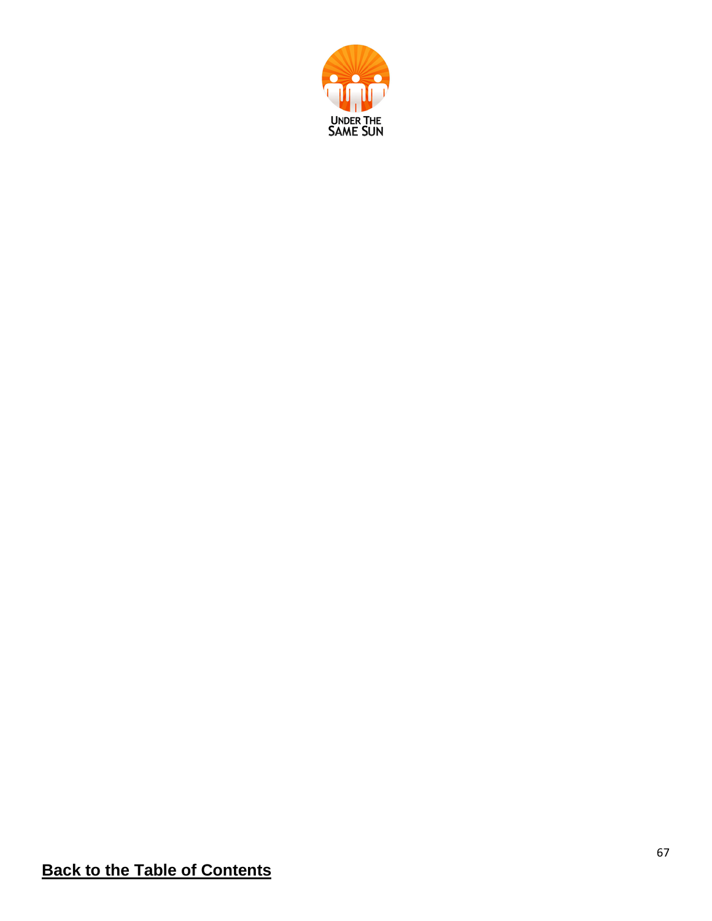UNDER THE SAME SUN

**Back to the Table of Contents**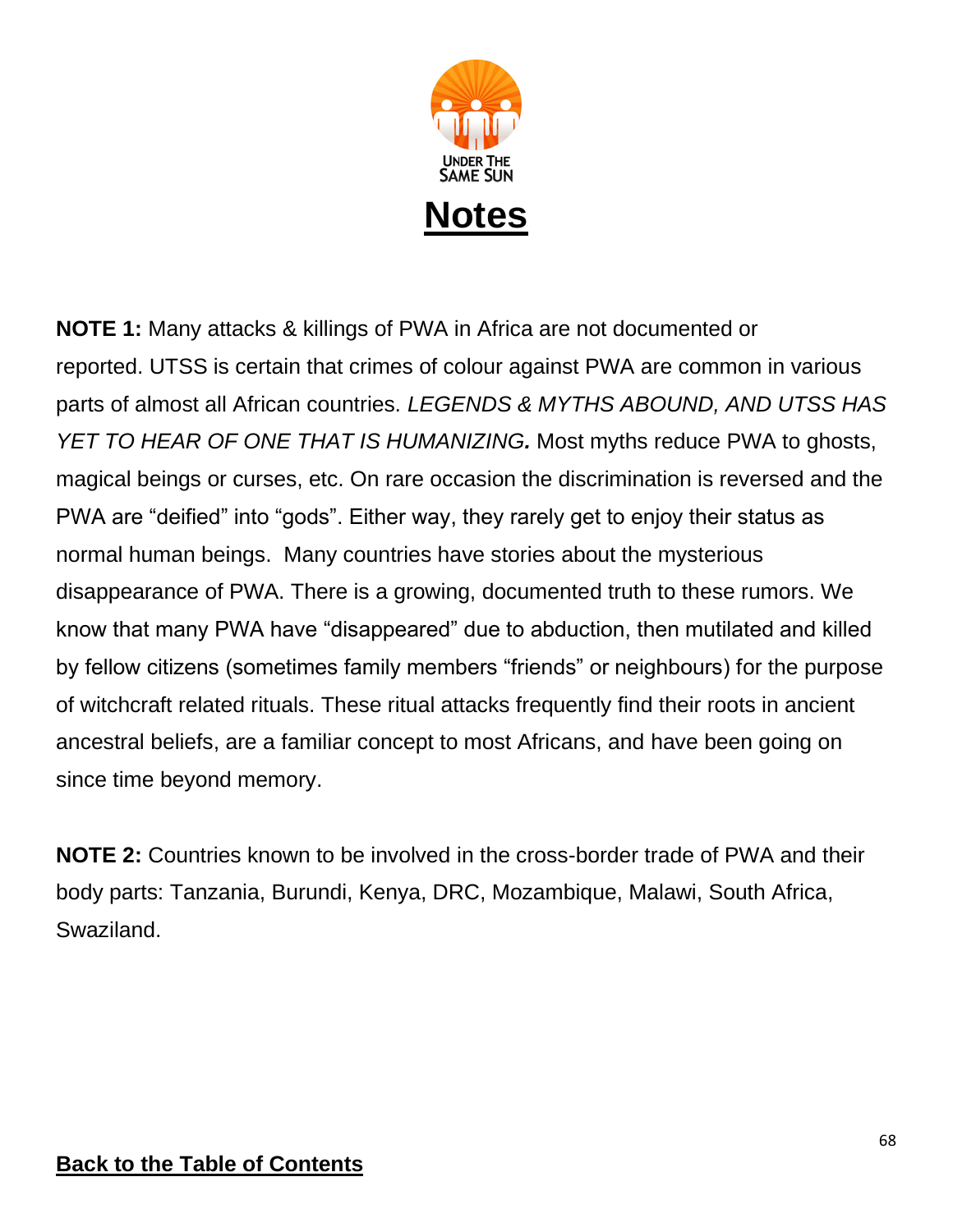UNDER THE SAME SUN

# Notes

**NOTE 1:** Many attacks & killings of PWA in Africa are not documented or reported. UTSS is certain that crimes of colour against PWA are common in various parts of almost all African countries. *LEGENDS & MYTHS ABOUND, AND UTSS HAS YET TO HEAR OF ONE THAT IS HUMANIZING.* Most myths reduce PWA to ghosts, magical beings or curses, etc. On rare occasion the discrimination is reversed and the PWA are "deified" into "gods". Either way, they rarely get to enjoy their status as normal human beings. Many countries have stories about the mysterious disappearance of PWA. There is a growing, documented truth to these rumors. We know that many PWA have "disappeared" due to abduction, then mutilated and killed by fellow citizens (sometimes family members "friends" or neighbours) for the purpose of witchcraft related rituals. These ritual attacks frequently find their roots in ancient ancestral beliefs, are a familiar concept to most Africans, and have been going on since time beyond memory.

**NOTE 2:** Countries known to be involved in the cross-border trade of PWA and their body parts: Tanzania, Burundi, Kenya, DRC, Mozambique, Malawi, South Africa, Swaziland.

**Back to the Table of Contents**